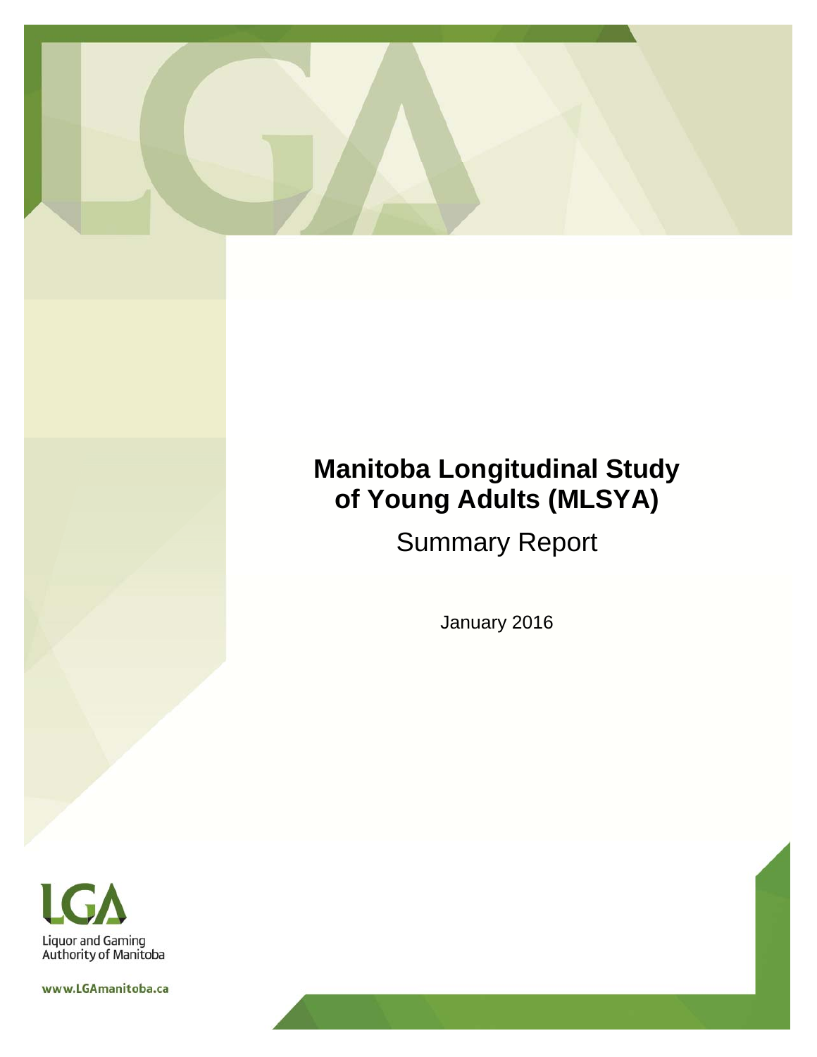# Manitoba Longitudinal Study of Young Adults (MLSYA)

## Summary Report

January 2016

Liquor and Gaming Authority of Manitoba

www.LGAmanitoba.ca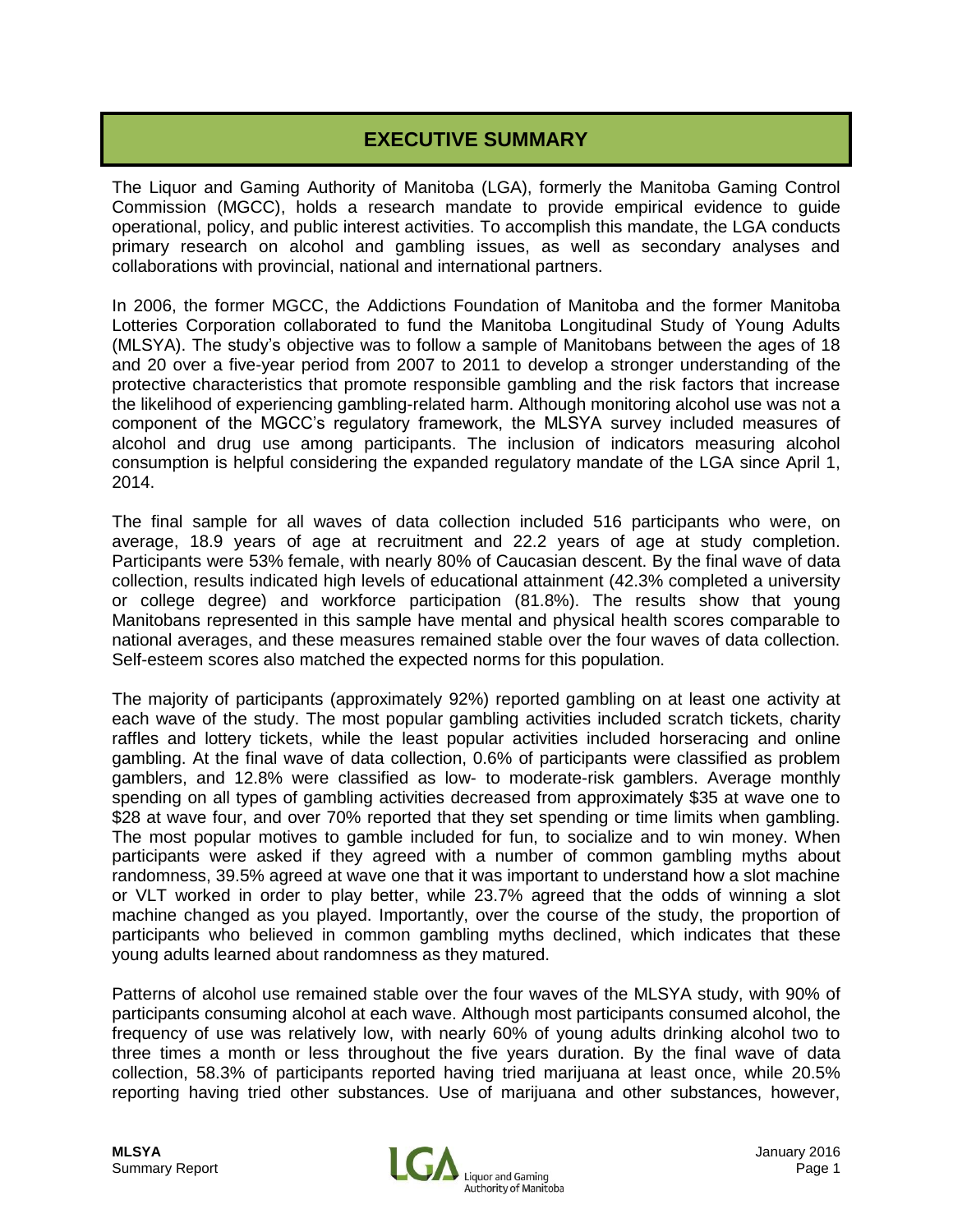# EXECUTIVE SUMMARY

The Liquor and Gaming Authority of Manitoba (LGA), formerly the Manitoba Gaming Control Commission (MGCC), holds a research mandate to provide empirical evidence to guide operational, policy, and public interest activities. To accomplish this mandate, the LGA conducts primary research on alcohol and gambling issues, as well as secondary analyses and collaborations with provincial, national and international partners.

In 2006, the former MGCC, the Addictions Foundation of Manitoba and the former Manitoba Lotteries Corporation collaborated to fund the Manitoba Longitudinal Study of Young Adults (MLSYA). The study's objective was to follow a sample of Manitobans between the ages of 18 and 20 over a five-year period from 2007 to 2011 to develop a stronger understanding of the protective characteristics that promote responsible gambling and the risk factors that increase the likelihood of experiencing gambling-related harm. Although monitoring alcohol use was not a component of the MGCC's regulatory framework, the MLSYA survey included measures of alcohol and drug use among participants. The inclusion of indicators measuring alcohol consumption is helpful considering the expanded regulatory mandate of the LGA since April 1, 2014.

The final sample for all waves of data collection included 516 participants who were, on average, 18.9 years of age at recruitment and 22.2 years of age at study completion. Participants were 53% female, with nearly 80% of Caucasian descent. By the final wave of data collection, results indicated high levels of educational attainment (42.3% completed a university or college degree) and workforce participation (81.8%). The results show that young Manitobans represented in this sample have mental and physical health scores comparable to national averages, and these measures remained stable over the four waves of data collection. Self-esteem scores also matched the expected norms for this population.

The majority of participants (approximately 92%) reported gambling on at least one activity at each wave of the study. The most popular gambling activities included scratch tickets, charity raffles and lottery tickets, while the least popular activities included horseracing and online gambling. At the final wave of data collection, 0.6% of participants were classified as problem gamblers, and 12.8% were classified as low- to moderate-risk gamblers. Average monthly spending on all types of gambling activities decreased from approximately $35 at wave one to $28 at wave four, and over 70% reported that they set spending or time limits when gambling. The most popular motives to gamble included for fun, to socialize and to win money. When participants were asked if they agreed with a number of common gambling myths about randomness, 39.5% agreed at wave one that it was important to understand how a slot machine or VLT worked in order to play better, while 23.7% agreed that the odds of winning a slot machine changed as you played. Importantly, over the course of the study, the proportion of participants who believed in common gambling myths declined, which indicates that these young adults learned about randomness as they matured.

Patterns of alcohol use remained stable over the four waves of the MLSYA study, with 90% of participants consuming alcohol at each wave. Although most participants consumed alcohol, the frequency of use was relatively low, with nearly 60% of young adults drinking alcohol two to three times a month or less throughout the five years duration. By the final wave of data collection, 58.3% of participants reported having tried marijuana at least once, while 20.5% reporting having tried other substances. Use of marijuana and other substances, however,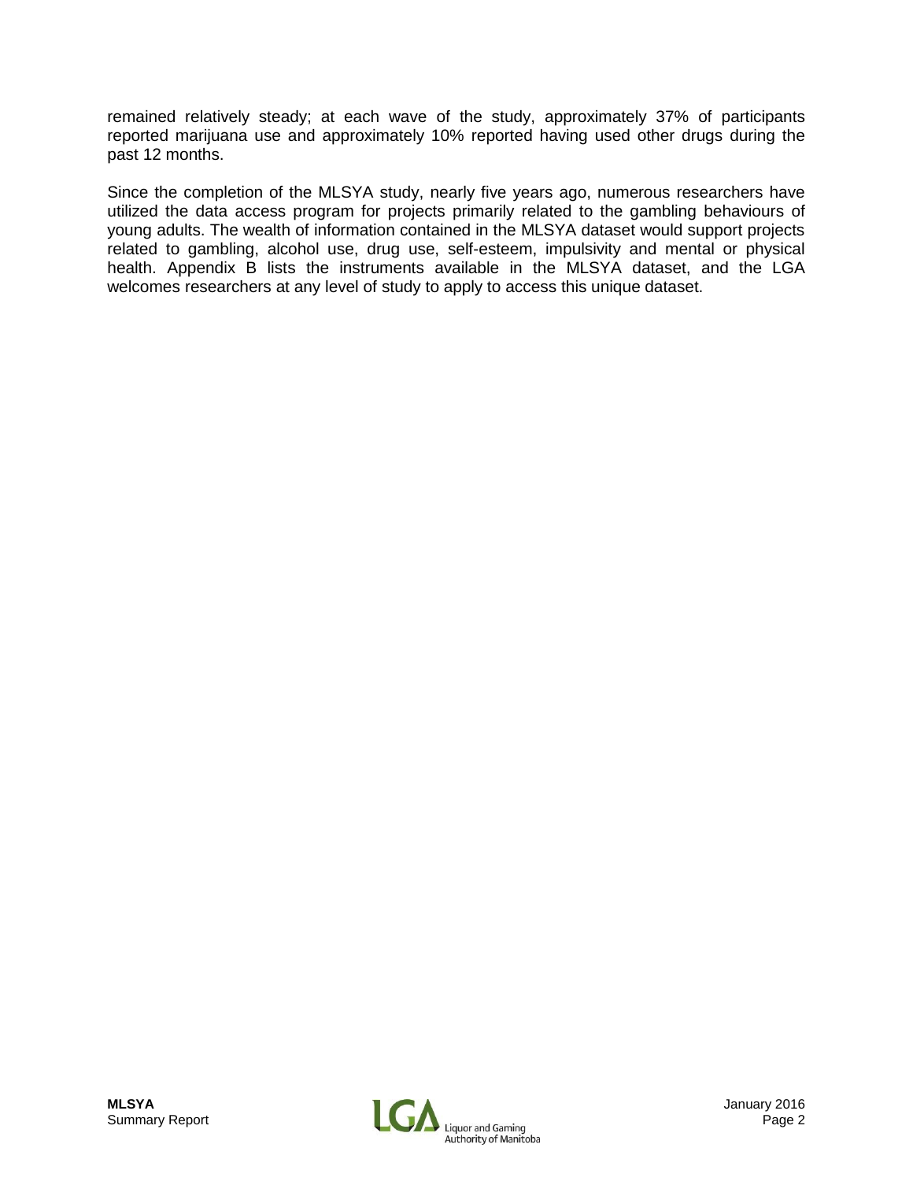remained relatively steady; at each wave of the study, approximately 37% of participants reported marijuana use and approximately 10% reported having used other drugs during the past 12 months.

Since the completion of the MLSYA study, nearly five years ago, numerous researchers have utilized the data access program for projects primarily related to the gambling behaviours of young adults. The wealth of information contained in the MLSYA dataset would support projects related to gambling, alcohol use, drug use, self-esteem, impulsivity and mental or physical health. Appendix B lists the instruments available in the MLSYA dataset, and the LGA welcomes researchers at any level of study to apply to access this unique dataset.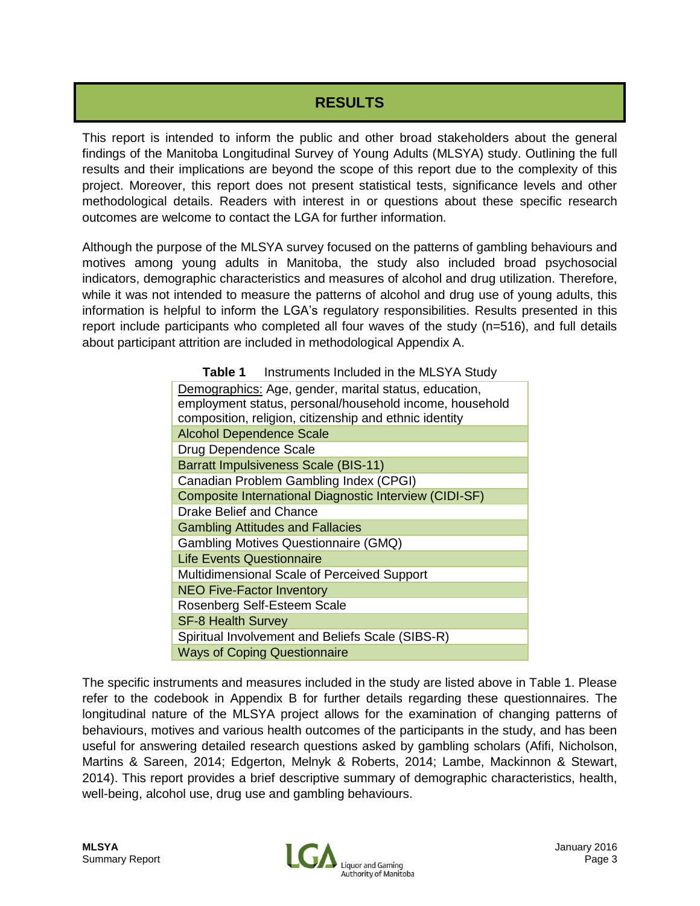# RESULTS

This report is intended to inform the public and other broad stakeholders about the general findings of the Manitoba Longitudinal Survey of Young Adults (MLSYA) study. Outlining the full results and their implications are beyond the scope of this report due to the complexity of this project. Moreover, this report does not present statistical tests, significance levels and other methodological details. Readers with interest in or questions about these specific research outcomes are welcome to contact the LGA for further information.

Although the purpose of the MLSYA survey focused on the patterns of gambling behaviours and motives among young adults in Manitoba, the study also included broad psychosocial indicators, demographic characteristics and measures of alcohol and drug utilization. Therefore, while it was not intended to measure the patterns of alcohol and drug use of young adults, this information is helpful to inform the LGA's regulatory responsibilities. Results presented in this report include participants who completed all four waves of the study (n=516), and full details about participant attrition are included in methodological Appendix A.

**Table 1** Instruments Included in the MLSYA Study

| |
|---|
| Demographics: Age, gender, marital status, education, employment status, personal/household income, household composition, religion, citizenship and ethnic identity |
| Alcohol Dependence Scale |
| Drug Dependence Scale |
| Barratt Impulsiveness Scale (BIS-11) |
| Canadian Problem Gambling Index (CPGI) |
| Composite International Diagnostic Interview (CIDI-SF) |
| Drake Belief and Chance |
| Gambling Attitudes and Fallacies |
| Gambling Motives Questionnaire (GMQ) |
| Life Events Questionnaire |
| Multidimensional Scale of Perceived Support |
| NEO Five-Factor Inventory |
| Rosenberg Self-Esteem Scale |
| SF-8 Health Survey |
| Spiritual Involvement and Beliefs Scale (SIBS-R) |
| Ways of Coping Questionnaire |

The specific instruments and measures included in the study are listed above in Table 1. Please refer to the codebook in Appendix B for further details regarding these questionnaires. The longitudinal nature of the MLSYA project allows for the examination of changing patterns of behaviours, motives and various health outcomes of the participants in the study, and has been useful for answering detailed research questions asked by gambling scholars (Afifi, Nicholson, Martins & Sareen, 2014; Edgerton, Melnyk & Roberts, 2014; Lambe, Mackinnon & Stewart, 2014). This report provides a brief descriptive summary of demographic characteristics, health, well-being, alcohol use, drug use and gambling behaviours.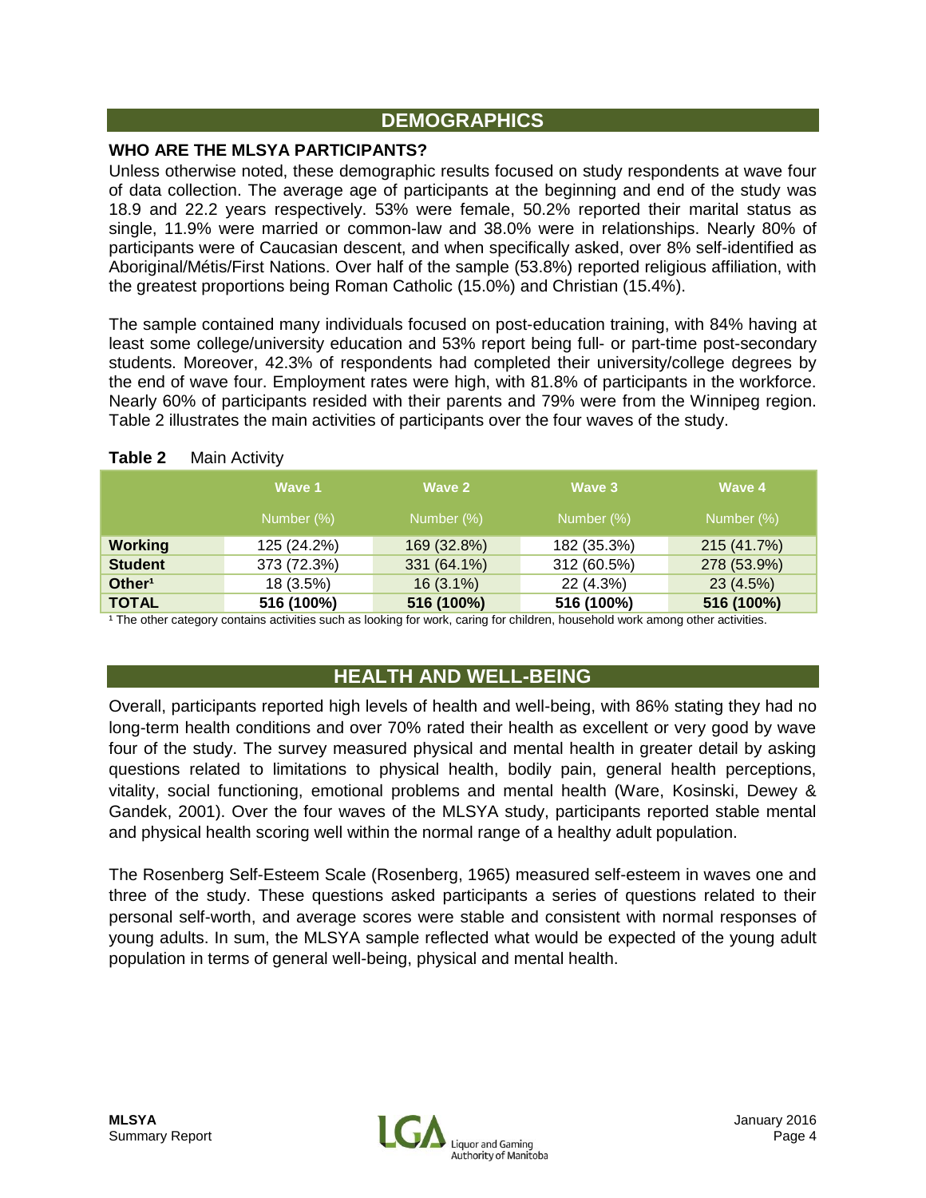## DEMOGRAPHICS

### WHO ARE THE MLSYA PARTICIPANTS?

Unless otherwise noted, these demographic results focused on study respondents at wave four of data collection. The average age of participants at the beginning and end of the study was 18.9 and 22.2 years respectively. 53% were female, 50.2% reported their marital status as single, 11.9% were married or common-law and 38.0% were in relationships. Nearly 80% of participants were of Caucasian descent, and when specifically asked, over 8% self-identified as Aboriginal/Métis/First Nations. Over half of the sample (53.8%) reported religious affiliation, with the greatest proportions being Roman Catholic (15.0%) and Christian (15.4%).

The sample contained many individuals focused on post-education training, with 84% having at least some college/university education and 53% report being full- or part-time post-secondary students. Moreover, 42.3% of respondents had completed their university/college degrees by the end of wave four. Employment rates were high, with 81.8% of participants in the workforce. Nearly 60% of participants resided with their parents and 79% were from the Winnipeg region. Table 2 illustrates the main activities of participants over the four waves of the study.

**Table 2** Main Activity

| | Wave 1 | Wave 2 | Wave 3 | Wave 4 |
|---|---|---|---|---|
| | Number (%) | Number (%) | Number (%) | Number (%) |
| **Working** | 125 (24.2%) | 169 (32.8%) | 182 (35.3%) | 215 (41.7%) |
| **Student** | 373 (72.3%) | 331 (64.1%) | 312 (60.5%) | 278 (53.9%) |
| **Other[1]** | 18 (3.5%) | 16 (3.1%) | 22 (4.3%) | 23 (4.5%) |
| **TOTAL** | **516 (100%)** | **516 (100%)** | **516 (100%)** | **516 (100%)** |

[1] The other category contains activities such as looking for work, caring for children, household work among other activities.

## HEALTH AND WELL-BEING

Overall, participants reported high levels of health and well-being, with 86% stating they had no long-term health conditions and over 70% rated their health as excellent or very good by wave four of the study. The survey measured physical and mental health in greater detail by asking questions related to limitations to physical health, bodily pain, general health perceptions, vitality, social functioning, emotional problems and mental health (Ware, Kosinski, Dewey & Gandek, 2001). Over the four waves of the MLSYA study, participants reported stable mental and physical health scoring well within the normal range of a healthy adult population.

The Rosenberg Self-Esteem Scale (Rosenberg, 1965) measured self-esteem in waves one and three of the study. These questions asked participants a series of questions related to their personal self-worth, and average scores were stable and consistent with normal responses of young adults. In sum, the MLSYA sample reflected what would be expected of the young adult population in terms of general well-being, physical and mental health.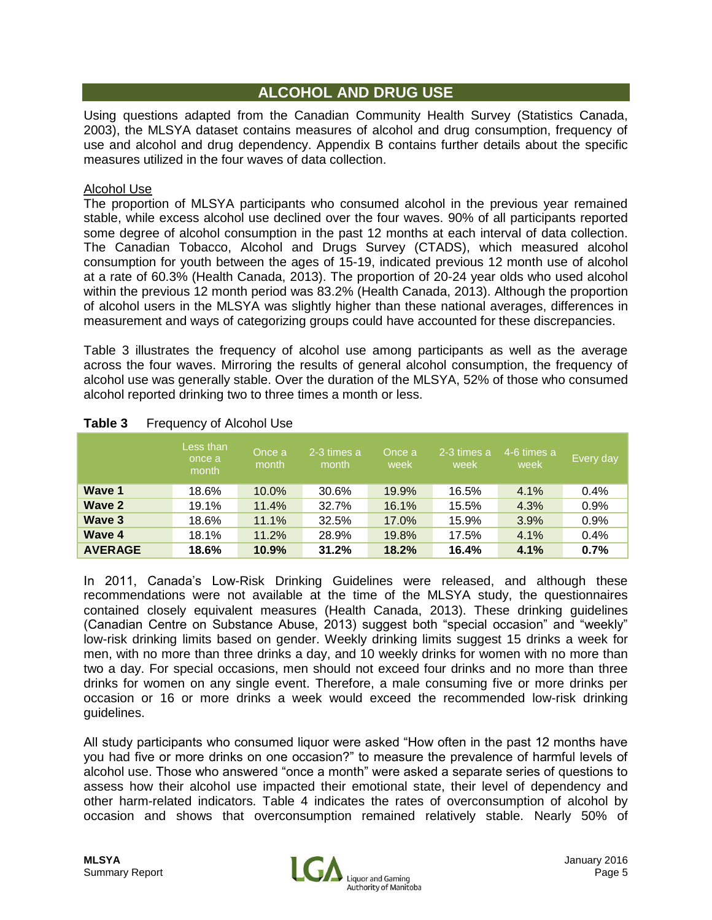## ALCOHOL AND DRUG USE

Using questions adapted from the Canadian Community Health Survey (Statistics Canada, 2003), the MLSYA dataset contains measures of alcohol and drug consumption, frequency of use and alcohol and drug dependency. Appendix B contains further details about the specific measures utilized in the four waves of data collection.

### Alcohol Use

The proportion of MLSYA participants who consumed alcohol in the previous year remained stable, while excess alcohol use declined over the four waves. 90% of all participants reported some degree of alcohol consumption in the past 12 months at each interval of data collection. The Canadian Tobacco, Alcohol and Drugs Survey (CTADS), which measured alcohol consumption for youth between the ages of 15-19, indicated previous 12 month use of alcohol at a rate of 60.3% (Health Canada, 2013). The proportion of 20-24 year olds who used alcohol within the previous 12 month period was 83.2% (Health Canada, 2013). Although the proportion of alcohol users in the MLSYA was slightly higher than these national averages, differences in measurement and ways of categorizing groups could have accounted for these discrepancies.

Table 3 illustrates the frequency of alcohol use among participants as well as the average across the four waves. Mirroring the results of general alcohol consumption, the frequency of alcohol use was generally stable. Over the duration of the MLSYA, 52% of those who consumed alcohol reported drinking two to three times a month or less.

**Table 3** Frequency of Alcohol Use

| | Less than once a month | Once a month | 2-3 times a month | Once a week | 2-3 times a week | 4-6 times a week | Every day |
|---|---|---|---|---|---|---|---|
| **Wave 1** | 18.6% | 10.0% | 30.6% | 19.9% | 16.5% | 4.1% | 0.4% |
| **Wave 2** | 19.1% | 11.4% | 32.7% | 16.1% | 15.5% | 4.3% | 0.9% |
| **Wave 3** | 18.6% | 11.1% | 32.5% | 17.0% | 15.9% | 3.9% | 0.9% |
| **Wave 4** | 18.1% | 11.2% | 28.9% | 19.8% | 17.5% | 4.1% | 0.4% |
| **AVERAGE** | **18.6%** | **10.9%** | **31.2%** | **18.2%** | **16.4%** | **4.1%** | **0.7%** |

In 2011, Canada's Low-Risk Drinking Guidelines were released, and although these recommendations were not available at the time of the MLSYA study, the questionnaires contained closely equivalent measures (Health Canada, 2013). These drinking guidelines (Canadian Centre on Substance Abuse, 2013) suggest both "special occasion" and "weekly" low-risk drinking limits based on gender. Weekly drinking limits suggest 15 drinks a week for men, with no more than three drinks a day, and 10 weekly drinks for women with no more than two a day. For special occasions, men should not exceed four drinks and no more than three drinks for women on any single event. Therefore, a male consuming five or more drinks per occasion or 16 or more drinks a week would exceed the recommended low-risk drinking guidelines.

All study participants who consumed liquor were asked "How often in the past 12 months have you had five or more drinks on one occasion?" to measure the prevalence of harmful levels of alcohol use. Those who answered "once a month" were asked a separate series of questions to assess how their alcohol use impacted their emotional state, their level of dependency and other harm-related indicators. Table 4 indicates the rates of overconsumption of alcohol by occasion and shows that overconsumption remained relatively stable. Nearly 50% of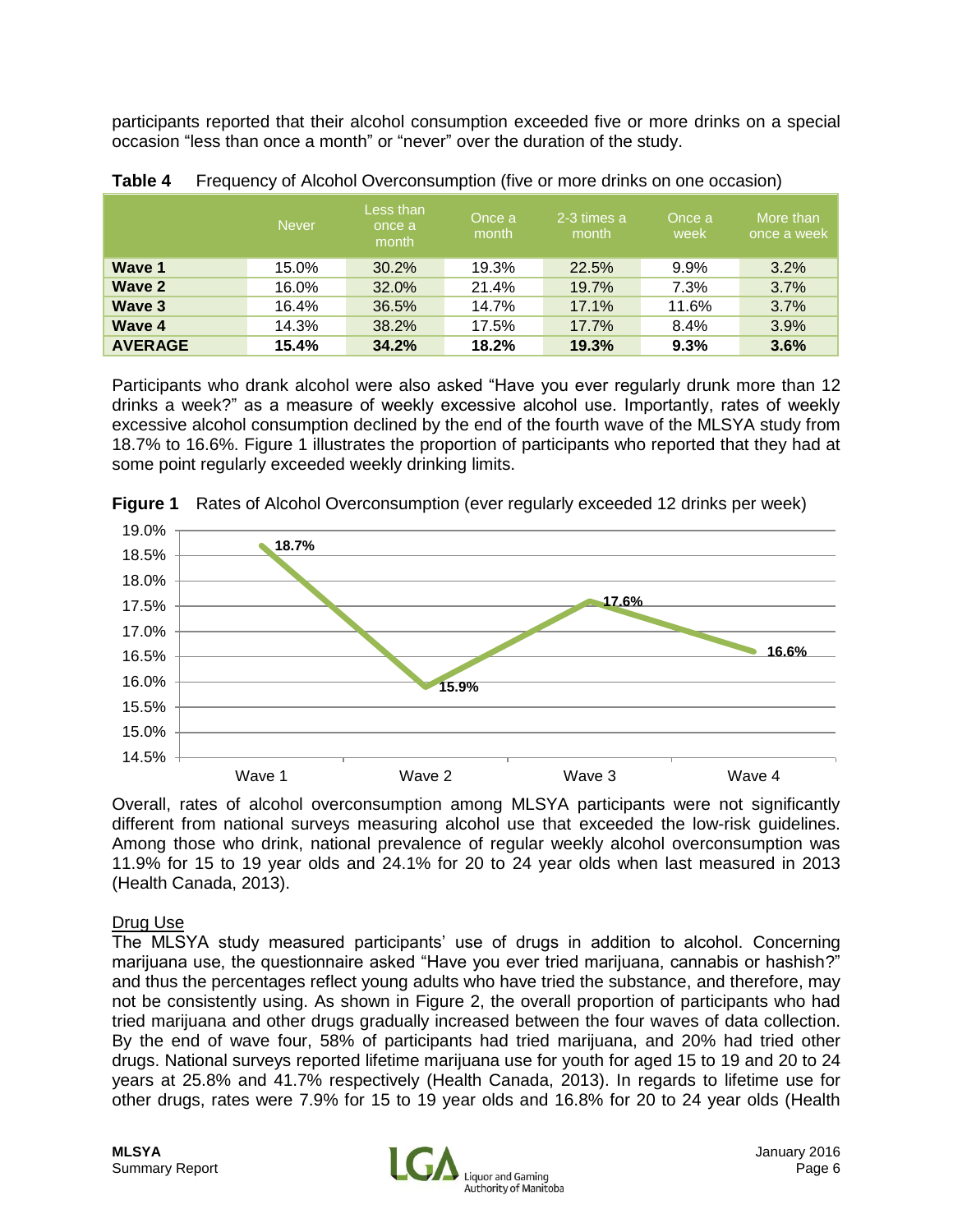participants reported that their alcohol consumption exceeded five or more drinks on a special occasion "less than once a month" or "never" over the duration of the study.

**Table 4** Frequency of Alcohol Overconsumption (five or more drinks on one occasion)

| | Never | Less than once a month | Once a month | 2-3 times a month | Once a week | More than once a week |
|---|---|---|---|---|---|---|
| **Wave 1** | 15.0% | 30.2% | 19.3% | 22.5% | 9.9% | 3.2% |
| **Wave 2** | 16.0% | 32.0% | 21.4% | 19.7% | 7.3% | 3.7% |
| **Wave 3** | 16.4% | 36.5% | 14.7% | 17.1% | 11.6% | 3.7% |
| **Wave 4** | 14.3% | 38.2% | 17.5% | 17.7% | 8.4% | 3.9% |
| **AVERAGE** | **15.4%** | **34.2%** | **18.2%** | **19.3%** | **9.3%** | **3.6%** |

Participants who drank alcohol were also asked "Have you ever regularly drunk more than 12 drinks a week?" as a measure of weekly excessive alcohol use. Importantly, rates of weekly excessive alcohol consumption declined by the end of the fourth wave of the MLSYA study from 18.7% to 16.6%. Figure 1 illustrates the proportion of participants who reported that they had at some point regularly exceeded weekly drinking limits.

**Figure 1** Rates of Alcohol Overconsumption (ever regularly exceeded 12 drinks per week)

| | Wave 1 | Wave 2 | Wave 3 | Wave 4 |
|---|---|---|---|---|
| Rate | 18.7% | 15.9% | 17.6% | 16.6% |

Overall, rates of alcohol overconsumption among MLSYA participants were not significantly different from national surveys measuring alcohol use that exceeded the low-risk guidelines. Among those who drink, national prevalence of regular weekly alcohol overconsumption was 11.9% for 15 to 19 year olds and 24.1% for 20 to 24 year olds when last measured in 2013 (Health Canada, 2013).

### Drug Use

The MLSYA study measured participants' use of drugs in addition to alcohol. Concerning marijuana use, the questionnaire asked "Have you ever tried marijuana, cannabis or hashish?" and thus the percentages reflect young adults who have tried the substance, and therefore, may not be consistently using. As shown in Figure 2, the overall proportion of participants who had tried marijuana and other drugs gradually increased between the four waves of data collection. By the end of wave four, 58% of participants had tried marijuana, and 20% had tried other drugs. National surveys reported lifetime marijuana use for youth for aged 15 to 19 and 20 to 24 years at 25.8% and 41.7% respectively (Health Canada, 2013). In regards to lifetime use for other drugs, rates were 7.9% for 15 to 19 year olds and 16.8% for 20 to 24 year olds (Health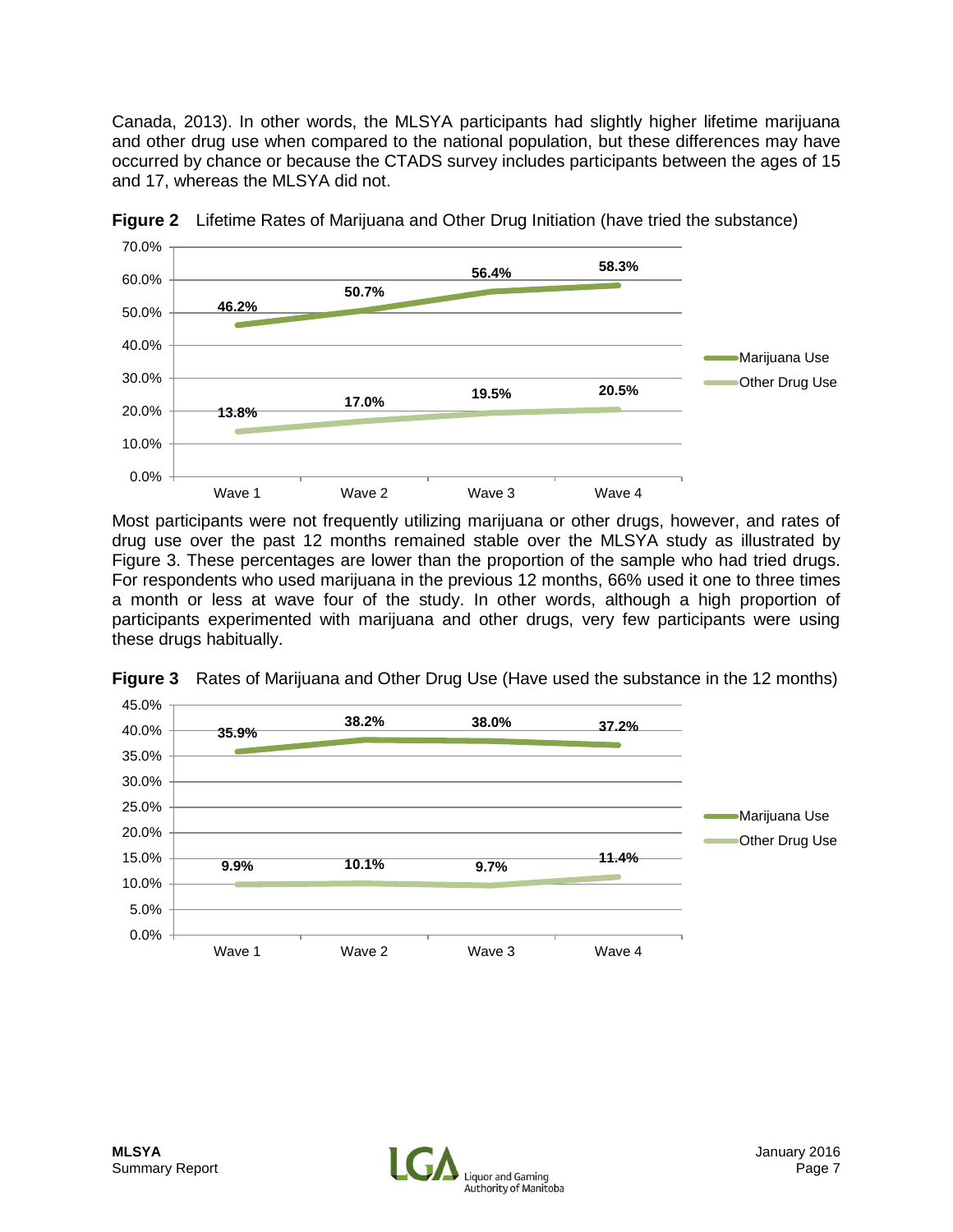Canada, 2013). In other words, the MLSYA participants had slightly higher lifetime marijuana and other drug use when compared to the national population, but these differences may have occurred by chance or because the CTADS survey includes participants between the ages of 15 and 17, whereas the MLSYA did not.

**Figure 2** Lifetime Rates of Marijuana and Other Drug Initiation (have tried the substance)

| | Wave 1 | Wave 2 | Wave 3 | Wave 4 |
|---|---|---|---|---|
| Marijuana Use | 46.2% | 50.7% | 56.4% | 58.3% |
| Other Drug Use | 13.8% | 17.0% | 19.5% | 20.5% |

Most participants were not frequently utilizing marijuana or other drugs, however, and rates of drug use over the past 12 months remained stable over the MLSYA study as illustrated by Figure 3. These percentages are lower than the proportion of the sample who had tried drugs. For respondents who used marijuana in the previous 12 months, 66% used it one to three times a month or less at wave four of the study. In other words, although a high proportion of participants experimented with marijuana and other drugs, very few participants were using these drugs habitually.

**Figure 3** Rates of Marijuana and Other Drug Use (Have used the substance in the 12 months)

| | Wave 1 | Wave 2 | Wave 3 | Wave 4 |
|---|---|---|---|---|
| Marijuana Use | 35.9% | 38.2% | 38.0% | 37.2% |
| Other Drug Use | 9.9% | 10.1% | 9.7% | 11.4% |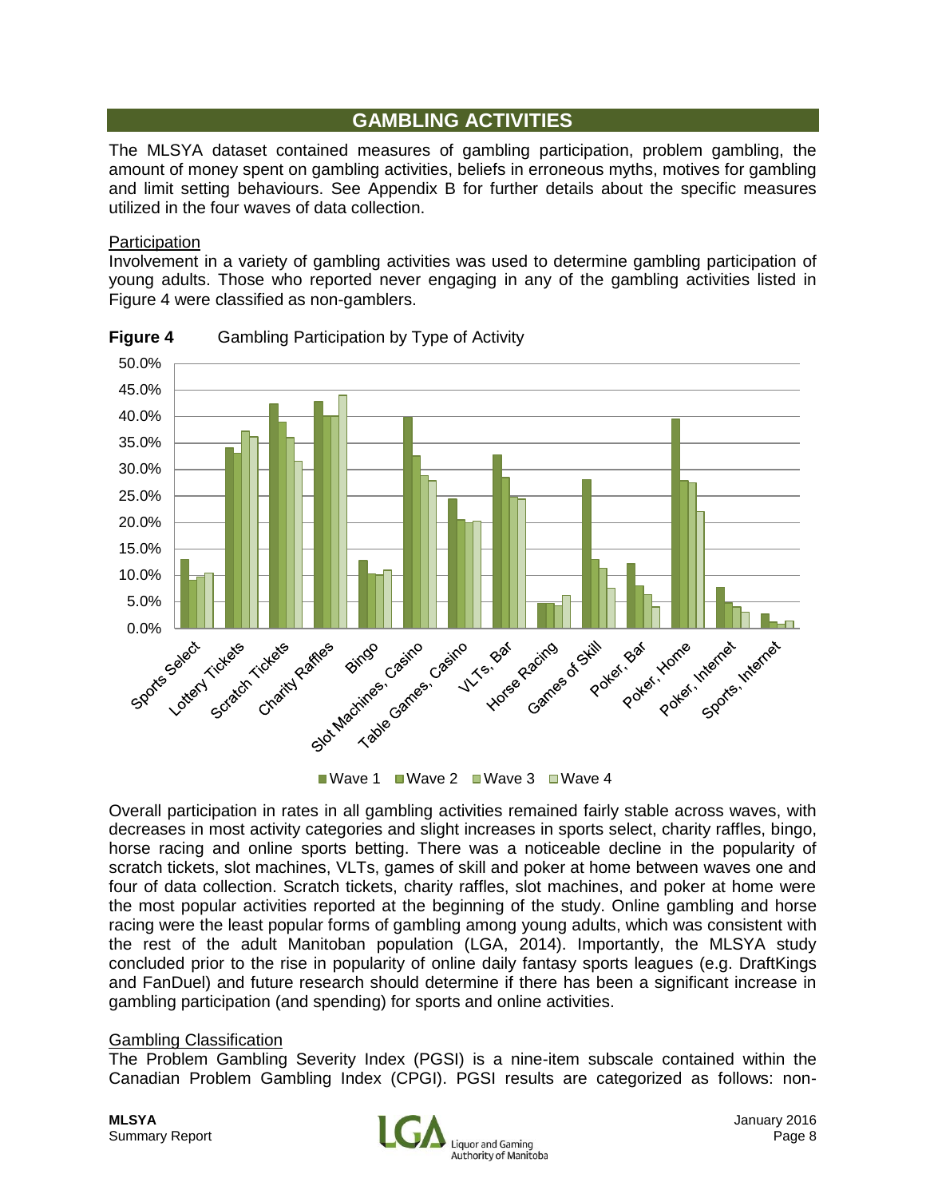## GAMBLING ACTIVITIES

The MLSYA dataset contained measures of gambling participation, problem gambling, the amount of money spent on gambling activities, beliefs in erroneous myths, motives for gambling and limit setting behaviours. See Appendix B for further details about the specific measures utilized in the four waves of data collection.

### Participation

Involvement in a variety of gambling activities was used to determine gambling participation of young adults. Those who reported never engaging in any of the gambling activities listed in Figure 4 were classified as non-gamblers.

**Figure 4** Gambling Participation by Type of Activity

Overall participation in rates in all gambling activities remained fairly stable across waves, with decreases in most activity categories and slight increases in sports select, charity raffles, bingo, horse racing and online sports betting. There was a noticeable decline in the popularity of scratch tickets, slot machines, VLTs, games of skill and poker at home between waves one and four of data collection. Scratch tickets, charity raffles, slot machines, and poker at home were the most popular activities reported at the beginning of the study. Online gambling and horse racing were the least popular forms of gambling among young adults, which was consistent with the rest of the adult Manitoban population (LGA, 2014). Importantly, the MLSYA study concluded prior to the rise in popularity of online daily fantasy sports leagues (e.g. DraftKings and FanDuel) and future research should determine if there has been a significant increase in gambling participation (and spending) for sports and online activities.

### Gambling Classification

The Problem Gambling Severity Index (PGSI) is a nine-item subscale contained within the Canadian Problem Gambling Index (CPGI). PGSI results are categorized as follows: non-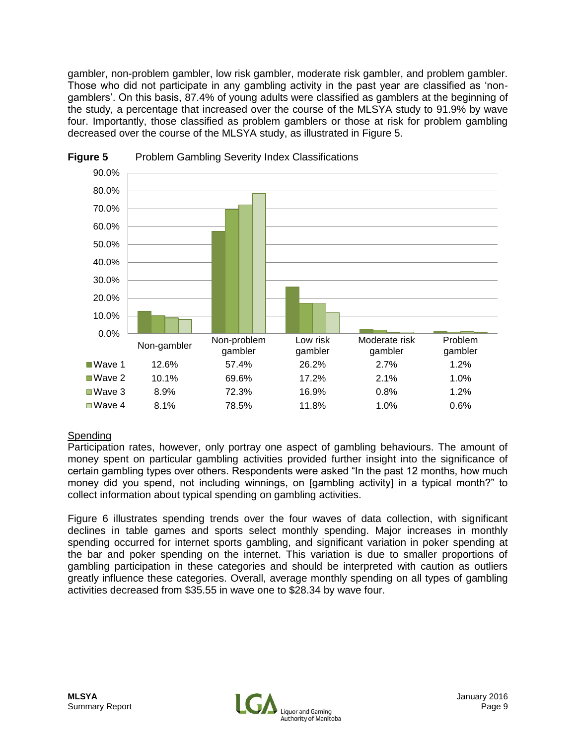gambler, non-problem gambler, low risk gambler, moderate risk gambler, and problem gambler. Those who did not participate in any gambling activity in the past year are classified as 'non-gamblers'. On this basis, 87.4% of young adults were classified as gamblers at the beginning of the study, a percentage that increased over the course of the MLSYA study to 91.9% by wave four. Importantly, those classified as problem gamblers or those at risk for problem gambling decreased over the course of the MLSYA study, as illustrated in Figure 5.

**Figure 5** Problem Gambling Severity Index Classifications

| | Non-gambler | Non-problem gambler | Low risk gambler | Moderate risk gambler | Problem gambler |
|---|---|---|---|---|---|
| Wave 1 | 12.6% | 57.4% | 26.2% | 2.7% | 1.2% |
| Wave 2 | 10.1% | 69.6% | 17.2% | 2.1% | 1.0% |
| Wave 3 | 8.9% | 72.3% | 16.9% | 0.8% | 1.2% |
| Wave 4 | 8.1% | 78.5% | 11.8% | 1.0% | 0.6% |

## Spending

Participation rates, however, only portray one aspect of gambling behaviours. The amount of money spent on particular gambling activities provided further insight into the significance of certain gambling types over others. Respondents were asked "In the past 12 months, how much money did you spend, not including winnings, on [gambling activity] in a typical month?" to collect information about typical spending on gambling activities.

Figure 6 illustrates spending trends over the four waves of data collection, with significant declines in table games and sports select monthly spending. Major increases in monthly spending occurred for internet sports gambling, and significant variation in poker spending at the bar and poker spending on the internet. This variation is due to smaller proportions of gambling participation in these categories and should be interpreted with caution as outliers greatly influence these categories. Overall, average monthly spending on all types of gambling activities decreased from $35.55 in wave one to $28.34 by wave four.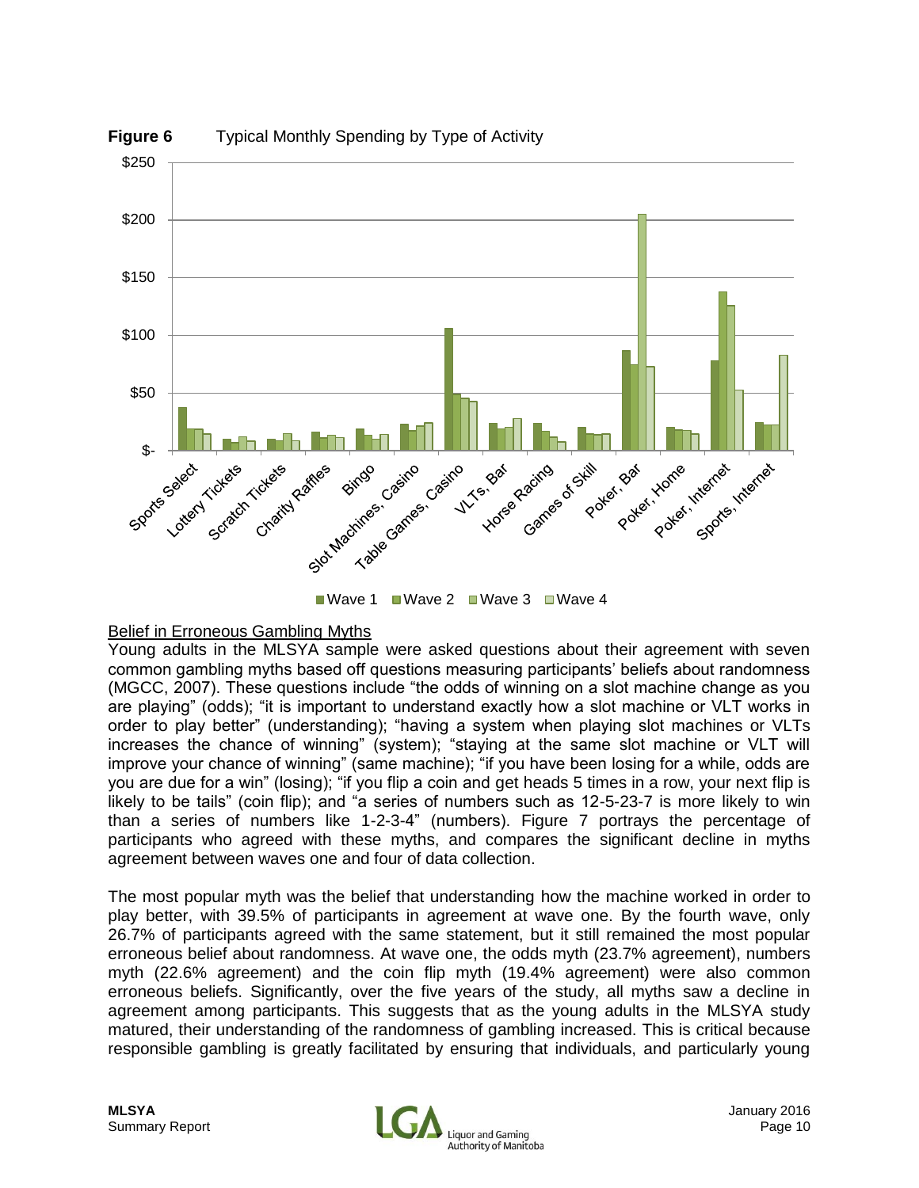**Figure 6** Typical Monthly Spending by Type of Activity

<u>Belief in Erroneous Gambling Myths</u>

Young adults in the MLSYA sample were asked questions about their agreement with seven common gambling myths based off questions measuring participants' beliefs about randomness (MGCC, 2007). These questions include "the odds of winning on a slot machine change as you are playing" (odds); "it is important to understand exactly how a slot machine or VLT works in order to play better" (understanding); "having a system when playing slot machines or VLTs increases the chance of winning" (system); "staying at the same slot machine or VLT will improve your chance of winning" (same machine); "if you have been losing for a while, odds are you are due for a win" (losing); "if you flip a coin and get heads 5 times in a row, your next flip is likely to be tails" (coin flip); and "a series of numbers such as 12-5-23-7 is more likely to win than a series of numbers like 1-2-3-4" (numbers). Figure 7 portrays the percentage of participants who agreed with these myths, and compares the significant decline in myths agreement between waves one and four of data collection.

The most popular myth was the belief that understanding how the machine worked in order to play better, with 39.5% of participants in agreement at wave one. By the fourth wave, only 26.7% of participants agreed with the same statement, but it still remained the most popular erroneous belief about randomness. At wave one, the odds myth (23.7% agreement), numbers myth (22.6% agreement) and the coin flip myth (19.4% agreement) were also common erroneous beliefs. Significantly, over the five years of the study, all myths saw a decline in agreement among participants. This suggests that as the young adults in the MLSYA study matured, their understanding of the randomness of gambling increased. This is critical because responsible gambling is greatly facilitated by ensuring that individuals, and particularly young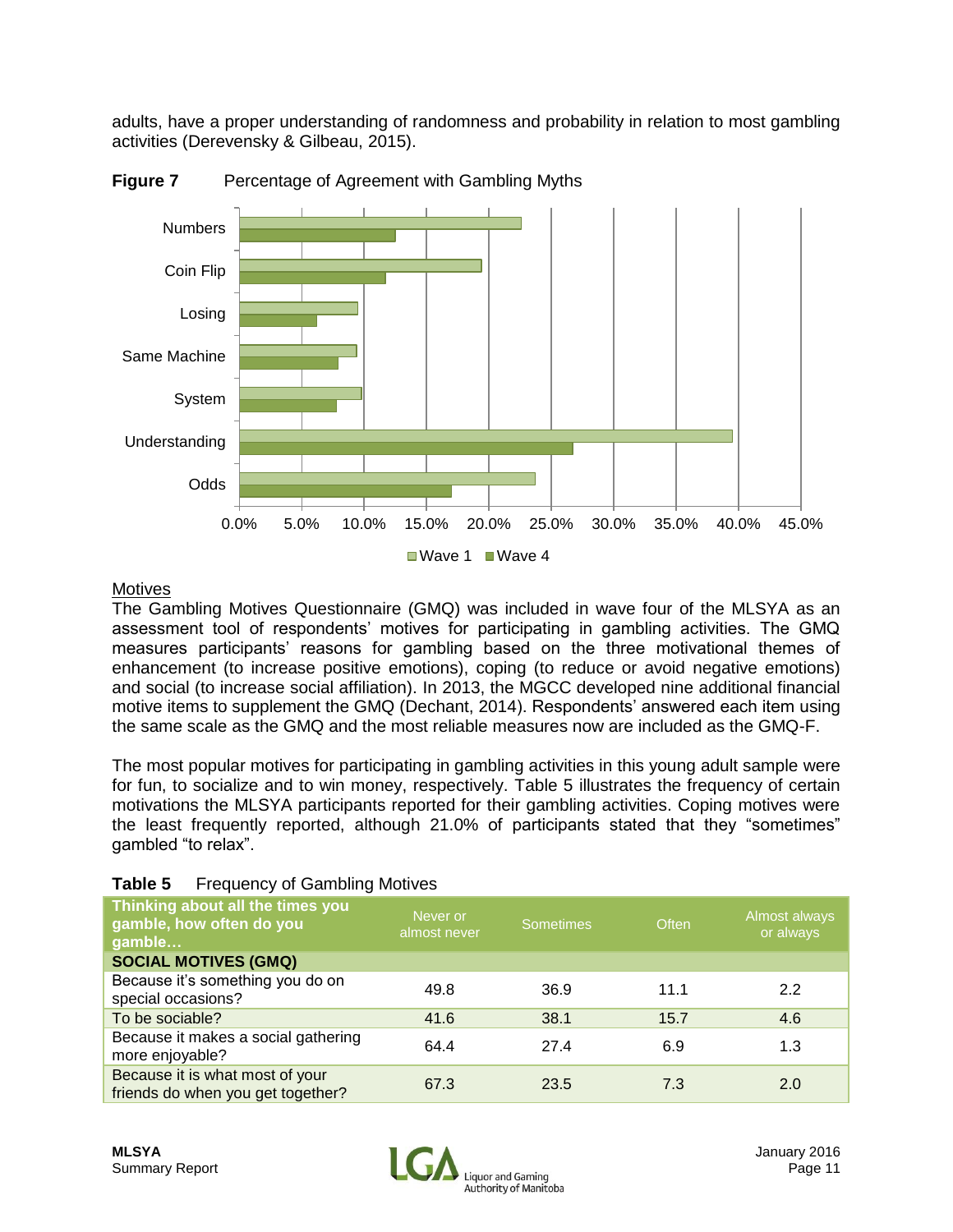adults, have a proper understanding of randomness and probability in relation to most gambling activities (Derevensky & Gilbeau, 2015).

**Figure 7** Percentage of Agreement with Gambling Myths

Motives

The Gambling Motives Questionnaire (GMQ) was included in wave four of the MLSYA as an assessment tool of respondents' motives for participating in gambling activities. The GMQ measures participants' reasons for gambling based on the three motivational themes of enhancement (to increase positive emotions), coping (to reduce or avoid negative emotions) and social (to increase social affiliation). In 2013, the MGCC developed nine additional financial motive items to supplement the GMQ (Dechant, 2014). Respondents' answered each item using the same scale as the GMQ and the most reliable measures now are included as the GMQ-F.

The most popular motives for participating in gambling activities in this young adult sample were for fun, to socialize and to win money, respectively. Table 5 illustrates the frequency of certain motivations the MLSYA participants reported for their gambling activities. Coping motives were the least frequently reported, although 21.0% of participants stated that they "sometimes" gambled "to relax".

**Table 5** Frequency of Gambling Motives

| Thinking about all the times you gamble, how often do you gamble… | Never or almost never | Sometimes | Often | Almost always or always |
|---|---|---|---|---|
| **SOCIAL MOTIVES (GMQ)** | | | | |
| Because it's something you do on special occasions? | 49.8 | 36.9 | 11.1 | 2.2 |
| To be sociable? | 41.6 | 38.1 | 15.7 | 4.6 |
| Because it makes a social gathering more enjoyable? | 64.4 | 27.4 | 6.9 | 1.3 |
| Because it is what most of your friends do when you get together? | 67.3 | 23.5 | 7.3 | 2.0 |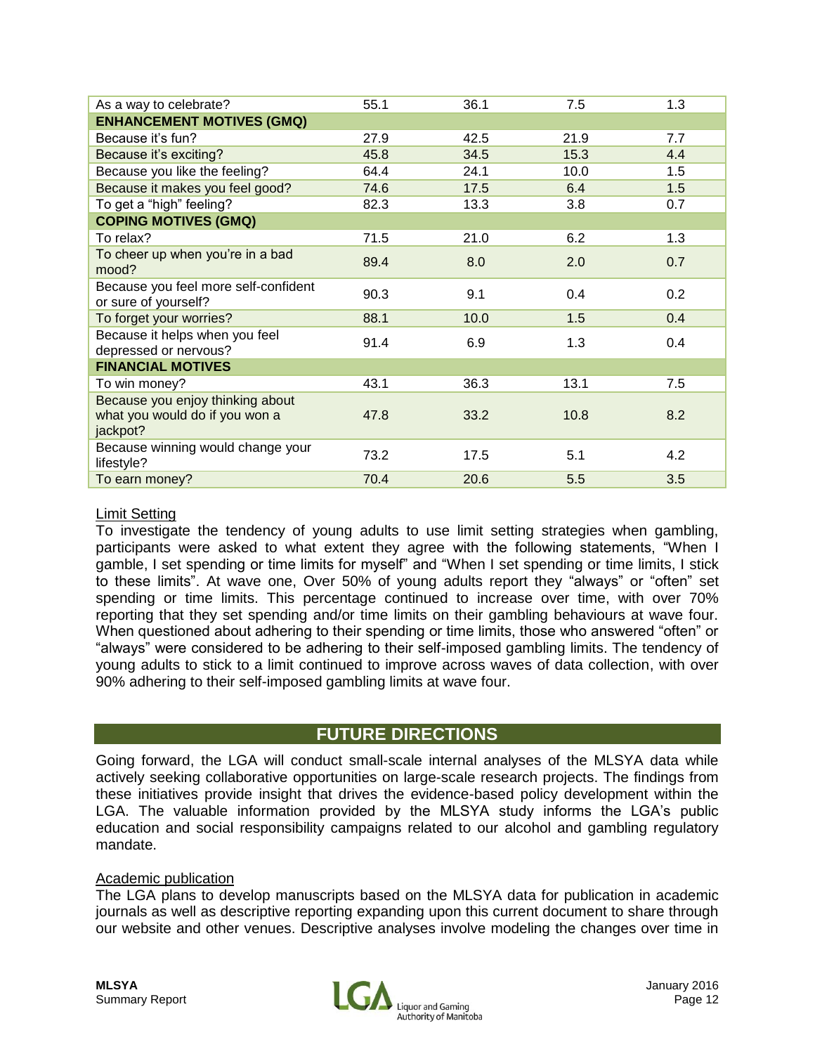| | | | | |
|---|---|---|---|---|
| As a way to celebrate? | 55.1 | 36.1 | 7.5 | 1.3 |
| **ENHANCEMENT MOTIVES (GMQ)** | | | | |
| Because it's fun? | 27.9 | 42.5 | 21.9 | 7.7 |
| Because it's exciting? | 45.8 | 34.5 | 15.3 | 4.4 |
| Because you like the feeling? | 64.4 | 24.1 | 10.0 | 1.5 |
| Because it makes you feel good? | 74.6 | 17.5 | 6.4 | 1.5 |
| To get a "high" feeling? | 82.3 | 13.3 | 3.8 | 0.7 |
| **COPING MOTIVES (GMQ)** | | | | |
| To relax? | 71.5 | 21.0 | 6.2 | 1.3 |
| To cheer up when you're in a bad mood? | 89.4 | 8.0 | 2.0 | 0.7 |
| Because you feel more self-confident or sure of yourself? | 90.3 | 9.1 | 0.4 | 0.2 |
| To forget your worries? | 88.1 | 10.0 | 1.5 | 0.4 |
| Because it helps when you feel depressed or nervous? | 91.4 | 6.9 | 1.3 | 0.4 |
| **FINANCIAL MOTIVES** | | | | |
| To win money? | 43.1 | 36.3 | 13.1 | 7.5 |
| Because you enjoy thinking about what you would do if you won a jackpot? | 47.8 | 33.2 | 10.8 | 8.2 |
| Because winning would change your lifestyle? | 73.2 | 17.5 | 5.1 | 4.2 |
| To earn money? | 70.4 | 20.6 | 5.5 | 3.5 |

Limit Setting

To investigate the tendency of young adults to use limit setting strategies when gambling, participants were asked to what extent they agree with the following statements, "When I gamble, I set spending or time limits for myself" and "When I set spending or time limits, I stick to these limits". At wave one, Over 50% of young adults report they "always" or "often" set spending or time limits. This percentage continued to increase over time, with over 70% reporting that they set spending and/or time limits on their gambling behaviours at wave four. When questioned about adhering to their spending or time limits, those who answered "often" or "always" were considered to be adhering to their self-imposed gambling limits. The tendency of young adults to stick to a limit continued to improve across waves of data collection, with over 90% adhering to their self-imposed gambling limits at wave four.

## FUTURE DIRECTIONS

Going forward, the LGA will conduct small-scale internal analyses of the MLSYA data while actively seeking collaborative opportunities on large-scale research projects. The findings from these initiatives provide insight that drives the evidence-based policy development within the LGA. The valuable information provided by the MLSYA study informs the LGA's public education and social responsibility campaigns related to our alcohol and gambling regulatory mandate.

Academic publication

The LGA plans to develop manuscripts based on the MLSYA data for publication in academic journals as well as descriptive reporting expanding upon this current document to share through our website and other venues. Descriptive analyses involve modeling the changes over time in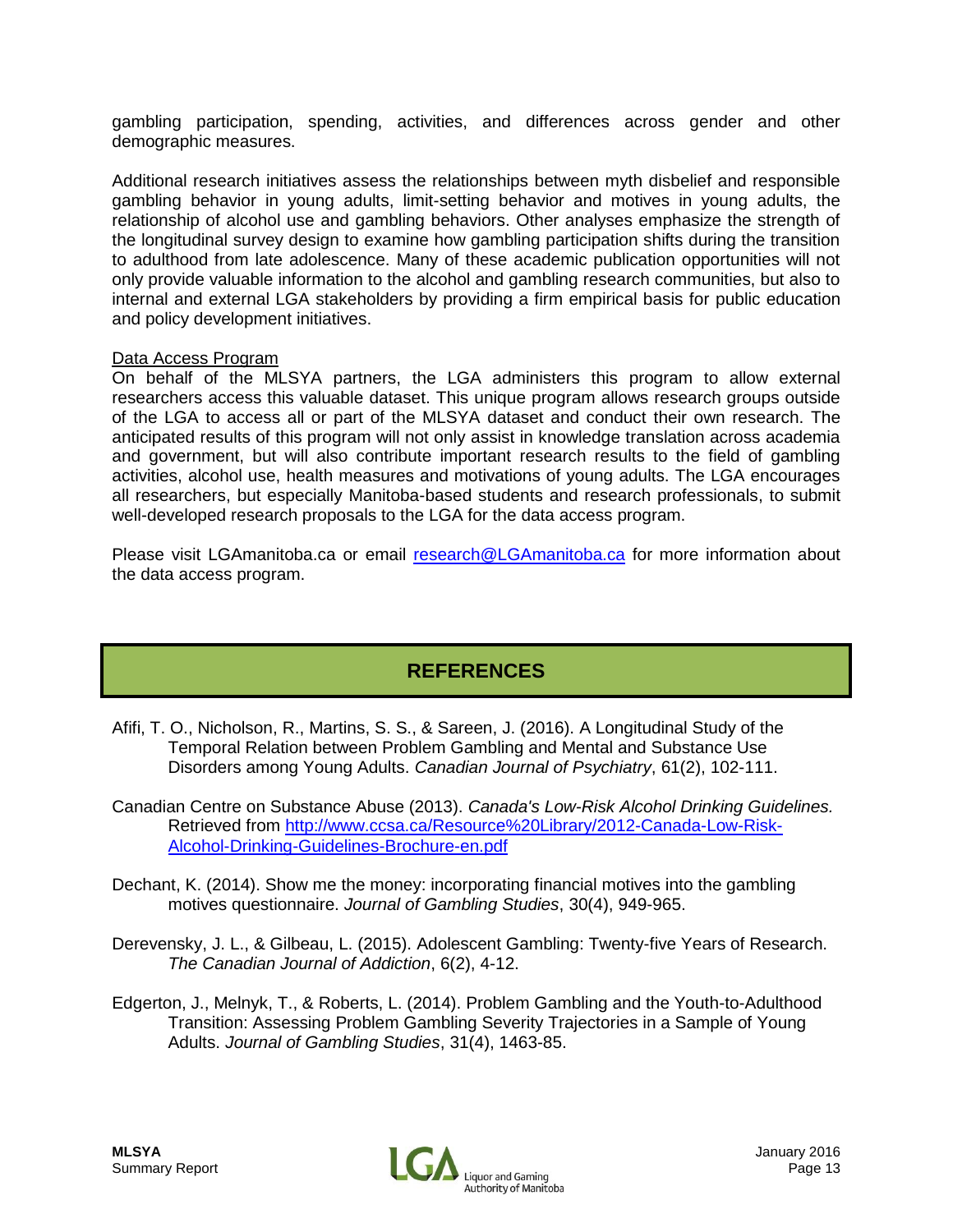gambling participation, spending, activities, and differences across gender and other demographic measures.

Additional research initiatives assess the relationships between myth disbelief and responsible gambling behavior in young adults, limit-setting behavior and motives in young adults, the relationship of alcohol use and gambling behaviors. Other analyses emphasize the strength of the longitudinal survey design to examine how gambling participation shifts during the transition to adulthood from late adolescence. Many of these academic publication opportunities will not only provide valuable information to the alcohol and gambling research communities, but also to internal and external LGA stakeholders by providing a firm empirical basis for public education and policy development initiatives.

<u>Data Access Program</u>

On behalf of the MLSYA partners, the LGA administers this program to allow external researchers access this valuable dataset. This unique program allows research groups outside of the LGA to access all or part of the MLSYA dataset and conduct their own research. The anticipated results of this program will not only assist in knowledge translation across academia and government, but will also contribute important research results to the field of gambling activities, alcohol use, health measures and motivations of young adults. The LGA encourages all researchers, but especially Manitoba-based students and research professionals, to submit well-developed research proposals to the LGA for the data access program.

Please visit LGAmanitoba.ca or email research@LGAmanitoba.ca for more information about the data access program.

## REFERENCES

Afifi, T. O., Nicholson, R., Martins, S. S., & Sareen, J. (2016). A Longitudinal Study of the Temporal Relation between Problem Gambling and Mental and Substance Use Disorders among Young Adults. *Canadian Journal of Psychiatry*, 61(2), 102-111.

Canadian Centre on Substance Abuse (2013). *Canada's Low-Risk Alcohol Drinking Guidelines.* Retrieved from http://www.ccsa.ca/Resource%20Library/2012-Canada-Low-Risk-Alcohol-Drinking-Guidelines-Brochure-en.pdf

Dechant, K. (2014). Show me the money: incorporating financial motives into the gambling motives questionnaire. *Journal of Gambling Studies*, 30(4), 949-965.

Derevensky, J. L., & Gilbeau, L. (2015). Adolescent Gambling: Twenty-five Years of Research. *The Canadian Journal of Addiction*, 6(2), 4-12.

Edgerton, J., Melnyk, T., & Roberts, L. (2014). Problem Gambling and the Youth-to-Adulthood Transition: Assessing Problem Gambling Severity Trajectories in a Sample of Young Adults. *Journal of Gambling Studies*, 31(4), 1463-85.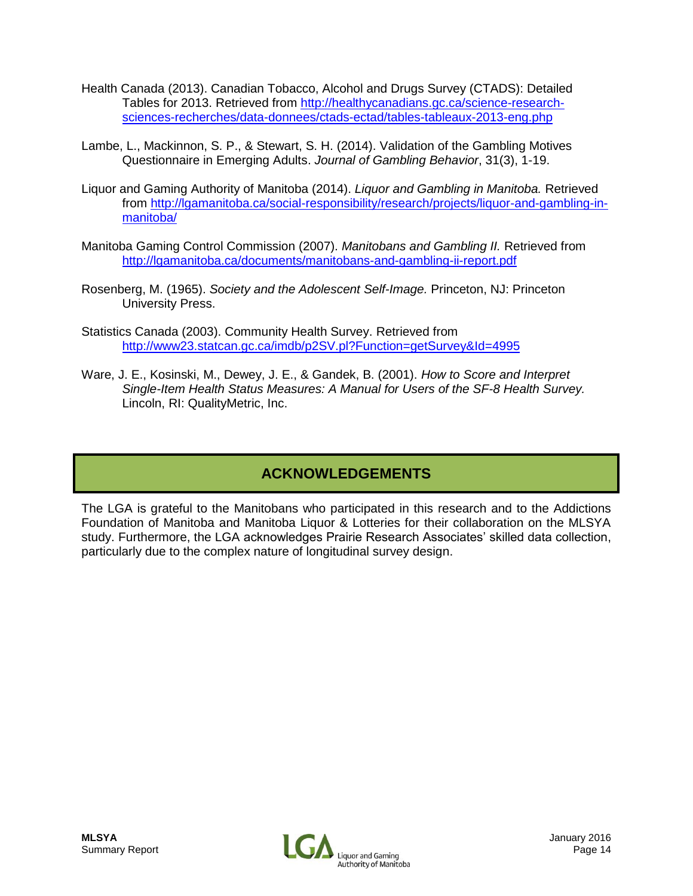Health Canada (2013). Canadian Tobacco, Alcohol and Drugs Survey (CTADS): Detailed Tables for 2013. Retrieved from http://healthycanadians.gc.ca/science-research-sciences-recherches/data-donnees/ctads-ectad/tables-tableaux-2013-eng.php

Lambe, L., Mackinnon, S. P., & Stewart, S. H. (2014). Validation of the Gambling Motives Questionnaire in Emerging Adults. *Journal of Gambling Behavior*, 31(3), 1-19.

Liquor and Gaming Authority of Manitoba (2014). *Liquor and Gambling in Manitoba.* Retrieved from http://lgamanitoba.ca/social-responsibility/research/projects/liquor-and-gambling-in-manitoba/

Manitoba Gaming Control Commission (2007). *Manitobans and Gambling II.* Retrieved from http://lgamanitoba.ca/documents/manitobans-and-gambling-ii-report.pdf

Rosenberg, M. (1965). *Society and the Adolescent Self-Image.* Princeton, NJ: Princeton University Press.

Statistics Canada (2003). Community Health Survey. Retrieved from http://www23.statcan.gc.ca/imdb/p2SV.pl?Function=getSurvey&Id=4995

Ware, J. E., Kosinski, M., Dewey, J. E., & Gandek, B. (2001). *How to Score and Interpret Single-Item Health Status Measures: A Manual for Users of the SF-8 Health Survey.* Lincoln, RI: QualityMetric, Inc.

## ACKNOWLEDGEMENTS

The LGA is grateful to the Manitobans who participated in this research and to the Addictions Foundation of Manitoba and Manitoba Liquor & Lotteries for their collaboration on the MLSYA study. Furthermore, the LGA acknowledges Prairie Research Associates' skilled data collection, particularly due to the complex nature of longitudinal survey design.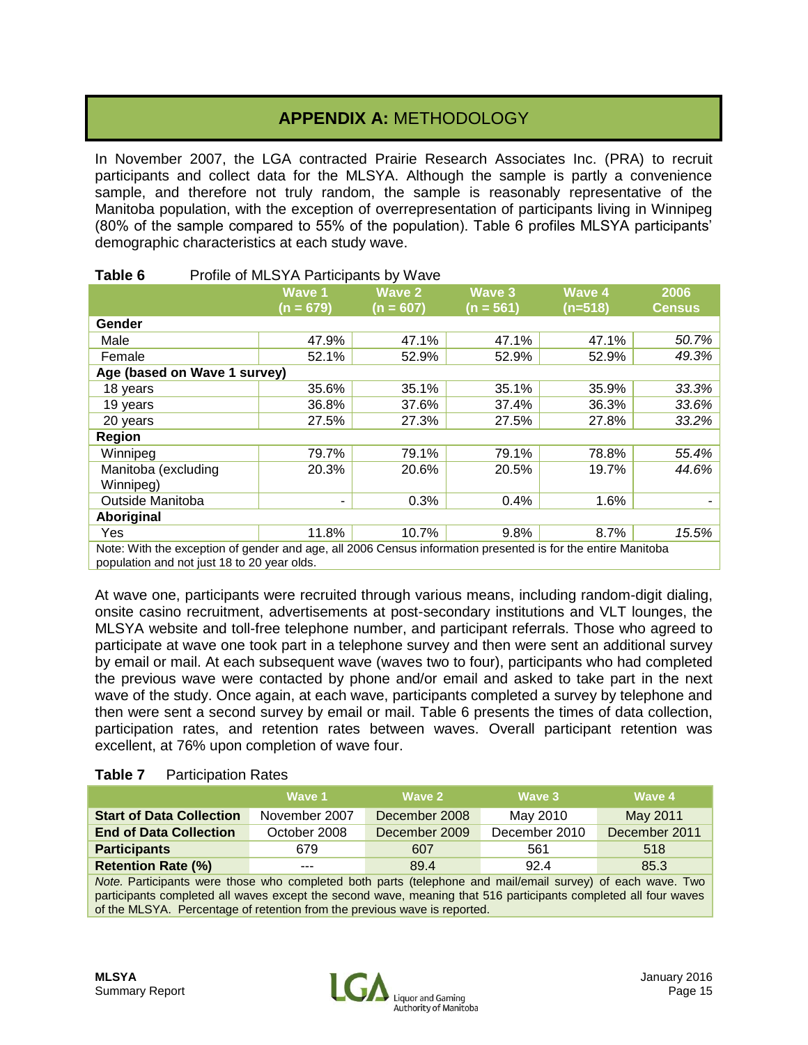# APPENDIX A: METHODOLOGY

In November 2007, the LGA contracted Prairie Research Associates Inc. (PRA) to recruit participants and collect data for the MLSYA. Although the sample is partly a convenience sample, and therefore not truly random, the sample is reasonably representative of the Manitoba population, with the exception of overrepresentation of participants living in Winnipeg (80% of the sample compared to 55% of the population). Table 6 profiles MLSYA participants' demographic characteristics at each study wave.

**Table 6** Profile of MLSYA Participants by Wave

| | Wave 1 (n = 679) | Wave 2 (n = 607) | Wave 3 (n = 561) | Wave 4 (n=518) | 2006 Census |
|---|---|---|---|---|---|
| **Gender** | | | | | |
| Male | 47.9% | 47.1% | 47.1% | 47.1% | *50.7%* |
| Female | 52.1% | 52.9% | 52.9% | 52.9% | *49.3%* |
| **Age (based on Wave 1 survey)** | | | | | |
| 18 years | 35.6% | 35.1% | 35.1% | 35.9% | *33.3%* |
| 19 years | 36.8% | 37.6% | 37.4% | 36.3% | *33.6%* |
| 20 years | 27.5% | 27.3% | 27.5% | 27.8% | *33.2%* |
| **Region** | | | | | |
| Winnipeg | 79.7% | 79.1% | 79.1% | 78.8% | *55.4%* |
| Manitoba (excluding Winnipeg) | 20.3% | 20.6% | 20.5% | 19.7% | *44.6%* |
| Outside Manitoba | - | 0.3% | 0.4% | 1.6% | - |
| **Aboriginal** | | | | | |
| Yes | 11.8% | 10.7% | 9.8% | 8.7% | *15.5%* |

Note: With the exception of gender and age, all 2006 Census information presented is for the entire Manitoba population and not just 18 to 20 year olds.

At wave one, participants were recruited through various means, including random-digit dialing, onsite casino recruitment, advertisements at post-secondary institutions and VLT lounges, the MLSYA website and toll-free telephone number, and participant referrals. Those who agreed to participate at wave one took part in a telephone survey and then were sent an additional survey by email or mail. At each subsequent wave (waves two to four), participants who had completed the previous wave were contacted by phone and/or email and asked to take part in the next wave of the study. Once again, at each wave, participants completed a survey by telephone and then were sent a second survey by email or mail. Table 6 presents the times of data collection, participation rates, and retention rates between waves. Overall participant retention was excellent, at 76% upon completion of wave four.

**Table 7** Participation Rates

| | Wave 1 | Wave 2 | Wave 3 | Wave 4 |
|---|---|---|---|---|
| **Start of Data Collection** | November 2007 | December 2008 | May 2010 | May 2011 |
| **End of Data Collection** | October 2008 | December 2009 | December 2010 | December 2011 |
| **Participants** | 679 | 607 | 561 | 518 |
| **Retention Rate (%)** | --- | 89.4 | 92.4 | 85.3 |

*Note.* Participants were those who completed both parts (telephone and mail/email survey) of each wave. Two participants completed all waves except the second wave, meaning that 516 participants completed all four waves of the MLSYA. Percentage of retention from the previous wave is reported.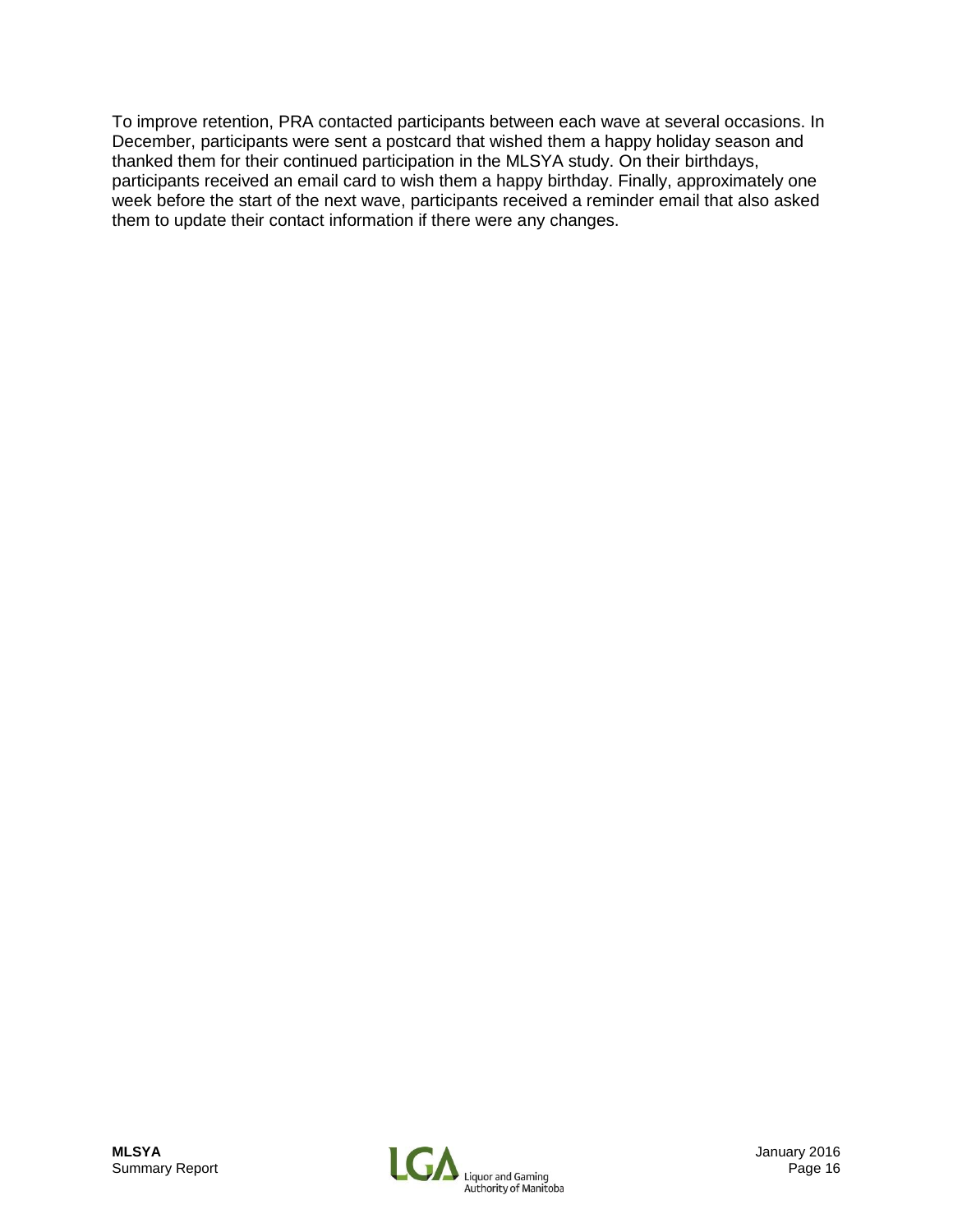To improve retention, PRA contacted participants between each wave at several occasions. In December, participants were sent a postcard that wished them a happy holiday season and thanked them for their continued participation in the MLSYA study. On their birthdays, participants received an email card to wish them a happy birthday. Finally, approximately one week before the start of the next wave, participants received a reminder email that also asked them to update their contact information if there were any changes.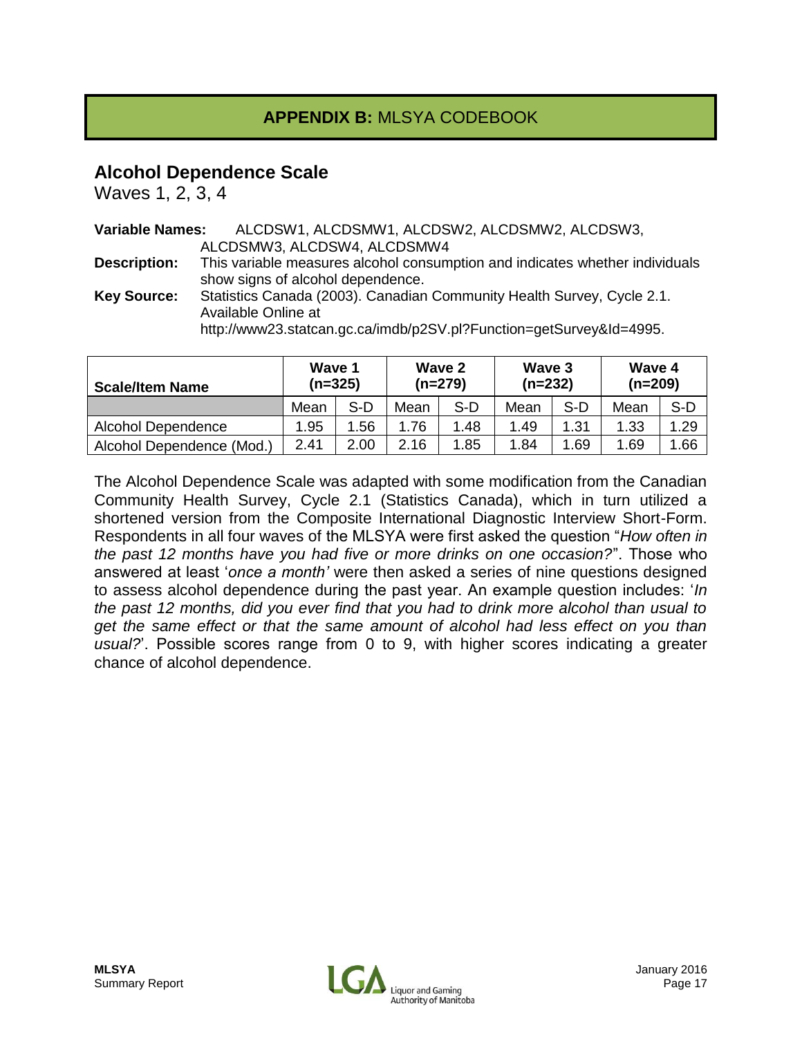# **APPENDIX B:** MLSYA CODEBOOK

## Alcohol Dependence Scale

Waves 1, 2, 3, 4

**Variable Names:** ALCDSW1, ALCDSMW1, ALCDSW2, ALCDSMW2, ALCDSW3, ALCDSMW3, ALCDSW4, ALCDSMW4

**Description:** This variable measures alcohol consumption and indicates whether individuals show signs of alcohol dependence.

**Key Source:** Statistics Canada (2003). Canadian Community Health Survey, Cycle 2.1. Available Online at http://www23.statcan.gc.ca/imdb/p2SV.pl?Function=getSurvey&Id=4995.

| Scale/Item Name | Wave 1 (n=325) | | Wave 2 (n=279) | | Wave 3 (n=232) | | Wave 4 (n=209) | |
|---|---|---|---|---|---|---|---|---|
| | Mean | S-D | Mean | S-D | Mean | S-D | Mean | S-D |
| Alcohol Dependence | 1.95 | 1.56 | 1.76 | 1.48 | 1.49 | 1.31 | 1.33 | 1.29 |
| Alcohol Dependence (Mod.) | 2.41 | 2.00 | 2.16 | 1.85 | 1.84 | 1.69 | 1.69 | 1.66 |

The Alcohol Dependence Scale was adapted with some modification from the Canadian Community Health Survey, Cycle 2.1 (Statistics Canada), which in turn utilized a shortened version from the Composite International Diagnostic Interview Short-Form. Respondents in all four waves of the MLSYA were first asked the question "*How often in the past 12 months have you had five or more drinks on one occasion?*". Those who answered at least '*once a month'* were then asked a series of nine questions designed to assess alcohol dependence during the past year. An example question includes: '*In the past 12 months, did you ever find that you had to drink more alcohol than usual to get the same effect or that the same amount of alcohol had less effect on you than usual?*'. Possible scores range from 0 to 9, with higher scores indicating a greater chance of alcohol dependence.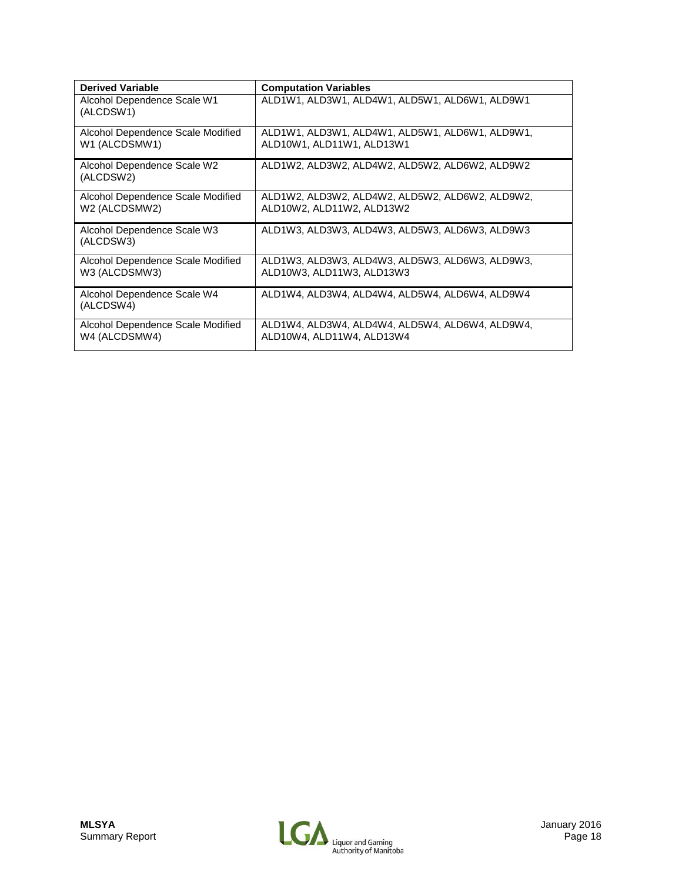| Derived Variable | Computation Variables |
| --- | --- |
| Alcohol Dependence Scale W1 (ALCDSW1) | ALD1W1, ALD3W1, ALD4W1, ALD5W1, ALD6W1, ALD9W1 |
| Alcohol Dependence Scale Modified W1 (ALCDSMW1) | ALD1W1, ALD3W1, ALD4W1, ALD5W1, ALD6W1, ALD9W1, ALD10W1, ALD11W1, ALD13W1 |
| Alcohol Dependence Scale W2 (ALCDSW2) | ALD1W2, ALD3W2, ALD4W2, ALD5W2, ALD6W2, ALD9W2 |
| Alcohol Dependence Scale Modified W2 (ALCDSMW2) | ALD1W2, ALD3W2, ALD4W2, ALD5W2, ALD6W2, ALD9W2, ALD10W2, ALD11W2, ALD13W2 |
| Alcohol Dependence Scale W3 (ALCDSW3) | ALD1W3, ALD3W3, ALD4W3, ALD5W3, ALD6W3, ALD9W3 |
| Alcohol Dependence Scale Modified W3 (ALCDSMW3) | ALD1W3, ALD3W3, ALD4W3, ALD5W3, ALD6W3, ALD9W3, ALD10W3, ALD11W3, ALD13W3 |
| Alcohol Dependence Scale W4 (ALCDSW4) | ALD1W4, ALD3W4, ALD4W4, ALD5W4, ALD6W4, ALD9W4 |
| Alcohol Dependence Scale Modified W4 (ALCDSMW4) | ALD1W4, ALD3W4, ALD4W4, ALD5W4, ALD6W4, ALD9W4, ALD10W4, ALD11W4, ALD13W4 |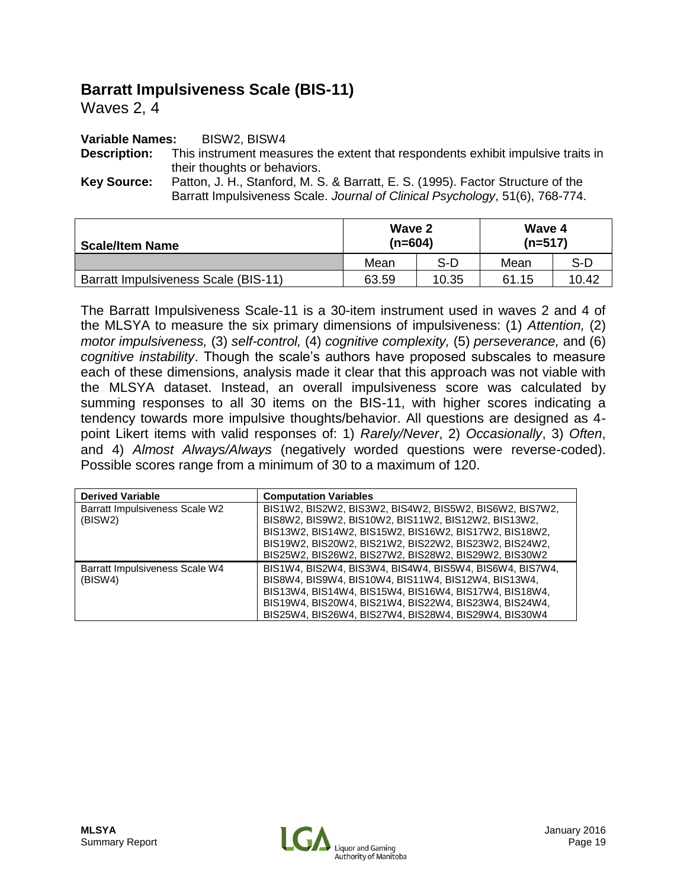## Barratt Impulsiveness Scale (BIS-11)

Waves 2, 4

**Variable Names:** BISW2, BISW4

**Description:** This instrument measures the extent that respondents exhibit impulsive traits in their thoughts or behaviors.

**Key Source:** Patton, J. H., Stanford, M. S. & Barratt, E. S. (1995). Factor Structure of the Barratt Impulsiveness Scale. *Journal of Clinical Psychology*, 51(6), 768-774.

| Scale/Item Name | Wave 2 (n=604) | | Wave 4 (n=517) | |
|---|---|---|---|---|
| | Mean | S-D | Mean | S-D |
| Barratt Impulsiveness Scale (BIS-11) | 63.59 | 10.35 | 61.15 | 10.42 |

The Barratt Impulsiveness Scale-11 is a 30-item instrument used in waves 2 and 4 of the MLSYA to measure the six primary dimensions of impulsiveness: (1) *Attention,* (2) *motor impulsiveness,* (3) *self-control,* (4) *cognitive complexity,* (5) *perseverance,* and (6) *cognitive instability*. Though the scale's authors have proposed subscales to measure each of these dimensions, analysis made it clear that this approach was not viable with the MLSYA dataset. Instead, an overall impulsiveness score was calculated by summing responses to all 30 items on the BIS-11, with higher scores indicating a tendency towards more impulsive thoughts/behavior. All questions are designed as 4-point Likert items with valid responses of: 1) *Rarely/Never*, 2) *Occasionally*, 3) *Often*, and 4) *Almost Always/Always* (negatively worded questions were reverse-coded). Possible scores range from a minimum of 30 to a maximum of 120.

| Derived Variable | Computation Variables |
|---|---|
| Barratt Impulsiveness Scale W2 (BISW2) | BIS1W2, BIS2W2, BIS3W2, BIS4W2, BIS5W2, BIS6W2, BIS7W2, BIS8W2, BIS9W2, BIS10W2, BIS11W2, BIS12W2, BIS13W2, BIS13W2, BIS14W2, BIS15W2, BIS16W2, BIS17W2, BIS18W2, BIS19W2, BIS20W2, BIS21W2, BIS22W2, BIS23W2, BIS24W2, BIS25W2, BIS26W2, BIS27W2, BIS28W2, BIS29W2, BIS30W2 |
| Barratt Impulsiveness Scale W4 (BISW4) | BIS1W4, BIS2W4, BIS3W4, BIS4W4, BIS5W4, BIS6W4, BIS7W4, BIS8W4, BIS9W4, BIS10W4, BIS11W4, BIS12W4, BIS13W4, BIS13W4, BIS14W4, BIS15W4, BIS16W4, BIS17W4, BIS18W4, BIS19W4, BIS20W4, BIS21W4, BIS22W4, BIS23W4, BIS24W4, BIS25W4, BIS26W4, BIS27W4, BIS28W4, BIS29W4, BIS30W4 |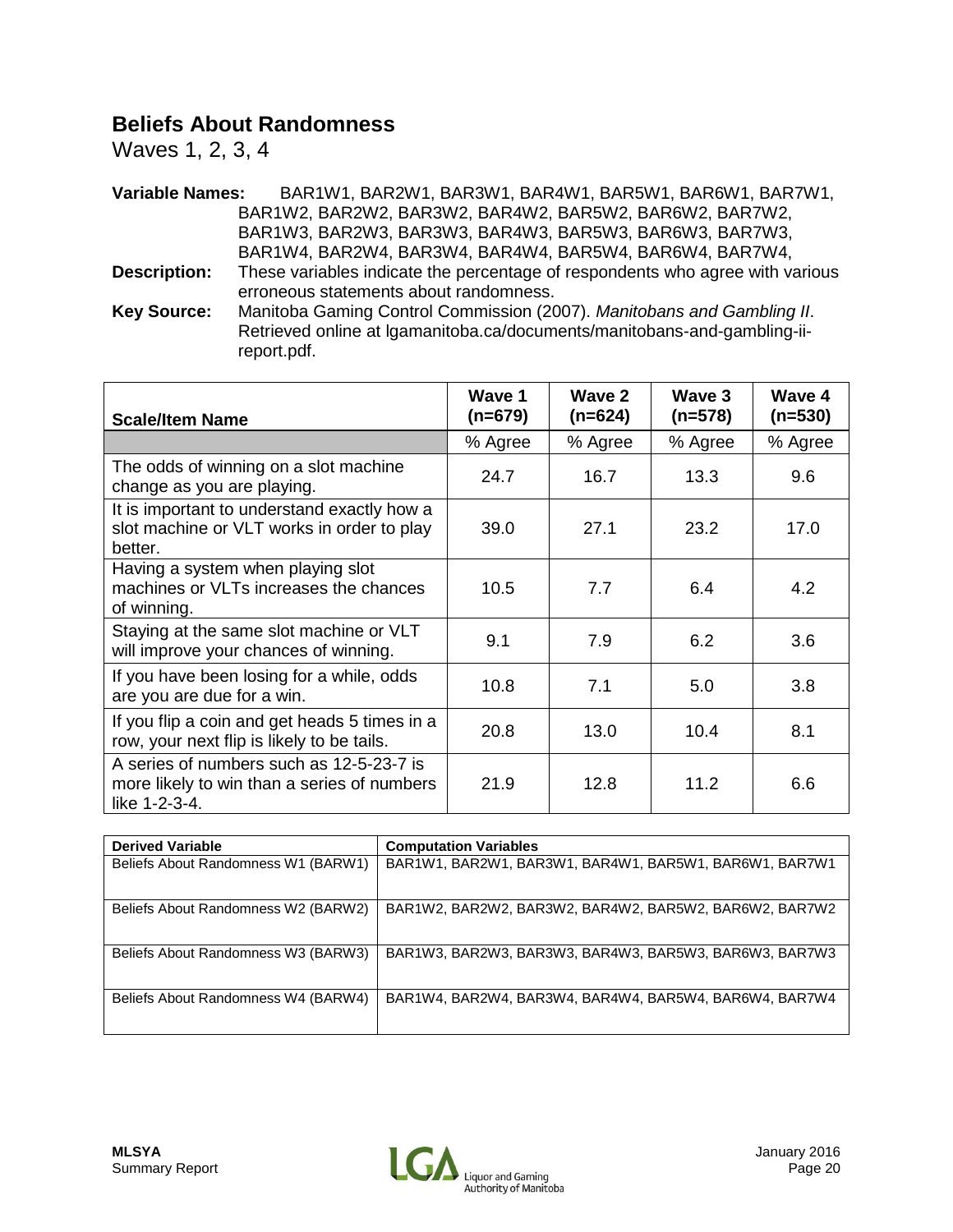## Beliefs About Randomness

Waves 1, 2, 3, 4

**Variable Names:** BAR1W1, BAR2W1, BAR3W1, BAR4W1, BAR5W1, BAR6W1, BAR7W1, BAR1W2, BAR2W2, BAR3W2, BAR4W2, BAR5W2, BAR6W2, BAR7W2, BAR1W3, BAR2W3, BAR3W3, BAR4W3, BAR5W3, BAR6W3, BAR7W3, BAR1W4, BAR2W4, BAR3W4, BAR4W4, BAR5W4, BAR6W4, BAR7W4,

**Description:** These variables indicate the percentage of respondents who agree with various erroneous statements about randomness.

**Key Source:** Manitoba Gaming Control Commission (2007). *Manitobans and Gambling II*. Retrieved online at lgamanitoba.ca/documents/manitobans-and-gambling-ii-report.pdf.

| Scale/Item Name | Wave 1 (n=679) | Wave 2 (n=624) | Wave 3 (n=578) | Wave 4 (n=530) |
|---|---|---|---|---|
| | % Agree | % Agree | % Agree | % Agree |
| The odds of winning on a slot machine change as you are playing. | 24.7 | 16.7 | 13.3 | 9.6 |
| It is important to understand exactly how a slot machine or VLT works in order to play better. | 39.0 | 27.1 | 23.2 | 17.0 |
| Having a system when playing slot machines or VLTs increases the chances of winning. | 10.5 | 7.7 | 6.4 | 4.2 |
| Staying at the same slot machine or VLT will improve your chances of winning. | 9.1 | 7.9 | 6.2 | 3.6 |
| If you have been losing for a while, odds are you are due for a win. | 10.8 | 7.1 | 5.0 | 3.8 |
| If you flip a coin and get heads 5 times in a row, your next flip is likely to be tails. | 20.8 | 13.0 | 10.4 | 8.1 |
| A series of numbers such as 12-5-23-7 is more likely to win than a series of numbers like 1-2-3-4. | 21.9 | 12.8 | 11.2 | 6.6 |

| Derived Variable | Computation Variables |
|---|---|
| Beliefs About Randomness W1 (BARW1) | BAR1W1, BAR2W1, BAR3W1, BAR4W1, BAR5W1, BAR6W1, BAR7W1 |
| Beliefs About Randomness W2 (BARW2) | BAR1W2, BAR2W2, BAR3W2, BAR4W2, BAR5W2, BAR6W2, BAR7W2 |
| Beliefs About Randomness W3 (BARW3) | BAR1W3, BAR2W3, BAR3W3, BAR4W3, BAR5W3, BAR6W3, BAR7W3 |
| Beliefs About Randomness W4 (BARW4) | BAR1W4, BAR2W4, BAR3W4, BAR4W4, BAR5W4, BAR6W4, BAR7W4 |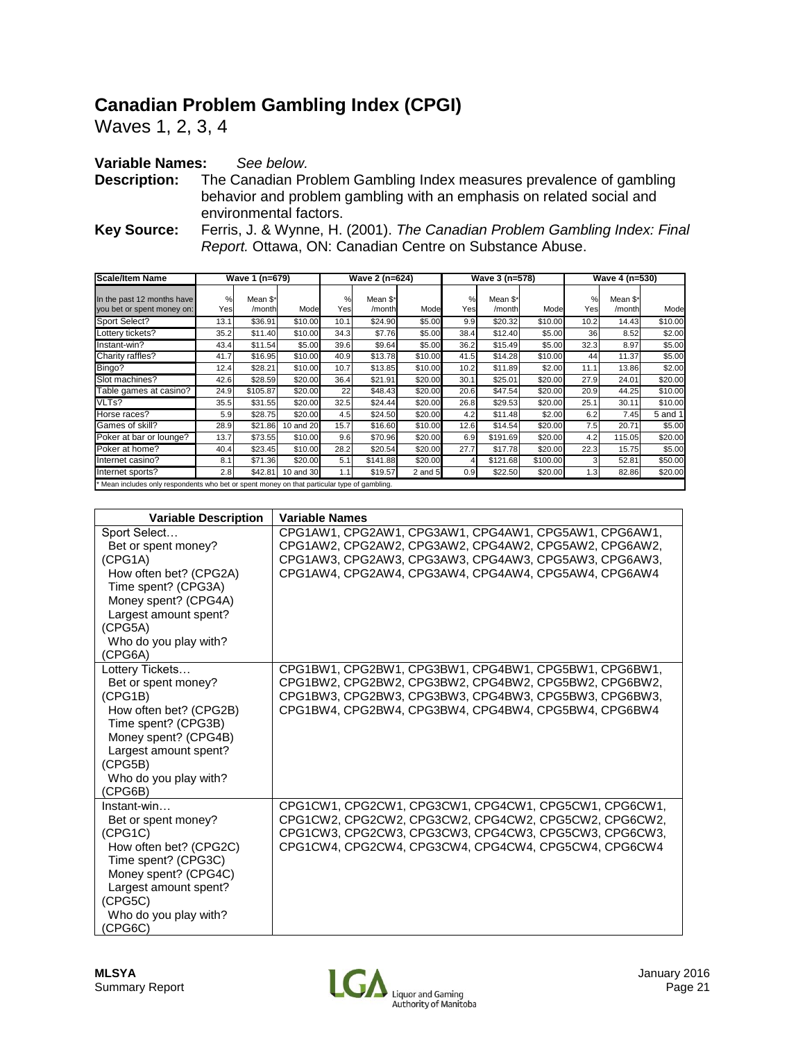# Canadian Problem Gambling Index (CPGI)

Waves 1, 2, 3, 4

**Variable Names:** *See below.*

**Description:** The Canadian Problem Gambling Index measures prevalence of gambling behavior and problem gambling with an emphasis on related social and environmental factors.

**Key Source:** Ferris, J. & Wynne, H. (2001). *The Canadian Problem Gambling Index: Final Report.* Ottawa, ON: Canadian Centre on Substance Abuse.

| Scale/Item Name | Wave 1 (n=679) | | | Wave 2 (n=624) | | | Wave 3 (n=578) | | | Wave 4 (n=530) | | |
|---|---|---|---|---|---|---|---|---|---|---|---|---|
| In the past 12 months have you bet or spent money on: | % Yes | Mean $* /month | Mode | % Yes | Mean $* /month | Mode | % Yes | Mean $* /month | Mode | % Yes | Mean $* /month | Mode |
| Sport Select? | 13.1 | $36.91 | $10.00 | 10.1 | $24.90 | $5.00 | 9.9 | $20.32 | $10.00 | 10.2 | 14.43 | $10.00 |
| Lottery tickets? | 35.2 | $11.40 | $10.00 | 34.3 | $7.76 | $5.00 | 38.4 | $12.40 | $5.00 | 36 | 8.52 | $2.00 |
| Instant-win? | 43.4 | $11.54 | $5.00 | 39.6 | $9.64 | $5.00 | 36.2 | $15.49 | $5.00 | 32.3 | 8.97 | $5.00 |
| Charity raffles? | 41.7 | $16.95 | $10.00 | 40.9 | $13.78 | $10.00 | 41.5 | $14.28 | $10.00 | 44 | 11.37 | $5.00 |
| Bingo? | 12.4 | $28.21 | $10.00 | 10.7 | $13.85 | $10.00 | 10.2 | $11.89 | $2.00 | 11.1 | 13.86 | $2.00 |
| Slot machines? | 42.6 | $28.59 | $20.00 | 36.4 | $21.91 | $20.00 | 30.1 | $25.01 | $20.00 | 27.9 | 24.01 | $20.00 |
| Table games at casino? | 24.9 | $105.87 | $20.00 | 22 | $48.43 | $20.00 | 20.6 | $47.54 | $20.00 | 20.9 | 44.25 | $10.00 |
| VLTs? | 35.5 | $31.55 | $20.00 | 32.5 | $24.44 | $20.00 | 26.8 | $29.53 | $20.00 | 25.1 | 30.11 | $10.00 |
| Horse races? | 5.9 | $28.75 | $20.00 | 4.5 | $24.50 | $20.00 | 4.2 | $11.48 | $2.00 | 6.2 | 7.45 | 5 and 1 |
| Games of skill? | 28.9 | $21.86 | 10 and 20 | 15.7 | $16.60 | $10.00 | 12.6 | $14.54 | $20.00 | 7.5 | 20.71 | $5.00 |
| Poker at bar or lounge? | 13.7 | $73.55 | $10.00 | 9.6 | $70.96 | $20.00 | 6.9 | $191.69 | $20.00 | 4.2 | 115.05 | $20.00 |
| Poker at home? | 40.4 | $23.45 | $10.00 | 28.2 | $20.54 | $20.00 | 27.7 | $17.78 | $20.00 | 22.3 | 15.75 | $5.00 |
| Internet casino? | 8.1 | $71.36 | $20.00 | 5.1 | $141.88 | $20.00 | 4 | $121.68 | $100.00 | 3 | 52.81 | $50.00 |
| Internet sports? | 2.8 | $42.81 | 10 and 30 | 1.1 | $19.57 | 2 and 5 | 0.9 | $22.50 | $20.00 | 1.3 | 82.86 | $20.00 |

\* Mean includes only respondents who bet or spent money on that particular type of gambling.

| Variable Description | Variable Names |
|---|---|
| Sport Select…<br>Bet or spent money? (CPG1A)<br>How often bet? (CPG2A)<br>Time spent? (CPG3A)<br>Money spent? (CPG4A)<br>Largest amount spent? (CPG5A)<br>Who do you play with? (CPG6A) | CPG1AW1, CPG2AW1, CPG3AW1, CPG4AW1, CPG5AW1, CPG6AW1, CPG1AW2, CPG2AW2, CPG3AW2, CPG4AW2, CPG5AW2, CPG6AW2, CPG1AW3, CPG2AW3, CPG3AW3, CPG4AW3, CPG5AW3, CPG6AW3, CPG1AW4, CPG2AW4, CPG3AW4, CPG4AW4, CPG5AW4, CPG6AW4 |
| Lottery Tickets…<br>Bet or spent money? (CPG1B)<br>How often bet? (CPG2B)<br>Time spent? (CPG3B)<br>Money spent? (CPG4B)<br>Largest amount spent? (CPG5B)<br>Who do you play with? (CPG6B) | CPG1BW1, CPG2BW1, CPG3BW1, CPG4BW1, CPG5BW1, CPG6BW1, CPG1BW2, CPG2BW2, CPG3BW2, CPG4BW2, CPG5BW2, CPG6BW2, CPG1BW3, CPG2BW3, CPG3BW3, CPG4BW3, CPG5BW3, CPG6BW3, CPG1BW4, CPG2BW4, CPG3BW4, CPG4BW4, CPG5BW4, CPG6BW4 |
| Instant-win…<br>Bet or spent money? (CPG1C)<br>How often bet? (CPG2C)<br>Time spent? (CPG3C)<br>Money spent? (CPG4C)<br>Largest amount spent? (CPG5C)<br>Who do you play with? (CPG6C) | CPG1CW1, CPG2CW1, CPG3CW1, CPG4CW1, CPG5CW1, CPG6CW1, CPG1CW2, CPG2CW2, CPG3CW2, CPG4CW2, CPG5CW2, CPG6CW2, CPG1CW3, CPG2CW3, CPG3CW3, CPG4CW3, CPG5CW3, CPG6CW3, CPG1CW4, CPG2CW4, CPG3CW4, CPG4CW4, CPG5CW4, CPG6CW4 |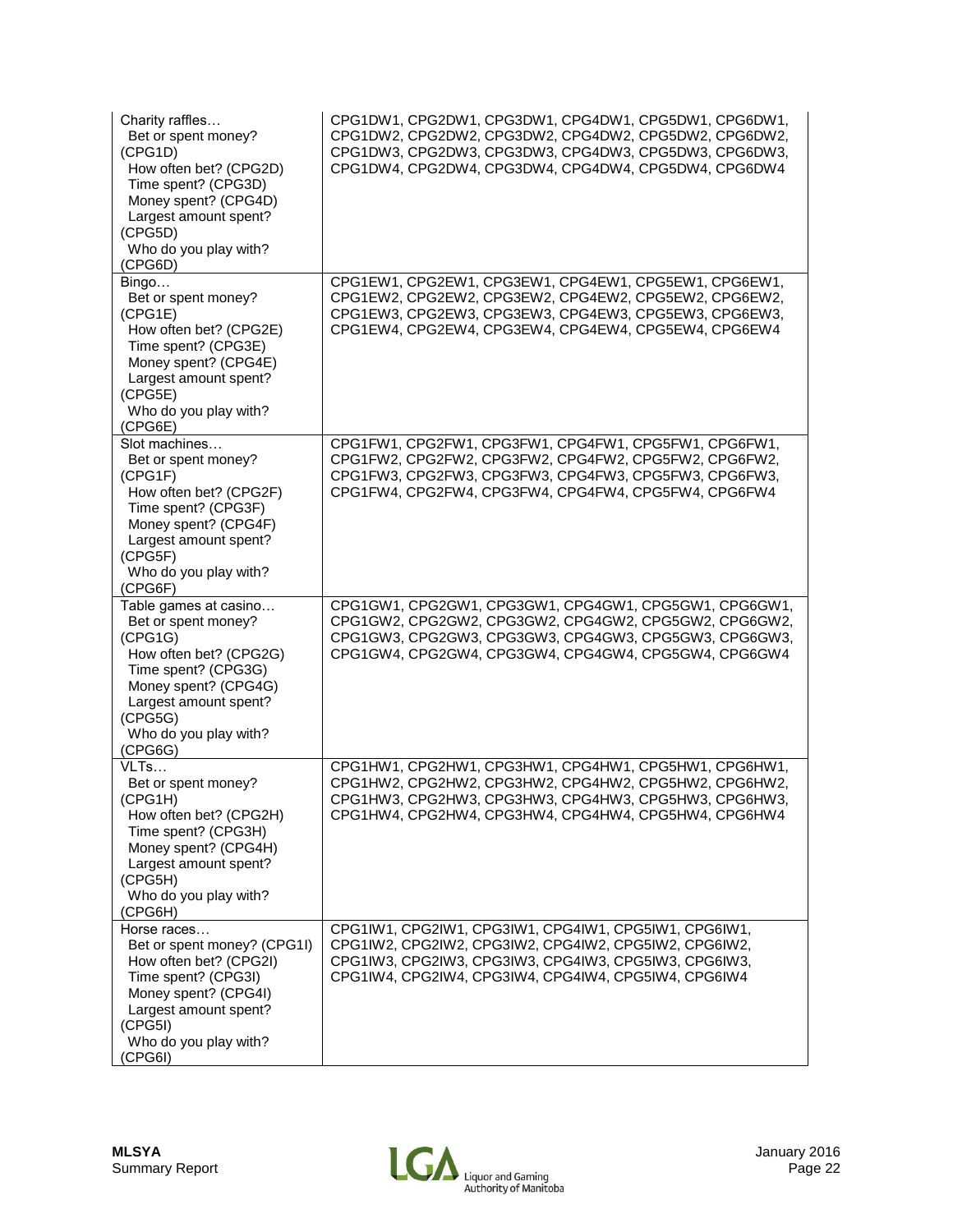| | |
|---|---|
| Charity raffles…<br>Bet or spent money? (CPG1D)<br>How often bet? (CPG2D)<br>Time spent? (CPG3D)<br>Money spent? (CPG4D)<br>Largest amount spent? (CPG5D)<br>Who do you play with? (CPG6D) | CPG1DW1, CPG2DW1, CPG3DW1, CPG4DW1, CPG5DW1, CPG6DW1, CPG1DW2, CPG2DW2, CPG3DW2, CPG4DW2, CPG5DW2, CPG6DW2, CPG1DW3, CPG2DW3, CPG3DW3, CPG4DW3, CPG5DW3, CPG6DW3, CPG1DW4, CPG2DW4, CPG3DW4, CPG4DW4, CPG5DW4, CPG6DW4 |
| Bingo…<br>Bet or spent money? (CPG1E)<br>How often bet? (CPG2E)<br>Time spent? (CPG3E)<br>Money spent? (CPG4E)<br>Largest amount spent? (CPG5E)<br>Who do you play with? (CPG6E) | CPG1EW1, CPG2EW1, CPG3EW1, CPG4EW1, CPG5EW1, CPG6EW1, CPG1EW2, CPG2EW2, CPG3EW2, CPG4EW2, CPG5EW2, CPG6EW2, CPG1EW3, CPG2EW3, CPG3EW3, CPG4EW3, CPG5EW3, CPG6EW3, CPG1EW4, CPG2EW4, CPG3EW4, CPG4EW4, CPG5EW4, CPG6EW4 |
| Slot machines…<br>Bet or spent money? (CPG1F)<br>How often bet? (CPG2F)<br>Time spent? (CPG3F)<br>Money spent? (CPG4F)<br>Largest amount spent? (CPG5F)<br>Who do you play with? (CPG6F) | CPG1FW1, CPG2FW1, CPG3FW1, CPG4FW1, CPG5FW1, CPG6FW1, CPG1FW2, CPG2FW2, CPG3FW2, CPG4FW2, CPG5FW2, CPG6FW2, CPG1FW3, CPG2FW3, CPG3FW3, CPG4FW3, CPG5FW3, CPG6FW3, CPG1FW4, CPG2FW4, CPG3FW4, CPG4FW4, CPG5FW4, CPG6FW4 |
| Table games at casino…<br>Bet or spent money? (CPG1G)<br>How often bet? (CPG2G)<br>Time spent? (CPG3G)<br>Money spent? (CPG4G)<br>Largest amount spent? (CPG5G)<br>Who do you play with? (CPG6G) | CPG1GW1, CPG2GW1, CPG3GW1, CPG4GW1, CPG5GW1, CPG6GW1, CPG1GW2, CPG2GW2, CPG3GW2, CPG4GW2, CPG5GW2, CPG6GW2, CPG1GW3, CPG2GW3, CPG3GW3, CPG4GW3, CPG5GW3, CPG6GW3, CPG1GW4, CPG2GW4, CPG3GW4, CPG4GW4, CPG5GW4, CPG6GW4 |
| VLTs…<br>Bet or spent money? (CPG1H)<br>How often bet? (CPG2H)<br>Time spent? (CPG3H)<br>Money spent? (CPG4H)<br>Largest amount spent? (CPG5H)<br>Who do you play with? (CPG6H) | CPG1HW1, CPG2HW1, CPG3HW1, CPG4HW1, CPG5HW1, CPG6HW1, CPG1HW2, CPG2HW2, CPG3HW2, CPG4HW2, CPG5HW2, CPG6HW2, CPG1HW3, CPG2HW3, CPG3HW3, CPG4HW3, CPG5HW3, CPG6HW3, CPG1HW4, CPG2HW4, CPG3HW4, CPG4HW4, CPG5HW4, CPG6HW4 |
| Horse races…<br>Bet or spent money? (CPG1I)<br>How often bet? (CPG2I)<br>Time spent? (CPG3I)<br>Money spent? (CPG4I)<br>Largest amount spent? (CPG5I)<br>Who do you play with? (CPG6I) | CPG1IW1, CPG2IW1, CPG3IW1, CPG4IW1, CPG5IW1, CPG6IW1, CPG1IW2, CPG2IW2, CPG3IW2, CPG4IW2, CPG5IW2, CPG6IW2, CPG1IW3, CPG2IW3, CPG3IW3, CPG4IW3, CPG5IW3, CPG6IW3, CPG1IW4, CPG2IW4, CPG3IW4, CPG4IW4, CPG5IW4, CPG6IW4 |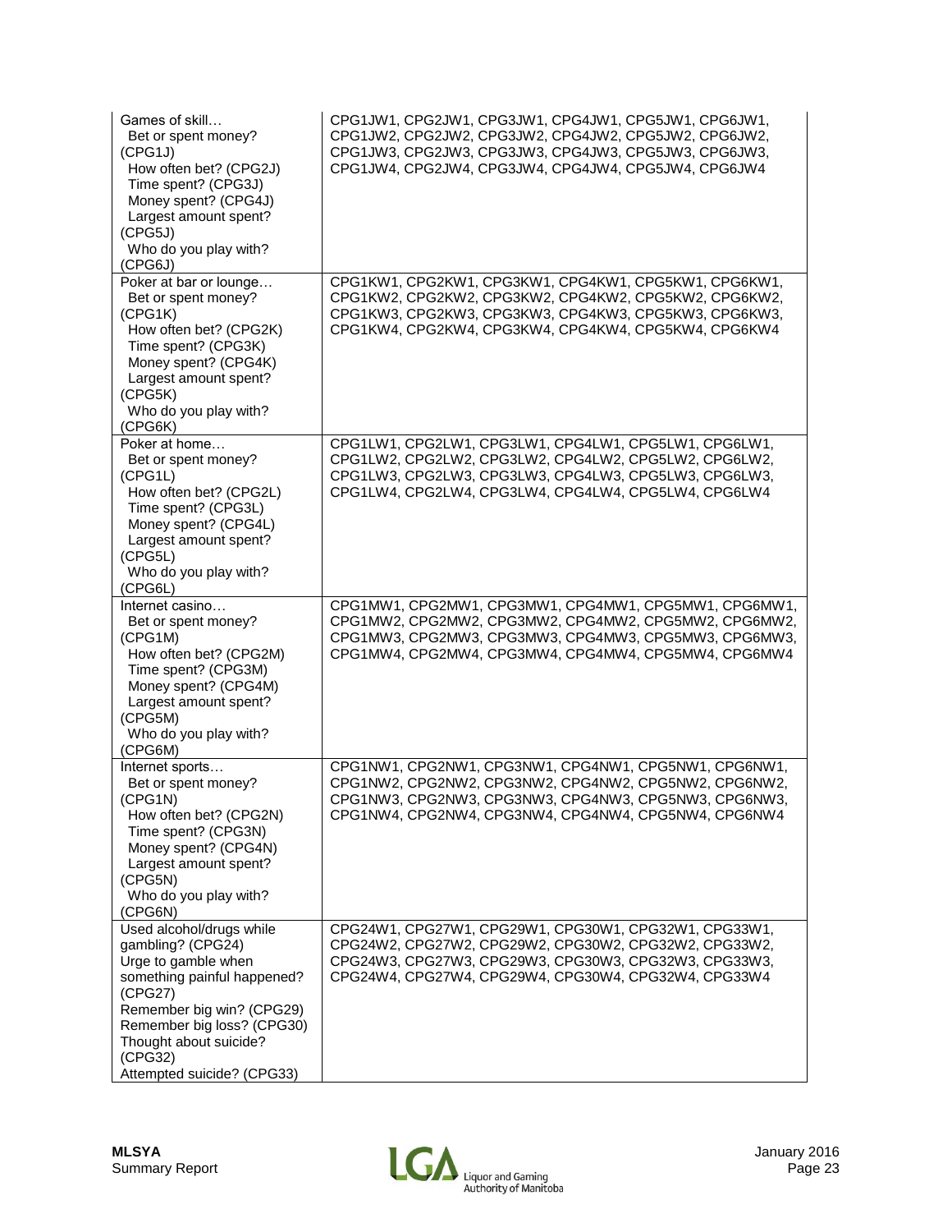| | |
|---|---|
| Games of skill… <br> Bet or spent money? (CPG1J) <br> How often bet? (CPG2J) <br> Time spent? (CPG3J) <br> Money spent? (CPG4J) <br> Largest amount spent? (CPG5J) <br> Who do you play with? (CPG6J) | CPG1JW1, CPG2JW1, CPG3JW1, CPG4JW1, CPG5JW1, CPG6JW1, CPG1JW2, CPG2JW2, CPG3JW2, CPG4JW2, CPG5JW2, CPG6JW2, CPG1JW3, CPG2JW3, CPG3JW3, CPG4JW3, CPG5JW3, CPG6JW3, CPG1JW4, CPG2JW4, CPG3JW4, CPG4JW4, CPG5JW4, CPG6JW4 |
| Poker at bar or lounge… <br> Bet or spent money? (CPG1K) <br> How often bet? (CPG2K) <br> Time spent? (CPG3K) <br> Money spent? (CPG4K) <br> Largest amount spent? (CPG5K) <br> Who do you play with? (CPG6K) | CPG1KW1, CPG2KW1, CPG3KW1, CPG4KW1, CPG5KW1, CPG6KW1, CPG1KW2, CPG2KW2, CPG3KW2, CPG4KW2, CPG5KW2, CPG6KW2, CPG1KW3, CPG2KW3, CPG3KW3, CPG4KW3, CPG5KW3, CPG6KW3, CPG1KW4, CPG2KW4, CPG3KW4, CPG4KW4, CPG5KW4, CPG6KW4 |
| Poker at home… <br> Bet or spent money? (CPG1L) <br> How often bet? (CPG2L) <br> Time spent? (CPG3L) <br> Money spent? (CPG4L) <br> Largest amount spent? (CPG5L) <br> Who do you play with? (CPG6L) | CPG1LW1, CPG2LW1, CPG3LW1, CPG4LW1, CPG5LW1, CPG6LW1, CPG1LW2, CPG2LW2, CPG3LW2, CPG4LW2, CPG5LW2, CPG6LW2, CPG1LW3, CPG2LW3, CPG3LW3, CPG4LW3, CPG5LW3, CPG6LW3, CPG1LW4, CPG2LW4, CPG3LW4, CPG4LW4, CPG5LW4, CPG6LW4 |
| Internet casino… <br> Bet or spent money? (CPG1M) <br> How often bet? (CPG2M) <br> Time spent? (CPG3M) <br> Money spent? (CPG4M) <br> Largest amount spent? (CPG5M) <br> Who do you play with? (CPG6M) | CPG1MW1, CPG2MW1, CPG3MW1, CPG4MW1, CPG5MW1, CPG6MW1, CPG1MW2, CPG2MW2, CPG3MW2, CPG4MW2, CPG5MW2, CPG6MW2, CPG1MW3, CPG2MW3, CPG3MW3, CPG4MW3, CPG5MW3, CPG6MW3, CPG1MW4, CPG2MW4, CPG3MW4, CPG4MW4, CPG5MW4, CPG6MW4 |
| Internet sports… <br> Bet or spent money? (CPG1N) <br> How often bet? (CPG2N) <br> Time spent? (CPG3N) <br> Money spent? (CPG4N) <br> Largest amount spent? (CPG5N) <br> Who do you play with? (CPG6N) | CPG1NW1, CPG2NW1, CPG3NW1, CPG4NW1, CPG5NW1, CPG6NW1, CPG1NW2, CPG2NW2, CPG3NW2, CPG4NW2, CPG5NW2, CPG6NW2, CPG1NW3, CPG2NW3, CPG3NW3, CPG4NW3, CPG5NW3, CPG6NW3, CPG1NW4, CPG2NW4, CPG3NW4, CPG4NW4, CPG5NW4, CPG6NW4 |
| Used alcohol/drugs while gambling? (CPG24) <br> Urge to gamble when something painful happened? (CPG27) <br> Remember big win? (CPG29) <br> Remember big loss? (CPG30) <br> Thought about suicide? (CPG32) <br> Attempted suicide? (CPG33) | CPG24W1, CPG27W1, CPG29W1, CPG30W1, CPG32W1, CPG33W1, CPG24W2, CPG27W2, CPG29W2, CPG30W2, CPG32W2, CPG33W2, CPG24W3, CPG27W3, CPG29W3, CPG30W3, CPG32W3, CPG33W3, CPG24W4, CPG27W4, CPG29W4, CPG30W4, CPG32W4, CPG33W4 |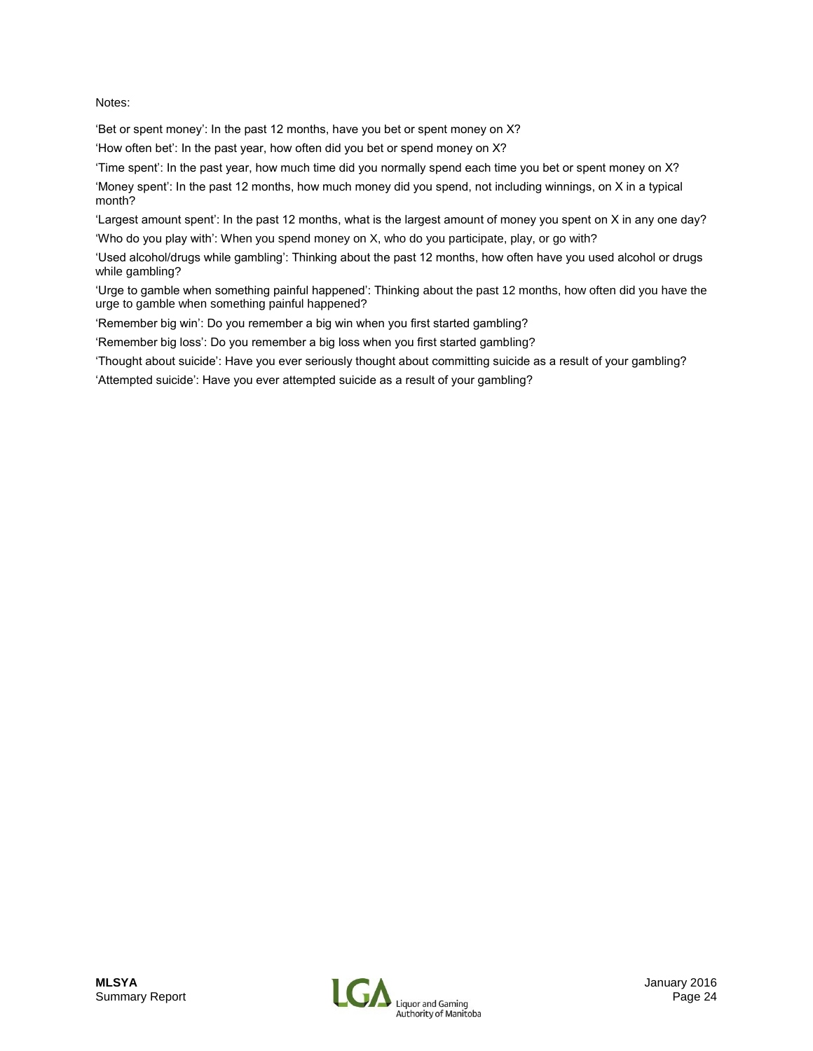Notes:

'Bet or spent money': In the past 12 months, have you bet or spent money on X?

'How often bet': In the past year, how often did you bet or spend money on X?

'Time spent': In the past year, how much time did you normally spend each time you bet or spent money on X?

'Money spent': In the past 12 months, how much money did you spend, not including winnings, on X in a typical month?

'Largest amount spent': In the past 12 months, what is the largest amount of money you spent on X in any one day?

'Who do you play with': When you spend money on X, who do you participate, play, or go with?

'Used alcohol/drugs while gambling': Thinking about the past 12 months, how often have you used alcohol or drugs while gambling?

'Urge to gamble when something painful happened': Thinking about the past 12 months, how often did you have the urge to gamble when something painful happened?

'Remember big win': Do you remember a big win when you first started gambling?

'Remember big loss': Do you remember a big loss when you first started gambling?

'Thought about suicide': Have you ever seriously thought about committing suicide as a result of your gambling?

'Attempted suicide': Have you ever attempted suicide as a result of your gambling?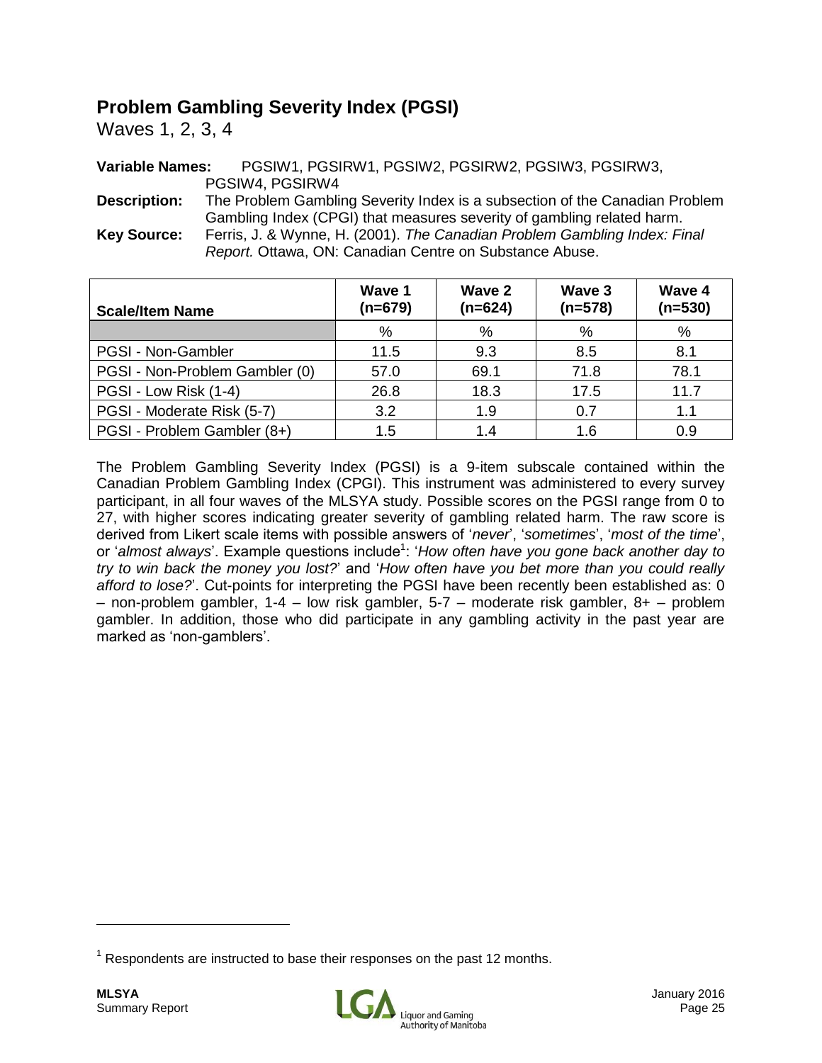## Problem Gambling Severity Index (PGSI)

Waves 1, 2, 3, 4

**Variable Names:** PGSIW1, PGSIRW1, PGSIW2, PGSIRW2, PGSIW3, PGSIRW3, PGSIW4, PGSIRW4

**Description:** The Problem Gambling Severity Index is a subsection of the Canadian Problem Gambling Index (CPGI) that measures severity of gambling related harm.

**Key Source:** Ferris, J. & Wynne, H. (2001). *The Canadian Problem Gambling Index: Final Report.* Ottawa, ON: Canadian Centre on Substance Abuse.

| Scale/Item Name | Wave 1 (n=679) | Wave 2 (n=624) | Wave 3 (n=578) | Wave 4 (n=530) |
|---|---|---|---|---|
| | % | % | % | % |
| PGSI - Non-Gambler | 11.5 | 9.3 | 8.5 | 8.1 |
| PGSI - Non-Problem Gambler (0) | 57.0 | 69.1 | 71.8 | 78.1 |
| PGSI - Low Risk (1-4) | 26.8 | 18.3 | 17.5 | 11.7 |
| PGSI - Moderate Risk (5-7) | 3.2 | 1.9 | 0.7 | 1.1 |
| PGSI - Problem Gambler (8+) | 1.5 | 1.4 | 1.6 | 0.9 |

The Problem Gambling Severity Index (PGSI) is a 9-item subscale contained within the Canadian Problem Gambling Index (CPGI). This instrument was administered to every survey participant, in all four waves of the MLSYA study. Possible scores on the PGSI range from 0 to 27, with higher scores indicating greater severity of gambling related harm. The raw score is derived from Likert scale items with possible answers of '*never*', '*sometimes*', '*most of the time*', or '*almost always*'. Example questions include[1]: '*How often have you gone back another day to try to win back the money you lost?*' and '*How often have you bet more than you could really afford to lose?*'. Cut-points for interpreting the PGSI have been recently been established as: 0 – non-problem gambler, 1-4 – low risk gambler, 5-7 – moderate risk gambler, 8+ – problem gambler. In addition, those who did participate in any gambling activity in the past year are marked as 'non-gamblers'.

[1] Respondents are instructed to base their responses on the past 12 months.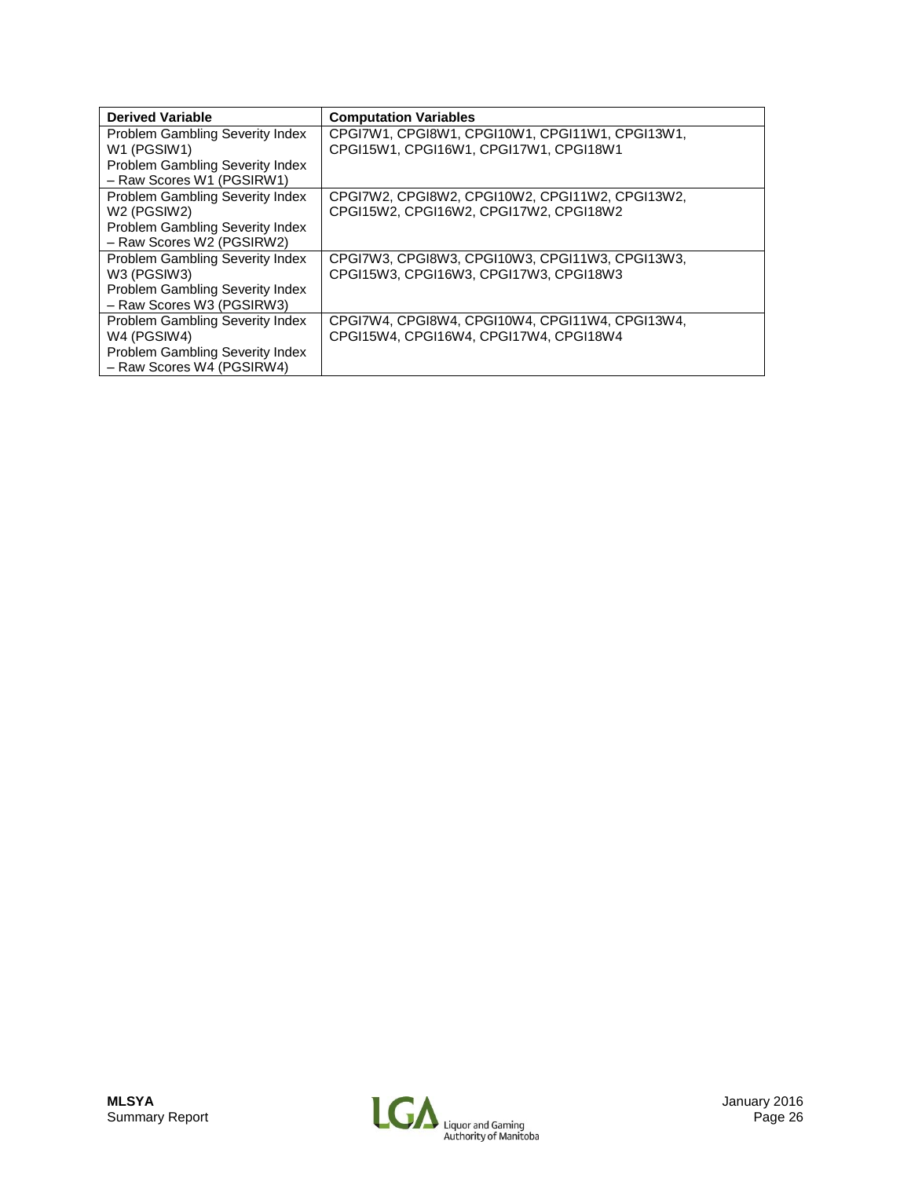| Derived Variable | Computation Variables |
| --- | --- |
| Problem Gambling Severity Index W1 (PGSIW1)<br>Problem Gambling Severity Index – Raw Scores W1 (PGSIRW1) | CPGI7W1, CPGI8W1, CPGI10W1, CPGI11W1, CPGI13W1, CPGI15W1, CPGI16W1, CPGI17W1, CPGI18W1 |
| Problem Gambling Severity Index W2 (PGSIW2)<br>Problem Gambling Severity Index – Raw Scores W2 (PGSIRW2) | CPGI7W2, CPGI8W2, CPGI10W2, CPGI11W2, CPGI13W2, CPGI15W2, CPGI16W2, CPGI17W2, CPGI18W2 |
| Problem Gambling Severity Index W3 (PGSIW3)<br>Problem Gambling Severity Index – Raw Scores W3 (PGSIRW3) | CPGI7W3, CPGI8W3, CPGI10W3, CPGI11W3, CPGI13W3, CPGI15W3, CPGI16W3, CPGI17W3, CPGI18W3 |
| Problem Gambling Severity Index W4 (PGSIW4)<br>Problem Gambling Severity Index – Raw Scores W4 (PGSIRW4) | CPGI7W4, CPGI8W4, CPGI10W4, CPGI11W4, CPGI13W4, CPGI15W4, CPGI16W4, CPGI17W4, CPGI18W4 |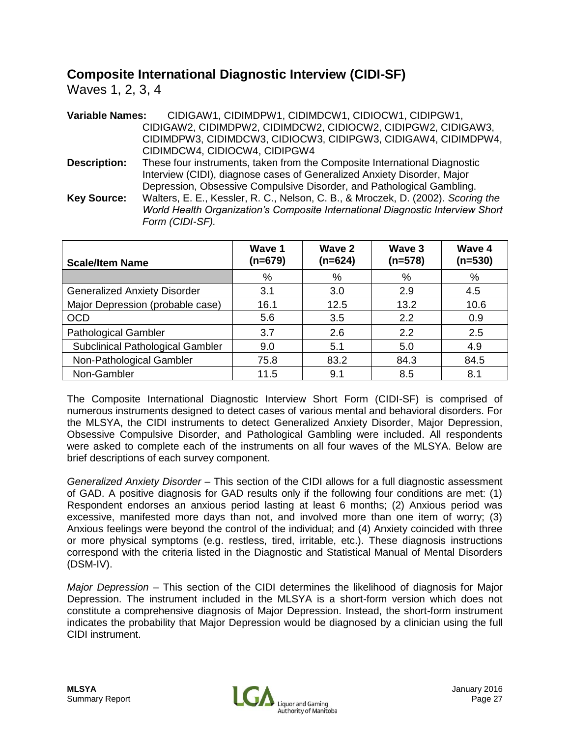## Composite International Diagnostic Interview (CIDI-SF)

Waves 1, 2, 3, 4

**Variable Names:** CIDIGAW1, CIDIMDPW1, CIDIMDCW1, CIDIOCW1, CIDIPGW1, CIDIGAW2, CIDIMDPW2, CIDIMDCW2, CIDIOCW2, CIDIPGW2, CIDIGAW3, CIDIMDPW3, CIDIMDCW3, CIDIOCW3, CIDIPGW3, CIDIGAW4, CIDIMDPW4, CIDIMDCW4, CIDIOCW4, CIDIPGW4

**Description:** These four instruments, taken from the Composite International Diagnostic Interview (CIDI), diagnose cases of Generalized Anxiety Disorder, Major Depression, Obsessive Compulsive Disorder, and Pathological Gambling.

**Key Source:** Walters, E. E., Kessler, R. C., Nelson, C. B., & Mroczek, D. (2002). *Scoring the World Health Organization's Composite International Diagnostic Interview Short Form (CIDI-SF).*

| Scale/Item Name | Wave 1 (n=679) | Wave 2 (n=624) | Wave 3 (n=578) | Wave 4 (n=530) |
|---|---|---|---|---|
| | % | % | % | % |
| Generalized Anxiety Disorder | 3.1 | 3.0 | 2.9 | 4.5 |
| Major Depression (probable case) | 16.1 | 12.5 | 13.2 | 10.6 |
| OCD | 5.6 | 3.5 | 2.2 | 0.9 |
| Pathological Gambler | 3.7 | 2.6 | 2.2 | 2.5 |
| Subclinical Pathological Gambler | 9.0 | 5.1 | 5.0 | 4.9 |
| Non-Pathological Gambler | 75.8 | 83.2 | 84.3 | 84.5 |
| Non-Gambler | 11.5 | 9.1 | 8.5 | 8.1 |

The Composite International Diagnostic Interview Short Form (CIDI-SF) is comprised of numerous instruments designed to detect cases of various mental and behavioral disorders. For the MLSYA, the CIDI instruments to detect Generalized Anxiety Disorder, Major Depression, Obsessive Compulsive Disorder, and Pathological Gambling were included. All respondents were asked to complete each of the instruments on all four waves of the MLSYA. Below are brief descriptions of each survey component.

*Generalized Anxiety Disorder* – This section of the CIDI allows for a full diagnostic assessment of GAD. A positive diagnosis for GAD results only if the following four conditions are met: (1) Respondent endorses an anxious period lasting at least 6 months; (2) Anxious period was excessive, manifested more days than not, and involved more than one item of worry; (3) Anxious feelings were beyond the control of the individual; and (4) Anxiety coincided with three or more physical symptoms (e.g. restless, tired, irritable, etc.). These diagnosis instructions correspond with the criteria listed in the Diagnostic and Statistical Manual of Mental Disorders (DSM-IV).

*Major Depression* – This section of the CIDI determines the likelihood of diagnosis for Major Depression. The instrument included in the MLSYA is a short-form version which does not constitute a comprehensive diagnosis of Major Depression. Instead, the short-form instrument indicates the probability that Major Depression would be diagnosed by a clinician using the full CIDI instrument.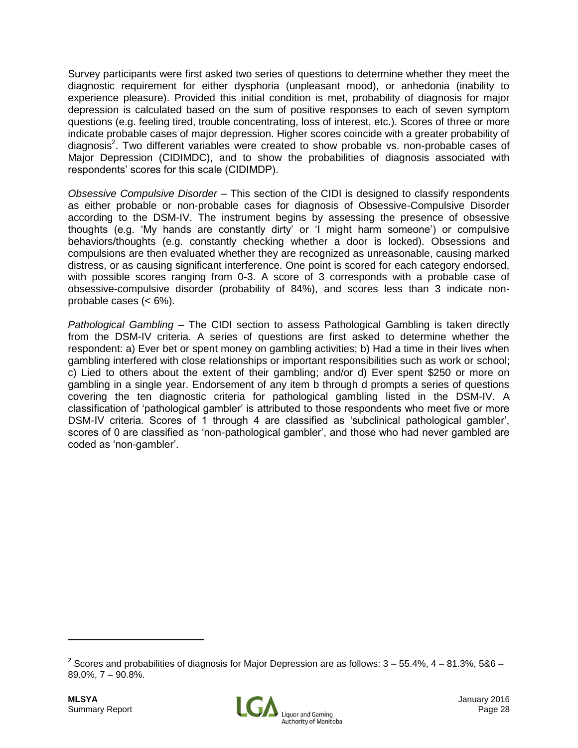Survey participants were first asked two series of questions to determine whether they meet the diagnostic requirement for either dysphoria (unpleasant mood), or anhedonia (inability to experience pleasure). Provided this initial condition is met, probability of diagnosis for major depression is calculated based on the sum of positive responses to each of seven symptom questions (e.g. feeling tired, trouble concentrating, loss of interest, etc.). Scores of three or more indicate probable cases of major depression. Higher scores coincide with a greater probability of diagnosis[2]. Two different variables were created to show probable vs. non-probable cases of Major Depression (CIDIMDC), and to show the probabilities of diagnosis associated with respondents' scores for this scale (CIDIMDP).

*Obsessive Compulsive Disorder* – This section of the CIDI is designed to classify respondents as either probable or non-probable cases for diagnosis of Obsessive-Compulsive Disorder according to the DSM-IV. The instrument begins by assessing the presence of obsessive thoughts (e.g. 'My hands are constantly dirty' or 'I might harm someone') or compulsive behaviors/thoughts (e.g. constantly checking whether a door is locked). Obsessions and compulsions are then evaluated whether they are recognized as unreasonable, causing marked distress, or as causing significant interference. One point is scored for each category endorsed, with possible scores ranging from 0-3. A score of 3 corresponds with a probable case of obsessive-compulsive disorder (probability of 84%), and scores less than 3 indicate non-probable cases (< 6%).

*Pathological Gambling* – The CIDI section to assess Pathological Gambling is taken directly from the DSM-IV criteria. A series of questions are first asked to determine whether the respondent: a) Ever bet or spent money on gambling activities; b) Had a time in their lives when gambling interfered with close relationships or important responsibilities such as work or school; c) Lied to others about the extent of their gambling; and/or d) Ever spent $250 or more on gambling in a single year. Endorsement of any item b through d prompts a series of questions covering the ten diagnostic criteria for pathological gambling listed in the DSM-IV. A classification of 'pathological gambler' is attributed to those respondents who meet five or more DSM-IV criteria. Scores of 1 through 4 are classified as 'subclinical pathological gambler', scores of 0 are classified as 'non-pathological gambler', and those who had never gambled are coded as 'non-gambler'.

---

[2] Scores and probabilities of diagnosis for Major Depression are as follows: 3 – 55.4%, 4 – 81.3%, 5&6 – 89.0%, 7 – 90.8%.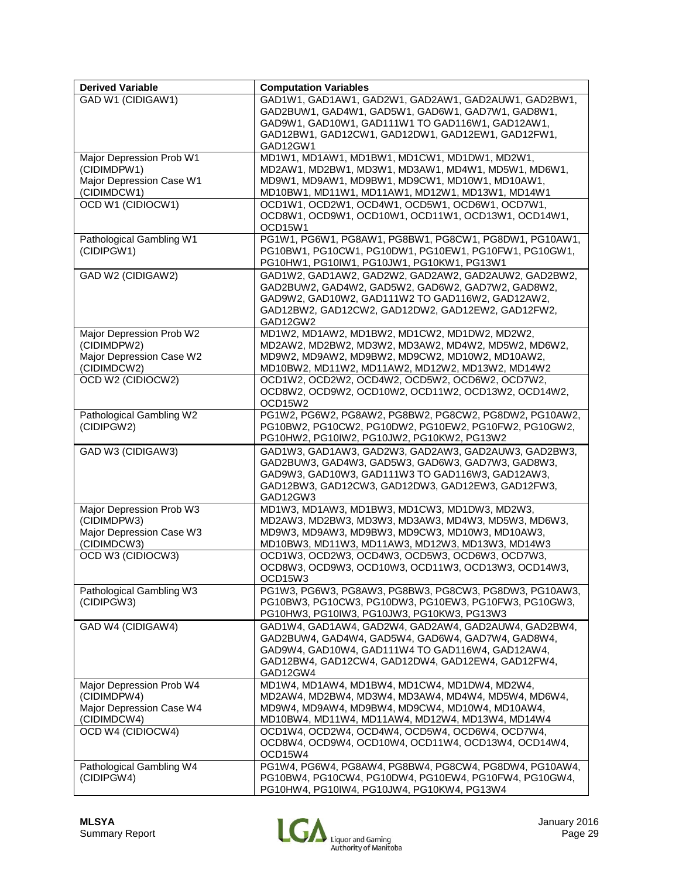| Derived Variable | Computation Variables |
|---|---|
| GAD W1 (CIDIGAW1) | GAD1W1, GAD1AW1, GAD2W1, GAD2AW1, GAD2AUW1, GAD2BW1, GAD2BUW1, GAD4W1, GAD5W1, GAD6W1, GAD7W1, GAD8W1, GAD9W1, GAD10W1, GAD111W1 TO GAD116W1, GAD12AW1, GAD12BW1, GAD12CW1, GAD12DW1, GAD12EW1, GAD12FW1, GAD12GW1 |
| Major Depression Prob W1 (CIDIMDPW1) Major Depression Case W1 (CIDIMDCW1) | MD1W1, MD1AW1, MD1BW1, MD1CW1, MD1DW1, MD2W1, MD2AW1, MD2BW1, MD3W1, MD3AW1, MD4W1, MD5W1, MD6W1, MD9W1, MD9AW1, MD9BW1, MD9CW1, MD10W1, MD10AW1, MD10BW1, MD11W1, MD11AW1, MD12W1, MD13W1, MD14W1 |
| OCD W1 (CIDIOCW1) | OCD1W1, OCD2W1, OCD4W1, OCD5W1, OCD6W1, OCD7W1, OCD8W1, OCD9W1, OCD10W1, OCD11W1, OCD13W1, OCD14W1, OCD15W1 |
| Pathological Gambling W1 (CIDIPGW1) | PG1W1, PG6W1, PG8AW1, PG8BW1, PG8CW1, PG8DW1, PG10AW1, PG10BW1, PG10CW1, PG10DW1, PG10EW1, PG10FW1, PG10GW1, PG10HW1, PG10IW1, PG10JW1, PG10KW1, PG13W1 |
| GAD W2 (CIDIGAW2) | GAD1W2, GAD1AW2, GAD2W2, GAD2AW2, GAD2AUW2, GAD2BW2, GAD2BUW2, GAD4W2, GAD5W2, GAD6W2, GAD7W2, GAD8W2, GAD9W2, GAD10W2, GAD111W2 TO GAD116W2, GAD12AW2, GAD12BW2, GAD12CW2, GAD12DW2, GAD12EW2, GAD12FW2, GAD12GW2 |
| Major Depression Prob W2 (CIDIMDPW2) Major Depression Case W2 (CIDIMDCW2) | MD1W2, MD1AW2, MD1BW2, MD1CW2, MD1DW2, MD2W2, MD2AW2, MD2BW2, MD3W2, MD3AW2, MD4W2, MD5W2, MD6W2, MD9W2, MD9AW2, MD9BW2, MD9CW2, MD10W2, MD10AW2, MD10BW2, MD11W2, MD11AW2, MD12W2, MD13W2, MD14W2 |
| OCD W2 (CIDIOCW2) | OCD1W2, OCD2W2, OCD4W2, OCD5W2, OCD6W2, OCD7W2, OCD8W2, OCD9W2, OCD10W2, OCD11W2, OCD13W2, OCD14W2, OCD15W2 |
| Pathological Gambling W2 (CIDIPGW2) | PG1W2, PG6W2, PG8AW2, PG8BW2, PG8CW2, PG8DW2, PG10AW2, PG10BW2, PG10CW2, PG10DW2, PG10EW2, PG10FW2, PG10GW2, PG10HW2, PG10IW2, PG10JW2, PG10KW2, PG13W2 |
| GAD W3 (CIDIGAW3) | GAD1W3, GAD1AW3, GAD2W3, GAD2AW3, GAD2AUW3, GAD2BW3, GAD2BUW3, GAD4W3, GAD5W3, GAD6W3, GAD7W3, GAD8W3, GAD9W3, GAD10W3, GAD111W3 TO GAD116W3, GAD12AW3, GAD12BW3, GAD12CW3, GAD12DW3, GAD12EW3, GAD12FW3, GAD12GW3 |
| Major Depression Prob W3 (CIDIMDPW3) Major Depression Case W3 (CIDIMDCW3) | MD1W3, MD1AW3, MD1BW3, MD1CW3, MD1DW3, MD2W3, MD2AW3, MD2BW3, MD3W3, MD3AW3, MD4W3, MD5W3, MD6W3, MD9W3, MD9AW3, MD9BW3, MD9CW3, MD10W3, MD10AW3, MD10BW3, MD11W3, MD11AW3, MD12W3, MD13W3, MD14W3 |
| OCD W3 (CIDIOCW3) | OCD1W3, OCD2W3, OCD4W3, OCD5W3, OCD6W3, OCD7W3, OCD8W3, OCD9W3, OCD10W3, OCD11W3, OCD13W3, OCD14W3, OCD15W3 |
| Pathological Gambling W3 (CIDIPGW3) | PG1W3, PG6W3, PG8AW3, PG8BW3, PG8CW3, PG8DW3, PG10AW3, PG10BW3, PG10CW3, PG10DW3, PG10EW3, PG10FW3, PG10GW3, PG10HW3, PG10IW3, PG10JW3, PG10KW3, PG13W3 |
| GAD W4 (CIDIGAW4) | GAD1W4, GAD1AW4, GAD2W4, GAD2AW4, GAD2AUW4, GAD2BW4, GAD2BUW4, GAD4W4, GAD5W4, GAD6W4, GAD7W4, GAD8W4, GAD9W4, GAD10W4, GAD111W4 TO GAD116W4, GAD12AW4, GAD12BW4, GAD12CW4, GAD12DW4, GAD12EW4, GAD12FW4, GAD12GW4 |
| Major Depression Prob W4 (CIDIMDPW4) Major Depression Case W4 (CIDIMDCW4) | MD1W4, MD1AW4, MD1BW4, MD1CW4, MD1DW4, MD2W4, MD2AW4, MD2BW4, MD3W4, MD3AW4, MD4W4, MD5W4, MD6W4, MD9W4, MD9AW4, MD9BW4, MD9CW4, MD10W4, MD10AW4, MD10BW4, MD11W4, MD11AW4, MD12W4, MD13W4, MD14W4 |
| OCD W4 (CIDIOCW4) | OCD1W4, OCD2W4, OCD4W4, OCD5W4, OCD6W4, OCD7W4, OCD8W4, OCD9W4, OCD10W4, OCD11W4, OCD13W4, OCD14W4, OCD15W4 |
| Pathological Gambling W4 (CIDIPGW4) | PG1W4, PG6W4, PG8AW4, PG8BW4, PG8CW4, PG8DW4, PG10AW4, PG10BW4, PG10CW4, PG10DW4, PG10EW4, PG10FW4, PG10GW4, PG10HW4, PG10IW4, PG10JW4, PG10KW4, PG13W4 |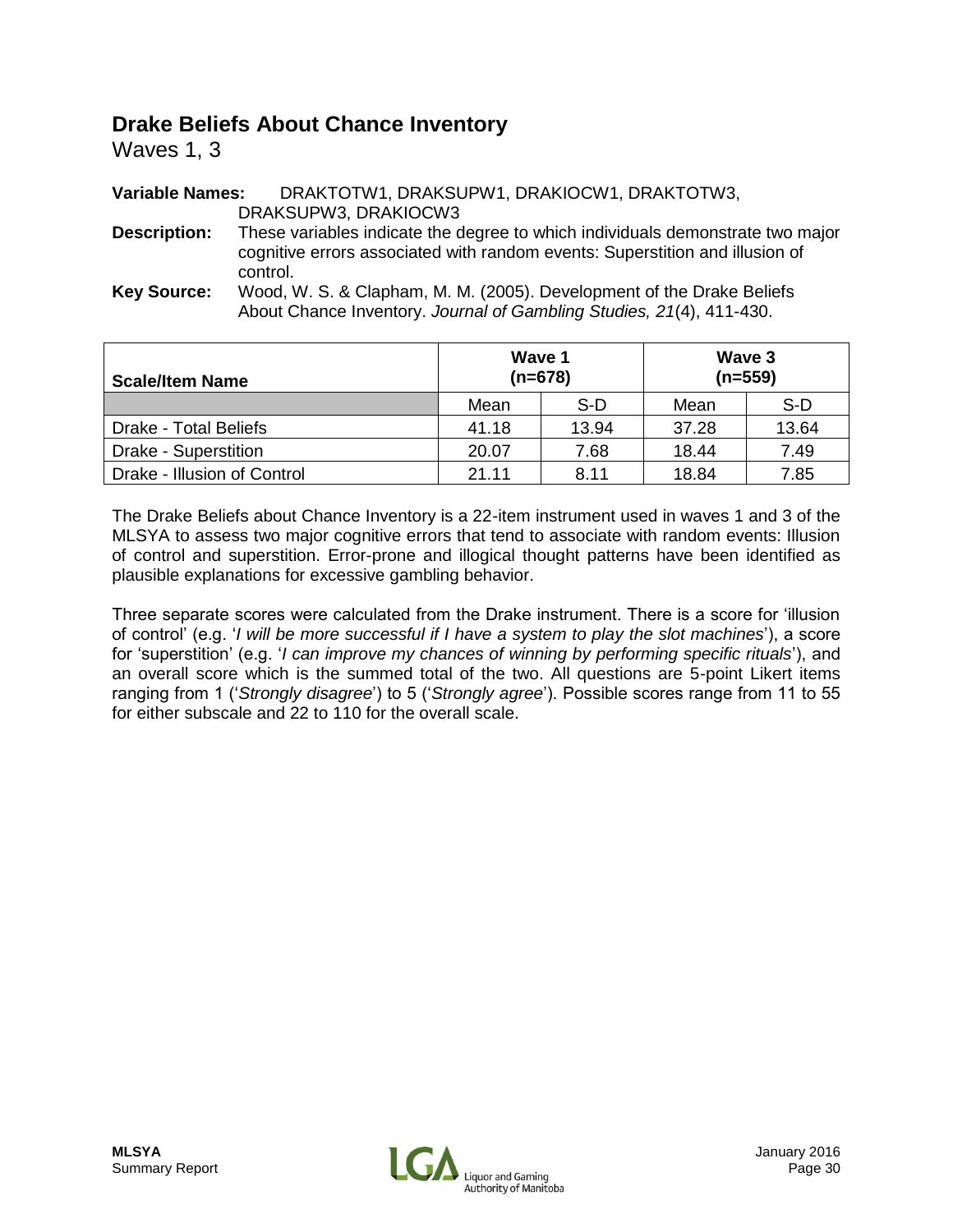## Drake Beliefs About Chance Inventory

Waves 1, 3

**Variable Names:** DRAKTOTW1, DRAKSUPW1, DRAKIOCW1, DRAKTOTW3, DRAKSUPW3, DRAKIOCW3

**Description:** These variables indicate the degree to which individuals demonstrate two major cognitive errors associated with random events: Superstition and illusion of control.

**Key Source:** Wood, W. S. & Clapham, M. M. (2005). Development of the Drake Beliefs About Chance Inventory. *Journal of Gambling Studies, 21*(4), 411-430.

| Scale/Item Name | Wave 1 (n=678) | | Wave 3 (n=559) | |
|---|---|---|---|---|
| | Mean | S-D | Mean | S-D |
| Drake - Total Beliefs | 41.18 | 13.94 | 37.28 | 13.64 |
| Drake - Superstition | 20.07 | 7.68 | 18.44 | 7.49 |
| Drake - Illusion of Control | 21.11 | 8.11 | 18.84 | 7.85 |

The Drake Beliefs about Chance Inventory is a 22-item instrument used in waves 1 and 3 of the MLSYA to assess two major cognitive errors that tend to associate with random events: Illusion of control and superstition. Error-prone and illogical thought patterns have been identified as plausible explanations for excessive gambling behavior.

Three separate scores were calculated from the Drake instrument. There is a score for 'illusion of control' (e.g. '*I will be more successful if I have a system to play the slot machines*'), a score for 'superstition' (e.g. '*I can improve my chances of winning by performing specific rituals*'), and an overall score which is the summed total of the two. All questions are 5-point Likert items ranging from 1 ('*Strongly disagree*') to 5 ('*Strongly agree*'). Possible scores range from 11 to 55 for either subscale and 22 to 110 for the overall scale.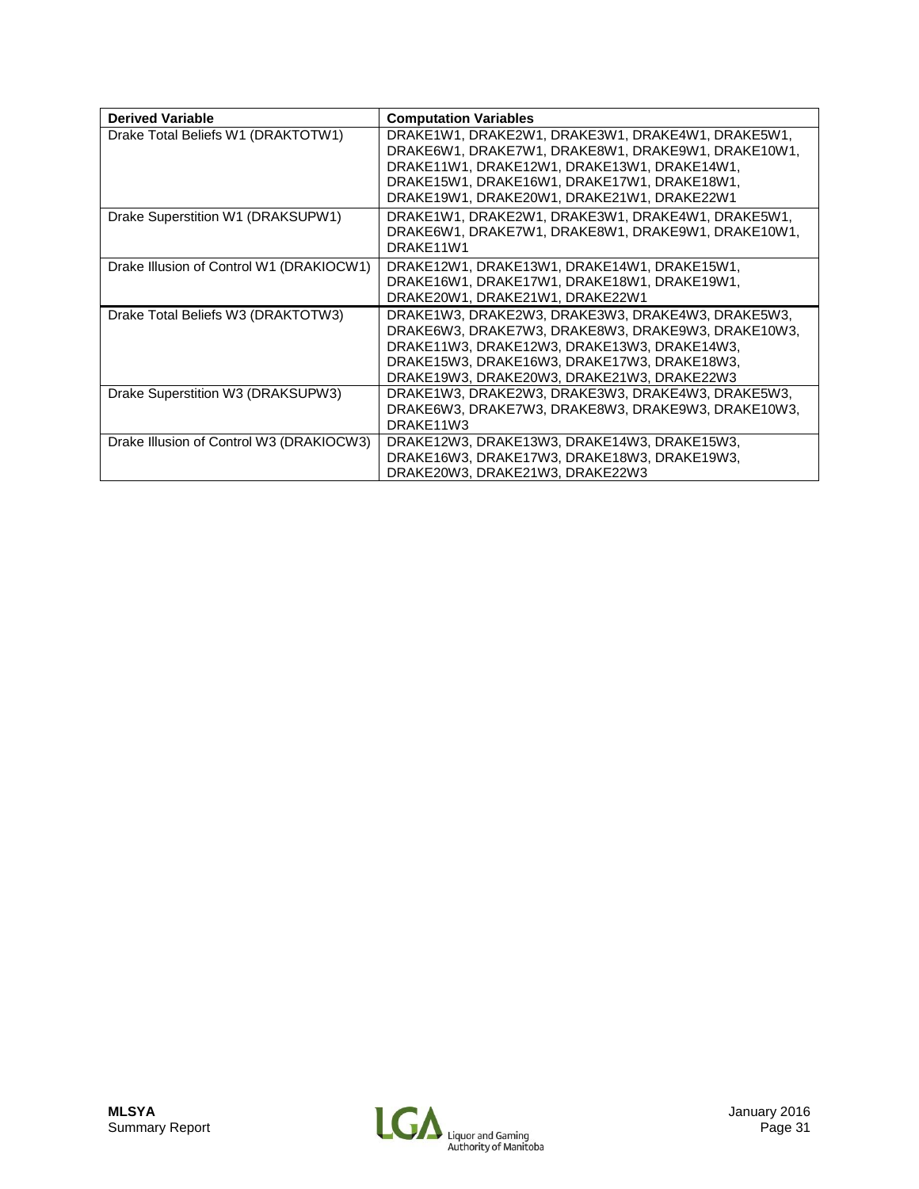| Derived Variable | Computation Variables |
|---|---|
| Drake Total Beliefs W1 (DRAKTOTW1) | DRAKE1W1, DRAKE2W1, DRAKE3W1, DRAKE4W1, DRAKE5W1, DRAKE6W1, DRAKE7W1, DRAKE8W1, DRAKE9W1, DRAKE10W1, DRAKE11W1, DRAKE12W1, DRAKE13W1, DRAKE14W1, DRAKE15W1, DRAKE16W1, DRAKE17W1, DRAKE18W1, DRAKE19W1, DRAKE20W1, DRAKE21W1, DRAKE22W1 |
| Drake Superstition W1 (DRAKSUPW1) | DRAKE1W1, DRAKE2W1, DRAKE3W1, DRAKE4W1, DRAKE5W1, DRAKE6W1, DRAKE7W1, DRAKE8W1, DRAKE9W1, DRAKE10W1, DRAKE11W1 |
| Drake Illusion of Control W1 (DRAKIOCW1) | DRAKE12W1, DRAKE13W1, DRAKE14W1, DRAKE15W1, DRAKE16W1, DRAKE17W1, DRAKE18W1, DRAKE19W1, DRAKE20W1, DRAKE21W1, DRAKE22W1 |
| Drake Total Beliefs W3 (DRAKTOTW3) | DRAKE1W3, DRAKE2W3, DRAKE3W3, DRAKE4W3, DRAKE5W3, DRAKE6W3, DRAKE7W3, DRAKE8W3, DRAKE9W3, DRAKE10W3, DRAKE11W3, DRAKE12W3, DRAKE13W3, DRAKE14W3, DRAKE15W3, DRAKE16W3, DRAKE17W3, DRAKE18W3, DRAKE19W3, DRAKE20W3, DRAKE21W3, DRAKE22W3 |
| Drake Superstition W3 (DRAKSUPW3) | DRAKE1W3, DRAKE2W3, DRAKE3W3, DRAKE4W3, DRAKE5W3, DRAKE6W3, DRAKE7W3, DRAKE8W3, DRAKE9W3, DRAKE10W3, DRAKE11W3 |
| Drake Illusion of Control W3 (DRAKIOCW3) | DRAKE12W3, DRAKE13W3, DRAKE14W3, DRAKE15W3, DRAKE16W3, DRAKE17W3, DRAKE18W3, DRAKE19W3, DRAKE20W3, DRAKE21W3, DRAKE22W3 |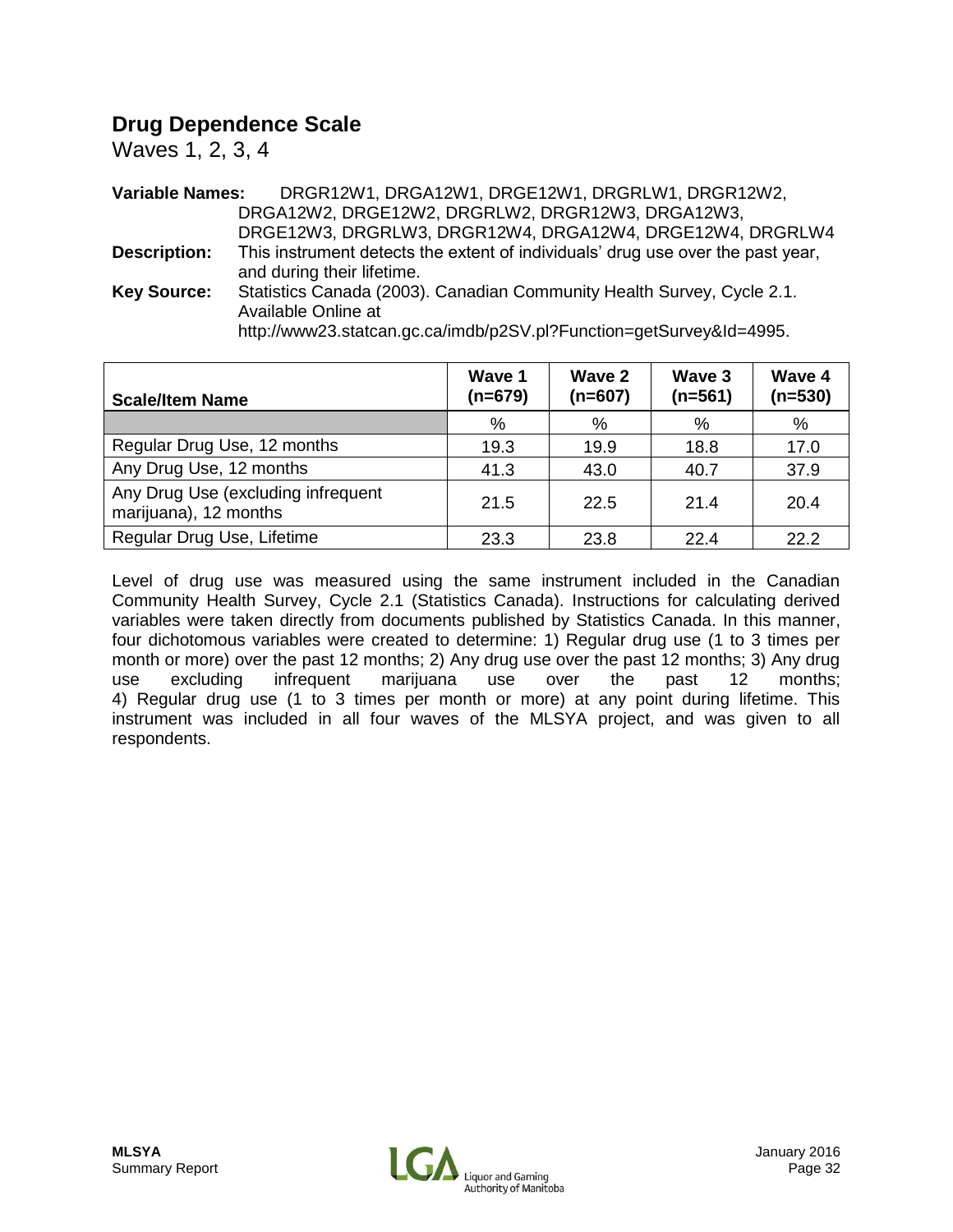## Drug Dependence Scale

Waves 1, 2, 3, 4

**Variable Names:** DRGR12W1, DRGA12W1, DRGE12W1, DRGRLW1, DRGR12W2, DRGA12W2, DRGE12W2, DRGRLW2, DRGR12W3, DRGA12W3, DRGE12W3, DRGRLW3, DRGR12W4, DRGA12W4, DRGE12W4, DRGRLW4

**Description:** This instrument detects the extent of individuals' drug use over the past year, and during their lifetime.

**Key Source:** Statistics Canada (2003). Canadian Community Health Survey, Cycle 2.1. Available Online at http://www23.statcan.gc.ca/imdb/p2SV.pl?Function=getSurvey&Id=4995.

| Scale/Item Name | Wave 1 (n=679) | Wave 2 (n=607) | Wave 3 (n=561) | Wave 4 (n=530) |
|---|---|---|---|---|
| | % | % | % | % |
| Regular Drug Use, 12 months | 19.3 | 19.9 | 18.8 | 17.0 |
| Any Drug Use, 12 months | 41.3 | 43.0 | 40.7 | 37.9 |
| Any Drug Use (excluding infrequent marijuana), 12 months | 21.5 | 22.5 | 21.4 | 20.4 |
| Regular Drug Use, Lifetime | 23.3 | 23.8 | 22.4 | 22.2 |

Level of drug use was measured using the same instrument included in the Canadian Community Health Survey, Cycle 2.1 (Statistics Canada). Instructions for calculating derived variables were taken directly from documents published by Statistics Canada. In this manner, four dichotomous variables were created to determine: 1) Regular drug use (1 to 3 times per month or more) over the past 12 months; 2) Any drug use over the past 12 months; 3) Any drug use excluding infrequent marijuana use over the past 12 months; 4) Regular drug use (1 to 3 times per month or more) at any point during lifetime. This instrument was included in all four waves of the MLSYA project, and was given to all respondents.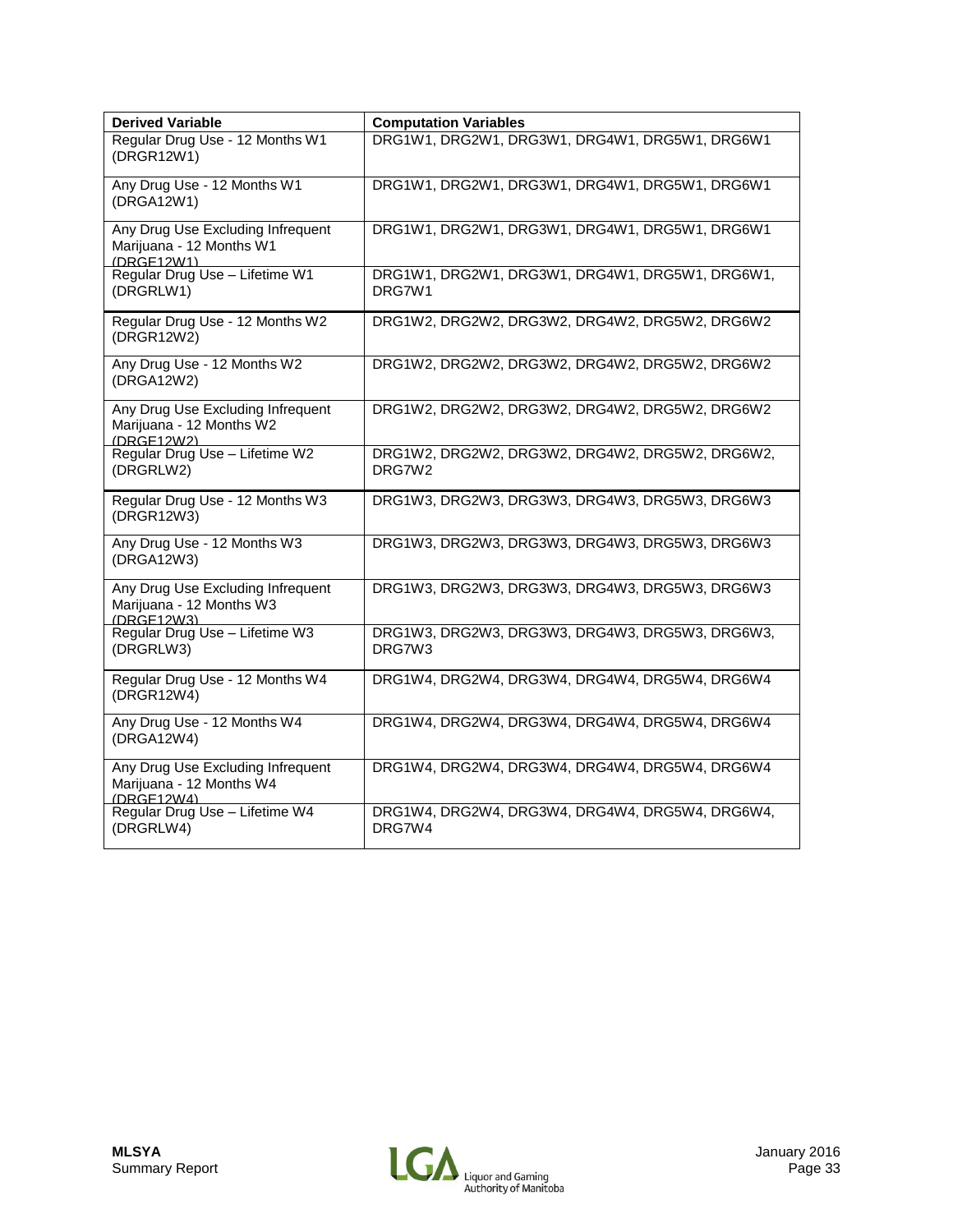| Derived Variable | Computation Variables |
| --- | --- |
| Regular Drug Use - 12 Months W1 (DRGR12W1) | DRG1W1, DRG2W1, DRG3W1, DRG4W1, DRG5W1, DRG6W1 |
| Any Drug Use - 12 Months W1 (DRGA12W1) | DRG1W1, DRG2W1, DRG3W1, DRG4W1, DRG5W1, DRG6W1 |
| Any Drug Use Excluding Infrequent Marijuana - 12 Months W1 (DRGE12W1) | DRG1W1, DRG2W1, DRG3W1, DRG4W1, DRG5W1, DRG6W1 |
| Regular Drug Use – Lifetime W1 (DRGRLW1) | DRG1W1, DRG2W1, DRG3W1, DRG4W1, DRG5W1, DRG6W1, DRG7W1 |
| Regular Drug Use - 12 Months W2 (DRGR12W2) | DRG1W2, DRG2W2, DRG3W2, DRG4W2, DRG5W2, DRG6W2 |
| Any Drug Use - 12 Months W2 (DRGA12W2) | DRG1W2, DRG2W2, DRG3W2, DRG4W2, DRG5W2, DRG6W2 |
| Any Drug Use Excluding Infrequent Marijuana - 12 Months W2 (DRGE12W2) | DRG1W2, DRG2W2, DRG3W2, DRG4W2, DRG5W2, DRG6W2 |
| Regular Drug Use – Lifetime W2 (DRGRLW2) | DRG1W2, DRG2W2, DRG3W2, DRG4W2, DRG5W2, DRG6W2, DRG7W2 |
| Regular Drug Use - 12 Months W3 (DRGR12W3) | DRG1W3, DRG2W3, DRG3W3, DRG4W3, DRG5W3, DRG6W3 |
| Any Drug Use - 12 Months W3 (DRGA12W3) | DRG1W3, DRG2W3, DRG3W3, DRG4W3, DRG5W3, DRG6W3 |
| Any Drug Use Excluding Infrequent Marijuana - 12 Months W3 (DRGE12W3) | DRG1W3, DRG2W3, DRG3W3, DRG4W3, DRG5W3, DRG6W3 |
| Regular Drug Use – Lifetime W3 (DRGRLW3) | DRG1W3, DRG2W3, DRG3W3, DRG4W3, DRG5W3, DRG6W3, DRG7W3 |
| Regular Drug Use - 12 Months W4 (DRGR12W4) | DRG1W4, DRG2W4, DRG3W4, DRG4W4, DRG5W4, DRG6W4 |
| Any Drug Use - 12 Months W4 (DRGA12W4) | DRG1W4, DRG2W4, DRG3W4, DRG4W4, DRG5W4, DRG6W4 |
| Any Drug Use Excluding Infrequent Marijuana - 12 Months W4 (DRGE12W4) | DRG1W4, DRG2W4, DRG3W4, DRG4W4, DRG5W4, DRG6W4 |
| Regular Drug Use – Lifetime W4 (DRGRLW4) | DRG1W4, DRG2W4, DRG3W4, DRG4W4, DRG5W4, DRG6W4, DRG7W4 |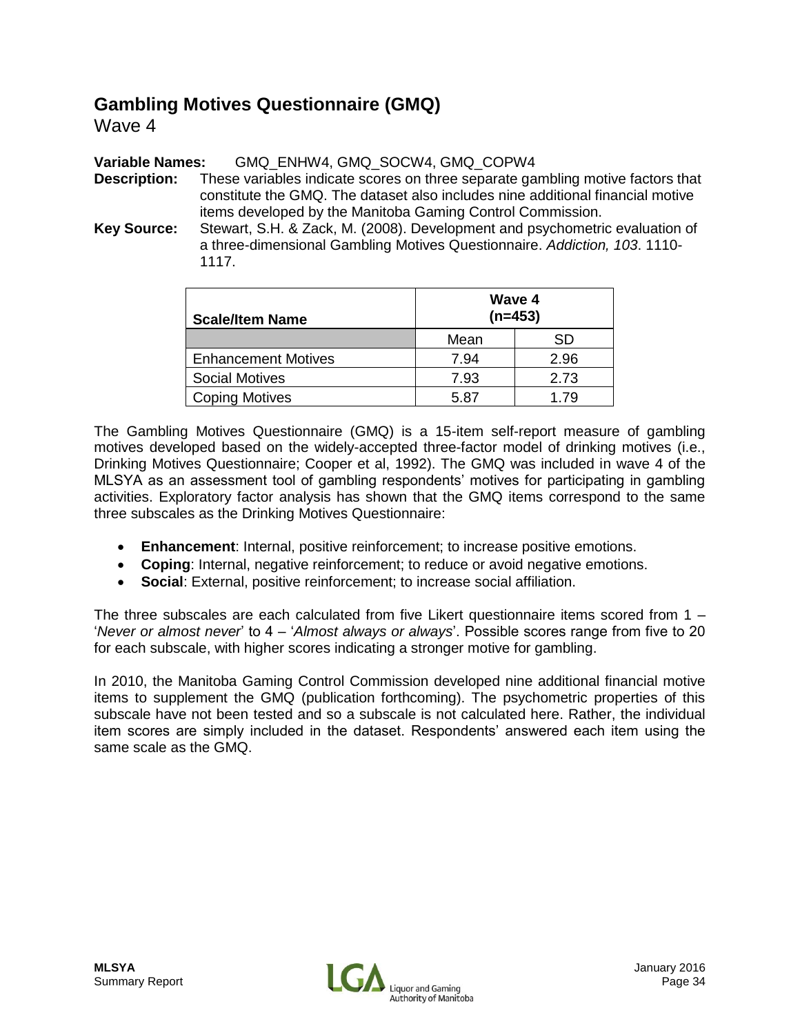## Gambling Motives Questionnaire (GMQ)

Wave 4

**Variable Names:** GMQ_ENHW4, GMQ_SOCW4, GMQ_COPW4

**Description:** These variables indicate scores on three separate gambling motive factors that constitute the GMQ. The dataset also includes nine additional financial motive items developed by the Manitoba Gaming Control Commission.

**Key Source:** Stewart, S.H. & Zack, M. (2008). Development and psychometric evaluation of a three-dimensional Gambling Motives Questionnaire. *Addiction, 103*. 1110-1117.

| Scale/Item Name | Wave 4 (n=453) | |
|---|---|---|
| | Mean | SD |
| Enhancement Motives | 7.94 | 2.96 |
| Social Motives | 7.93 | 2.73 |
| Coping Motives | 5.87 | 1.79 |

The Gambling Motives Questionnaire (GMQ) is a 15-item self-report measure of gambling motives developed based on the widely-accepted three-factor model of drinking motives (i.e., Drinking Motives Questionnaire; Cooper et al, 1992). The GMQ was included in wave 4 of the MLSYA as an assessment tool of gambling respondents' motives for participating in gambling activities. Exploratory factor analysis has shown that the GMQ items correspond to the same three subscales as the Drinking Motives Questionnaire:

- **Enhancement**: Internal, positive reinforcement; to increase positive emotions.
- **Coping**: Internal, negative reinforcement; to reduce or avoid negative emotions.
- **Social**: External, positive reinforcement; to increase social affiliation.

The three subscales are each calculated from five Likert questionnaire items scored from 1 – '*Never or almost never*' to 4 – '*Almost always or always*'. Possible scores range from five to 20 for each subscale, with higher scores indicating a stronger motive for gambling.

In 2010, the Manitoba Gaming Control Commission developed nine additional financial motive items to supplement the GMQ (publication forthcoming). The psychometric properties of this subscale have not been tested and so a subscale is not calculated here. Rather, the individual item scores are simply included in the dataset. Respondents' answered each item using the same scale as the GMQ.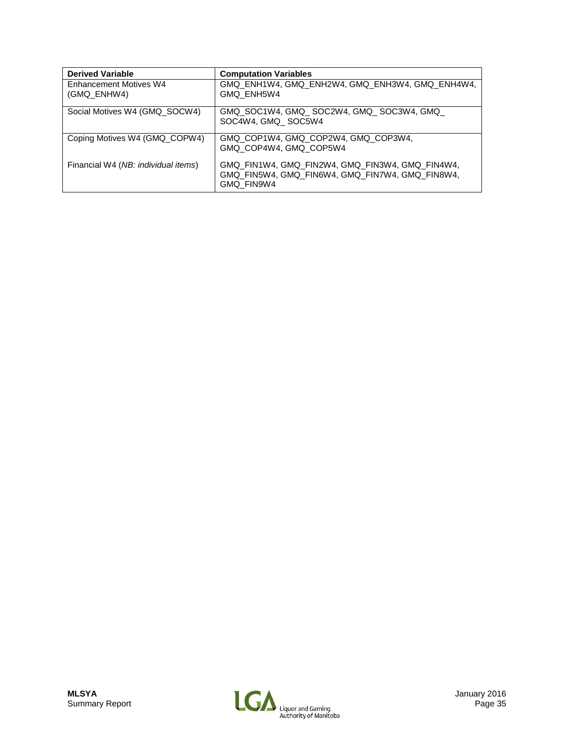| Derived Variable | Computation Variables |
| --- | --- |
| Enhancement Motives W4 (GMQ_ENHW4) | GMQ_ENH1W4, GMQ_ENH2W4, GMQ_ENH3W4, GMQ_ENH4W4, GMQ_ENH5W4 |
| Social Motives W4 (GMQ_SOCW4) | GMQ_SOC1W4, GMQ_ SOC2W4, GMQ_ SOC3W4, GMQ_ SOC4W4, GMQ_ SOC5W4 |
| Coping Motives W4 (GMQ_COPW4) | GMQ_COP1W4, GMQ_COP2W4, GMQ_COP3W4, GMQ_COP4W4, GMQ_COP5W4 |
| Financial W4 (*NB: individual items*) | GMQ_FIN1W4, GMQ_FIN2W4, GMQ_FIN3W4, GMQ_FIN4W4, GMQ_FIN5W4, GMQ_FIN6W4, GMQ_FIN7W4, GMQ_FIN8W4, GMQ_FIN9W4 |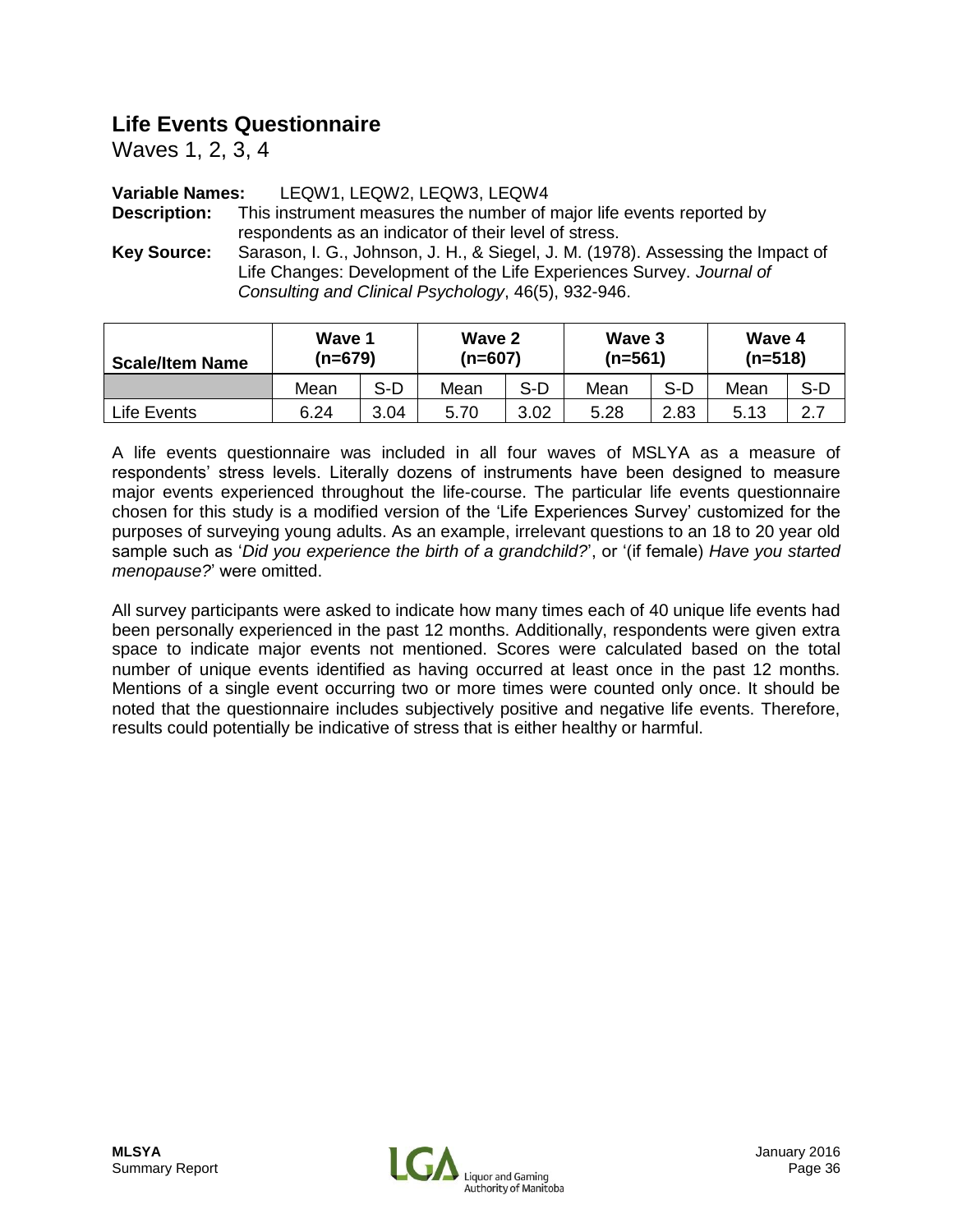## Life Events Questionnaire

Waves 1, 2, 3, 4

**Variable Names:** LEQW1, LEQW2, LEQW3, LEQW4

**Description:** This instrument measures the number of major life events reported by respondents as an indicator of their level of stress.

**Key Source:** Sarason, I. G., Johnson, J. H., & Siegel, J. M. (1978). Assessing the Impact of Life Changes: Development of the Life Experiences Survey. *Journal of Consulting and Clinical Psychology*, 46(5), 932-946.

| Scale/Item Name | Wave 1 (n=679) | | Wave 2 (n=607) | | Wave 3 (n=561) | | Wave 4 (n=518) | |
|---|---|---|---|---|---|---|---|---|
| | Mean | S-D | Mean | S-D | Mean | S-D | Mean | S-D |
| Life Events | 6.24 | 3.04 | 5.70 | 3.02 | 5.28 | 2.83 | 5.13 | 2.7 |

A life events questionnaire was included in all four waves of MSLYA as a measure of respondents' stress levels. Literally dozens of instruments have been designed to measure major events experienced throughout the life-course. The particular life events questionnaire chosen for this study is a modified version of the 'Life Experiences Survey' customized for the purposes of surveying young adults. As an example, irrelevant questions to an 18 to 20 year old sample such as '*Did you experience the birth of a grandchild?*', or '(if female) *Have you started menopause?*' were omitted.

All survey participants were asked to indicate how many times each of 40 unique life events had been personally experienced in the past 12 months. Additionally, respondents were given extra space to indicate major events not mentioned. Scores were calculated based on the total number of unique events identified as having occurred at least once in the past 12 months. Mentions of a single event occurring two or more times were counted only once. It should be noted that the questionnaire includes subjectively positive and negative life events. Therefore, results could potentially be indicative of stress that is either healthy or harmful.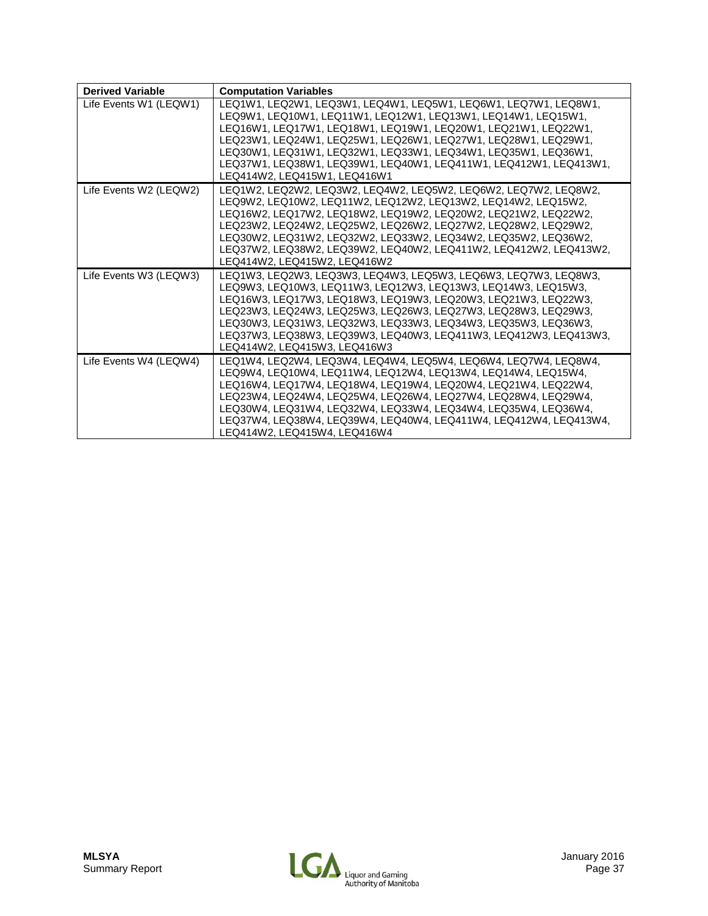| Derived Variable | Computation Variables |
|---|---|
| Life Events W1 (LEQW1) | LEQ1W1, LEQ2W1, LEQ3W1, LEQ4W1, LEQ5W1, LEQ6W1, LEQ7W1, LEQ8W1, LEQ9W1, LEQ10W1, LEQ11W1, LEQ12W1, LEQ13W1, LEQ14W1, LEQ15W1, LEQ16W1, LEQ17W1, LEQ18W1, LEQ19W1, LEQ20W1, LEQ21W1, LEQ22W1, LEQ23W1, LEQ24W1, LEQ25W1, LEQ26W1, LEQ27W1, LEQ28W1, LEQ29W1, LEQ30W1, LEQ31W1, LEQ32W1, LEQ33W1, LEQ34W1, LEQ35W1, LEQ36W1, LEQ37W1, LEQ38W1, LEQ39W1, LEQ40W1, LEQ411W1, LEQ412W1, LEQ413W1, LEQ414W2, LEQ415W1, LEQ416W1 |
| Life Events W2 (LEQW2) | LEQ1W2, LEQ2W2, LEQ3W2, LEQ4W2, LEQ5W2, LEQ6W2, LEQ7W2, LEQ8W2, LEQ9W2, LEQ10W2, LEQ11W2, LEQ12W2, LEQ13W2, LEQ14W2, LEQ15W2, LEQ16W2, LEQ17W2, LEQ18W2, LEQ19W2, LEQ20W2, LEQ21W2, LEQ22W2, LEQ23W2, LEQ24W2, LEQ25W2, LEQ26W2, LEQ27W2, LEQ28W2, LEQ29W2, LEQ30W2, LEQ31W2, LEQ32W2, LEQ33W2, LEQ34W2, LEQ35W2, LEQ36W2, LEQ37W2, LEQ38W2, LEQ39W2, LEQ40W2, LEQ411W2, LEQ412W2, LEQ413W2, LEQ414W2, LEQ415W2, LEQ416W2 |
| Life Events W3 (LEQW3) | LEQ1W3, LEQ2W3, LEQ3W3, LEQ4W3, LEQ5W3, LEQ6W3, LEQ7W3, LEQ8W3, LEQ9W3, LEQ10W3, LEQ11W3, LEQ12W3, LEQ13W3, LEQ14W3, LEQ15W3, LEQ16W3, LEQ17W3, LEQ18W3, LEQ19W3, LEQ20W3, LEQ21W3, LEQ22W3, LEQ23W3, LEQ24W3, LEQ25W3, LEQ26W3, LEQ27W3, LEQ28W3, LEQ29W3, LEQ30W3, LEQ31W3, LEQ32W3, LEQ33W3, LEQ34W3, LEQ35W3, LEQ36W3, LEQ37W3, LEQ38W3, LEQ39W3, LEQ40W3, LEQ411W3, LEQ412W3, LEQ413W3, LEQ414W2, LEQ415W3, LEQ416W3 |
| Life Events W4 (LEQW4) | LEQ1W4, LEQ2W4, LEQ3W4, LEQ4W4, LEQ5W4, LEQ6W4, LEQ7W4, LEQ8W4, LEQ9W4, LEQ10W4, LEQ11W4, LEQ12W4, LEQ13W4, LEQ14W4, LEQ15W4, LEQ16W4, LEQ17W4, LEQ18W4, LEQ19W4, LEQ20W4, LEQ21W4, LEQ22W4, LEQ23W4, LEQ24W4, LEQ25W4, LEQ26W4, LEQ27W4, LEQ28W4, LEQ29W4, LEQ30W4, LEQ31W4, LEQ32W4, LEQ33W4, LEQ34W4, LEQ35W4, LEQ36W4, LEQ37W4, LEQ38W4, LEQ39W4, LEQ40W4, LEQ411W4, LEQ412W4, LEQ413W4, LEQ414W2, LEQ415W4, LEQ416W4 |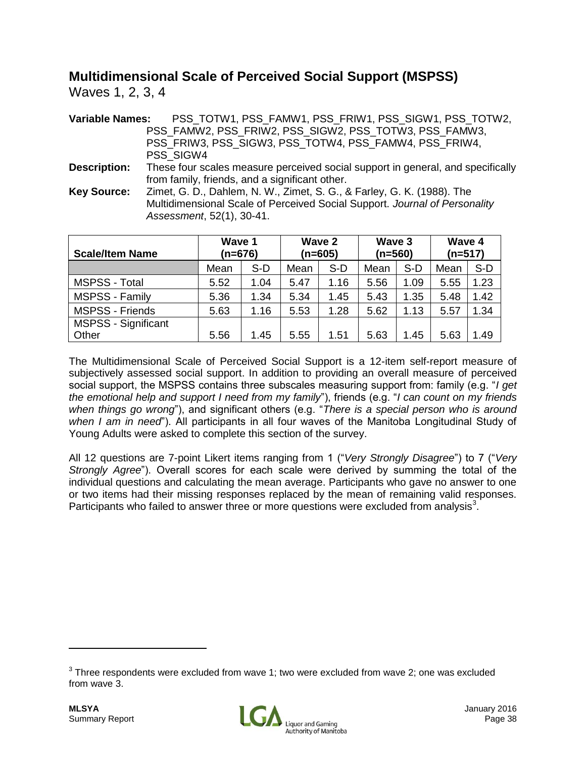## Multidimensional Scale of Perceived Social Support (MSPSS)

Waves 1, 2, 3, 4

**Variable Names:** PSS_TOTW1, PSS_FAMW1, PSS_FRIW1, PSS_SIGW1, PSS_TOTW2, PSS_FAMW2, PSS_FRIW2, PSS_SIGW2, PSS_TOTW3, PSS_FAMW3, PSS_FRIW3, PSS_SIGW3, PSS_TOTW4, PSS_FAMW4, PSS_FRIW4, PSS_SIGW4

**Description:** These four scales measure perceived social support in general, and specifically from family, friends, and a significant other.

**Key Source:** Zimet, G. D., Dahlem, N. W., Zimet, S. G., & Farley, G. K. (1988). The Multidimensional Scale of Perceived Social Support. *Journal of Personality Assessment*, 52(1), 30-41.

| Scale/Item Name | Wave 1 (n=676) | | Wave 2 (n=605) | | Wave 3 (n=560) | | Wave 4 (n=517) | |
|---|---|---|---|---|---|---|---|---|
| | Mean | S-D | Mean | S-D | Mean | S-D | Mean | S-D |
| MSPSS - Total | 5.52 | 1.04 | 5.47 | 1.16 | 5.56 | 1.09 | 5.55 | 1.23 |
| MSPSS - Family | 5.36 | 1.34 | 5.34 | 1.45 | 5.43 | 1.35 | 5.48 | 1.42 |
| MSPSS - Friends | 5.63 | 1.16 | 5.53 | 1.28 | 5.62 | 1.13 | 5.57 | 1.34 |
| MSPSS - Significant Other | 5.56 | 1.45 | 5.55 | 1.51 | 5.63 | 1.45 | 5.63 | 1.49 |

The Multidimensional Scale of Perceived Social Support is a 12-item self-report measure of subjectively assessed social support. In addition to providing an overall measure of perceived social support, the MSPSS contains three subscales measuring support from: family (e.g. "*I get the emotional help and support I need from my family*"), friends (e.g. "*I can count on my friends when things go wrong*"), and significant others (e.g. "*There is a special person who is around when I am in need*"). All participants in all four waves of the Manitoba Longitudinal Study of Young Adults were asked to complete this section of the survey.

All 12 questions are 7-point Likert items ranging from 1 ("*Very Strongly Disagree*") to 7 ("*Very Strongly Agree*"). Overall scores for each scale were derived by summing the total of the individual questions and calculating the mean average. Participants who gave no answer to one or two items had their missing responses replaced by the mean of remaining valid responses. Participants who failed to answer three or more questions were excluded from analysis[3].

[3] Three respondents were excluded from wave 1; two were excluded from wave 2; one was excluded from wave 3.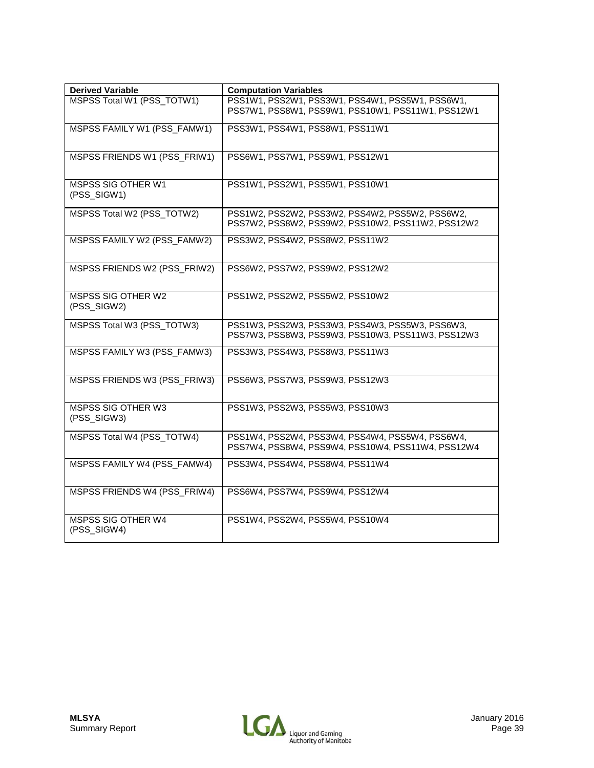| Derived Variable | Computation Variables |
|---|---|
| MSPSS Total W1 (PSS_TOTW1) | PSS1W1, PSS2W1, PSS3W1, PSS4W1, PSS5W1, PSS6W1, PSS7W1, PSS8W1, PSS9W1, PSS10W1, PSS11W1, PSS12W1 |
| MSPSS FAMILY W1 (PSS_FAMW1) | PSS3W1, PSS4W1, PSS8W1, PSS11W1 |
| MSPSS FRIENDS W1 (PSS_FRIW1) | PSS6W1, PSS7W1, PSS9W1, PSS12W1 |
| MSPSS SIG OTHER W1 (PSS_SIGW1) | PSS1W1, PSS2W1, PSS5W1, PSS10W1 |
| MSPSS Total W2 (PSS_TOTW2) | PSS1W2, PSS2W2, PSS3W2, PSS4W2, PSS5W2, PSS6W2, PSS7W2, PSS8W2, PSS9W2, PSS10W2, PSS11W2, PSS12W2 |
| MSPSS FAMILY W2 (PSS_FAMW2) | PSS3W2, PSS4W2, PSS8W2, PSS11W2 |
| MSPSS FRIENDS W2 (PSS_FRIW2) | PSS6W2, PSS7W2, PSS9W2, PSS12W2 |
| MSPSS SIG OTHER W2 (PSS_SIGW2) | PSS1W2, PSS2W2, PSS5W2, PSS10W2 |
| MSPSS Total W3 (PSS_TOTW3) | PSS1W3, PSS2W3, PSS3W3, PSS4W3, PSS5W3, PSS6W3, PSS7W3, PSS8W3, PSS9W3, PSS10W3, PSS11W3, PSS12W3 |
| MSPSS FAMILY W3 (PSS_FAMW3) | PSS3W3, PSS4W3, PSS8W3, PSS11W3 |
| MSPSS FRIENDS W3 (PSS_FRIW3) | PSS6W3, PSS7W3, PSS9W3, PSS12W3 |
| MSPSS SIG OTHER W3 (PSS_SIGW3) | PSS1W3, PSS2W3, PSS5W3, PSS10W3 |
| MSPSS Total W4 (PSS_TOTW4) | PSS1W4, PSS2W4, PSS3W4, PSS4W4, PSS5W4, PSS6W4, PSS7W4, PSS8W4, PSS9W4, PSS10W4, PSS11W4, PSS12W4 |
| MSPSS FAMILY W4 (PSS_FAMW4) | PSS3W4, PSS4W4, PSS8W4, PSS11W4 |
| MSPSS FRIENDS W4 (PSS_FRIW4) | PSS6W4, PSS7W4, PSS9W4, PSS12W4 |
| MSPSS SIG OTHER W4 (PSS_SIGW4) | PSS1W4, PSS2W4, PSS5W4, PSS10W4 |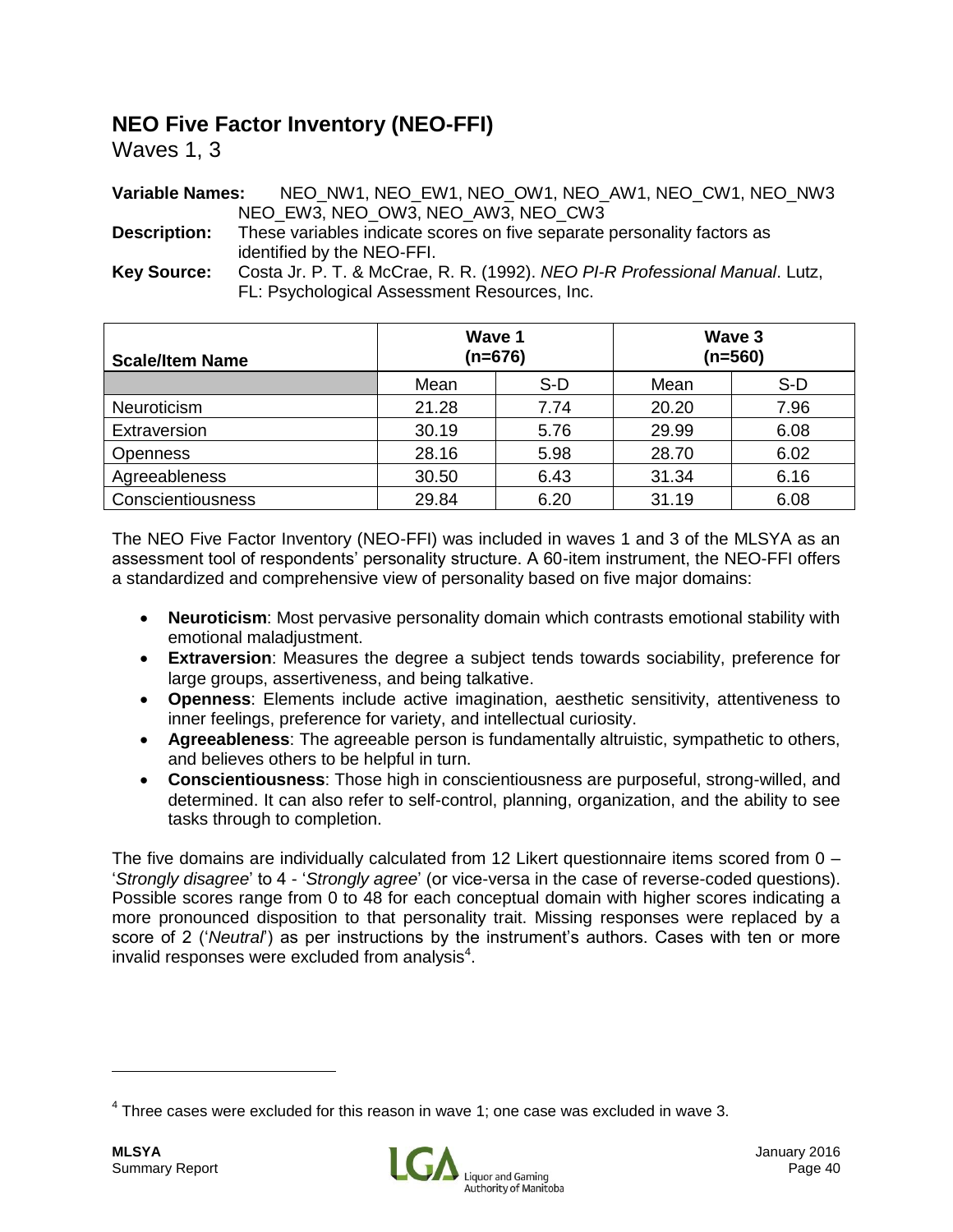## NEO Five Factor Inventory (NEO-FFI)

Waves 1, 3

**Variable Names:** NEO_NW1, NEO_EW1, NEO_OW1, NEO_AW1, NEO_CW1, NEO_NW3 NEO_EW3, NEO_OW3, NEO_AW3, NEO_CW3

**Description:** These variables indicate scores on five separate personality factors as identified by the NEO-FFI.

**Key Source:** Costa Jr. P. T. & McCrae, R. R. (1992). *NEO PI-R Professional Manual*. Lutz, FL: Psychological Assessment Resources, Inc.

| Scale/Item Name | Wave 1 (n=676) | | Wave 3 (n=560) | |
|---|---|---|---|---|
| | Mean | S-D | Mean | S-D |
| Neuroticism | 21.28 | 7.74 | 20.20 | 7.96 |
| Extraversion | 30.19 | 5.76 | 29.99 | 6.08 |
| Openness | 28.16 | 5.98 | 28.70 | 6.02 |
| Agreeableness | 30.50 | 6.43 | 31.34 | 6.16 |
| Conscientiousness | 29.84 | 6.20 | 31.19 | 6.08 |

The NEO Five Factor Inventory (NEO-FFI) was included in waves 1 and 3 of the MLSYA as an assessment tool of respondents' personality structure. A 60-item instrument, the NEO-FFI offers a standardized and comprehensive view of personality based on five major domains:

- **Neuroticism**: Most pervasive personality domain which contrasts emotional stability with emotional maladjustment.
- **Extraversion**: Measures the degree a subject tends towards sociability, preference for large groups, assertiveness, and being talkative.
- **Openness**: Elements include active imagination, aesthetic sensitivity, attentiveness to inner feelings, preference for variety, and intellectual curiosity.
- **Agreeableness**: The agreeable person is fundamentally altruistic, sympathetic to others, and believes others to be helpful in turn.
- **Conscientiousness**: Those high in conscientiousness are purposeful, strong-willed, and determined. It can also refer to self-control, planning, organization, and the ability to see tasks through to completion.

The five domains are individually calculated from 12 Likert questionnaire items scored from 0 – '*Strongly disagree*' to 4 - '*Strongly agree*' (or vice-versa in the case of reverse-coded questions). Possible scores range from 0 to 48 for each conceptual domain with higher scores indicating a more pronounced disposition to that personality trait. Missing responses were replaced by a score of 2 ('*Neutral*') as per instructions by the instrument's authors. Cases with ten or more invalid responses were excluded from analysis[4].

[4] Three cases were excluded for this reason in wave 1; one case was excluded in wave 3.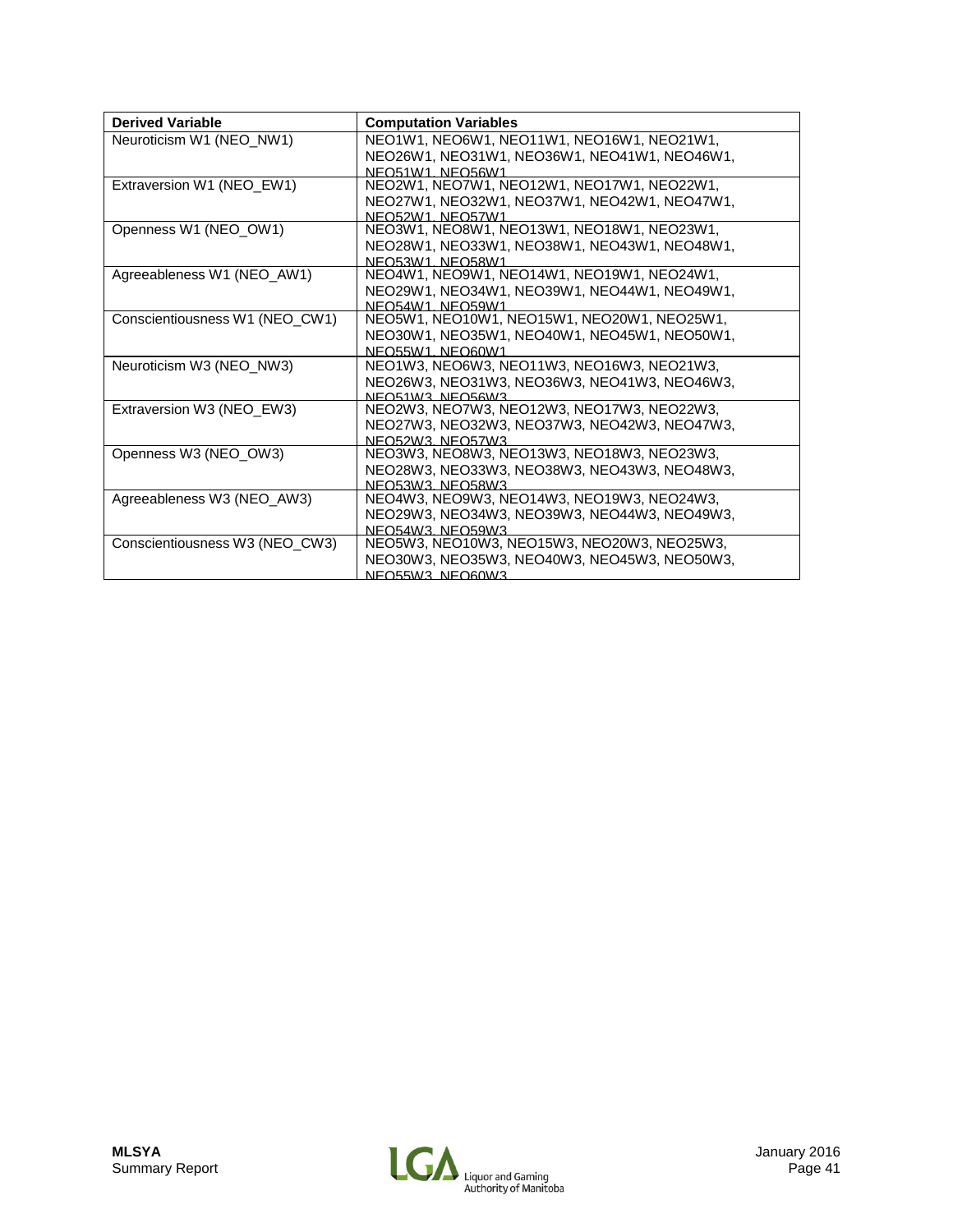| Derived Variable | Computation Variables |
| --- | --- |
| Neuroticism W1 (NEO_NW1) | NEO1W1, NEO6W1, NEO11W1, NEO16W1, NEO21W1, NEO26W1, NEO31W1, NEO36W1, NEO41W1, NEO46W1, NEO51W1, NEO56W1 |
| Extraversion W1 (NEO_EW1) | NEO2W1, NEO7W1, NEO12W1, NEO17W1, NEO22W1, NEO27W1, NEO32W1, NEO37W1, NEO42W1, NEO47W1, NEO52W1, NEO57W1 |
| Openness W1 (NEO_OW1) | NEO3W1, NEO8W1, NEO13W1, NEO18W1, NEO23W1, NEO28W1, NEO33W1, NEO38W1, NEO43W1, NEO48W1, NEO53W1, NEO58W1 |
| Agreeableness W1 (NEO_AW1) | NEO4W1, NEO9W1, NEO14W1, NEO19W1, NEO24W1, NEO29W1, NEO34W1, NEO39W1, NEO44W1, NEO49W1, NEO54W1, NEO59W1 |
| Conscientiousness W1 (NEO_CW1) | NEO5W1, NEO10W1, NEO15W1, NEO20W1, NEO25W1, NEO30W1, NEO35W1, NEO40W1, NEO45W1, NEO50W1, NEO55W1, NEO60W1 |
| Neuroticism W3 (NEO_NW3) | NEO1W3, NEO6W3, NEO11W3, NEO16W3, NEO21W3, NEO26W3, NEO31W3, NEO36W3, NEO41W3, NEO46W3, NEO51W3, NEO56W3 |
| Extraversion W3 (NEO_EW3) | NEO2W3, NEO7W3, NEO12W3, NEO17W3, NEO22W3, NEO27W3, NEO32W3, NEO37W3, NEO42W3, NEO47W3, NEO52W3, NEO57W3 |
| Openness W3 (NEO_OW3) | NEO3W3, NEO8W3, NEO13W3, NEO18W3, NEO23W3, NEO28W3, NEO33W3, NEO38W3, NEO43W3, NEO48W3, NEO53W3, NEO58W3 |
| Agreeableness W3 (NEO_AW3) | NEO4W3, NEO9W3, NEO14W3, NEO19W3, NEO24W3, NEO29W3, NEO34W3, NEO39W3, NEO44W3, NEO49W3, NEO54W3, NEO59W3 |
| Conscientiousness W3 (NEO_CW3) | NEO5W3, NEO10W3, NEO15W3, NEO20W3, NEO25W3, NEO30W3, NEO35W3, NEO40W3, NEO45W3, NEO50W3, NEO55W3, NEO60W3 |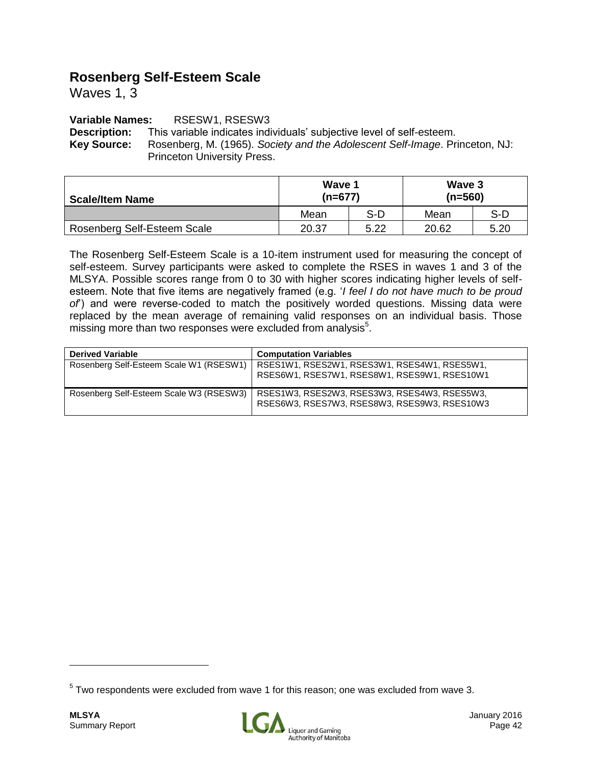## Rosenberg Self-Esteem Scale

Waves 1, 3

**Variable Names:** RSESW1, RSESW3
**Description:** This variable indicates individuals' subjective level of self-esteem.
**Key Source:** Rosenberg, M. (1965). *Society and the Adolescent Self-Image*. Princeton, NJ: Princeton University Press.

| Scale/Item Name | Wave 1 (n=677) | | Wave 3 (n=560) | |
|---|---|---|---|---|
| | Mean | S-D | Mean | S-D |
| Rosenberg Self-Esteem Scale | 20.37 | 5.22 | 20.62 | 5.20 |

The Rosenberg Self-Esteem Scale is a 10-item instrument used for measuring the concept of self-esteem. Survey participants were asked to complete the RSES in waves 1 and 3 of the MLSYA. Possible scores range from 0 to 30 with higher scores indicating higher levels of self-esteem. Note that five items are negatively framed (e.g. '*I feel I do not have much to be proud of*') and were reverse-coded to match the positively worded questions. Missing data were replaced by the mean average of remaining valid responses on an individual basis. Those missing more than two responses were excluded from analysis[5].

| Derived Variable | Computation Variables |
|---|---|
| Rosenberg Self-Esteem Scale W1 (RSESW1) | RSES1W1, RSES2W1, RSES3W1, RSES4W1, RSES5W1, RSES6W1, RSES7W1, RSES8W1, RSES9W1, RSES10W1 |
| Rosenberg Self-Esteem Scale W3 (RSESW3) | RSES1W3, RSES2W3, RSES3W3, RSES4W3, RSES5W3, RSES6W3, RSES7W3, RSES8W3, RSES9W3, RSES10W3 |

[5] Two respondents were excluded from wave 1 for this reason; one was excluded from wave 3.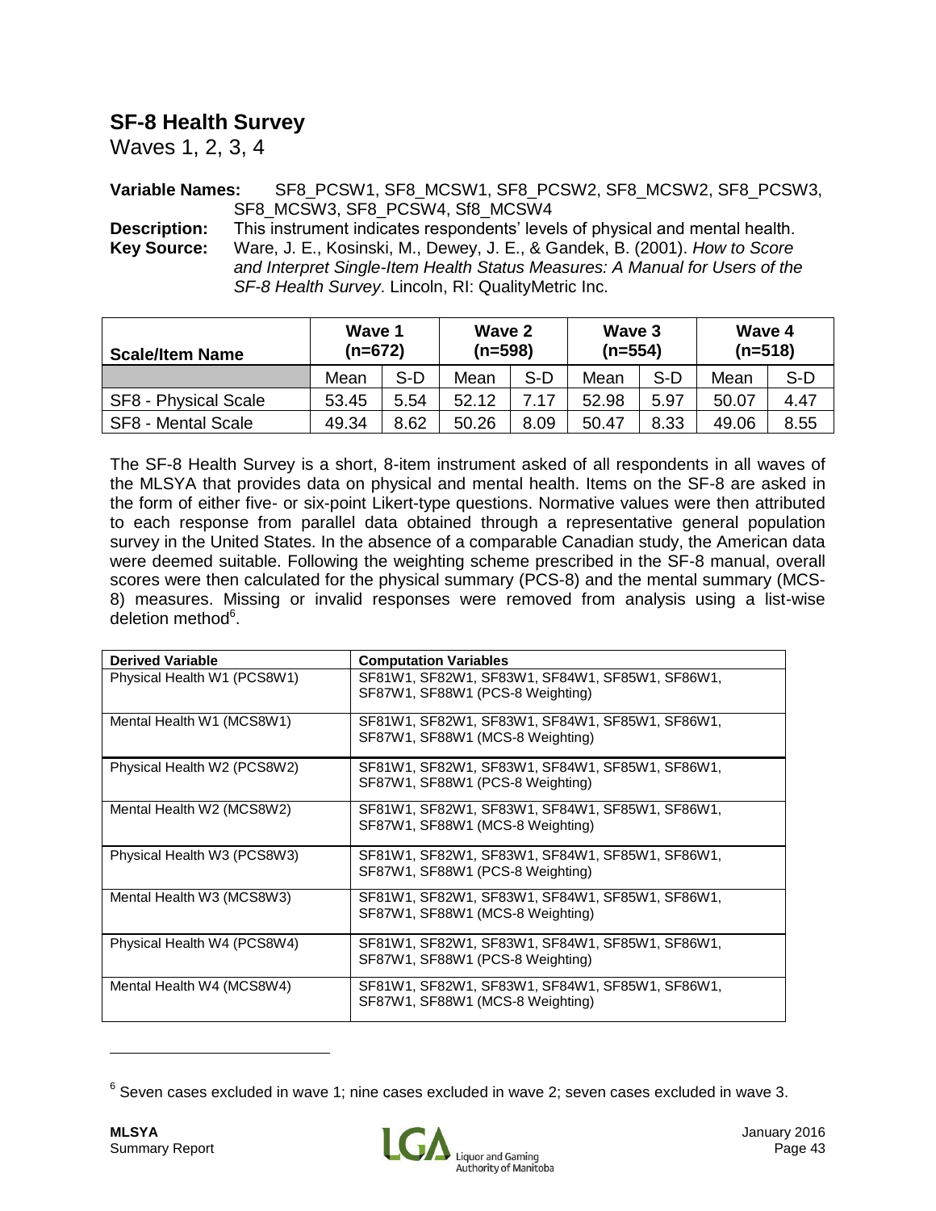## SF-8 Health Survey

Waves 1, 2, 3, 4

**Variable Names:** SF8_PCSW1, SF8_MCSW1, SF8_PCSW2, SF8_MCSW2, SF8_PCSW3, SF8_MCSW3, SF8_PCSW4, Sf8_MCSW4

**Description:** This instrument indicates respondents' levels of physical and mental health.

**Key Source:** Ware, J. E., Kosinski, M., Dewey, J. E., & Gandek, B. (2001). *How to Score and Interpret Single-Item Health Status Measures: A Manual for Users of the SF-8 Health Survey*. Lincoln, RI: QualityMetric Inc.

| Scale/Item Name | Wave 1 (n=672) | | Wave 2 (n=598) | | Wave 3 (n=554) | | Wave 4 (n=518) | |
|---|---|---|---|---|---|---|---|---|
| | Mean | S-D | Mean | S-D | Mean | S-D | Mean | S-D |
| SF8 - Physical Scale | 53.45 | 5.54 | 52.12 | 7.17 | 52.98 | 5.97 | 50.07 | 4.47 |
| SF8 - Mental Scale | 49.34 | 8.62 | 50.26 | 8.09 | 50.47 | 8.33 | 49.06 | 8.55 |

The SF-8 Health Survey is a short, 8-item instrument asked of all respondents in all waves of the MLSYA that provides data on physical and mental health. Items on the SF-8 are asked in the form of either five- or six-point Likert-type questions. Normative values were then attributed to each response from parallel data obtained through a representative general population survey in the United States. In the absence of a comparable Canadian study, the American data were deemed suitable. Following the weighting scheme prescribed in the SF-8 manual, overall scores were then calculated for the physical summary (PCS-8) and the mental summary (MCS-8) measures. Missing or invalid responses were removed from analysis using a list-wise deletion method[6].

| Derived Variable | Computation Variables |
|---|---|
| Physical Health W1 (PCS8W1) | SF81W1, SF82W1, SF83W1, SF84W1, SF85W1, SF86W1, SF87W1, SF88W1 (PCS-8 Weighting) |
| Mental Health W1 (MCS8W1) | SF81W1, SF82W1, SF83W1, SF84W1, SF85W1, SF86W1, SF87W1, SF88W1 (MCS-8 Weighting) |
| Physical Health W2 (PCS8W2) | SF81W1, SF82W1, SF83W1, SF84W1, SF85W1, SF86W1, SF87W1, SF88W1 (PCS-8 Weighting) |
| Mental Health W2 (MCS8W2) | SF81W1, SF82W1, SF83W1, SF84W1, SF85W1, SF86W1, SF87W1, SF88W1 (MCS-8 Weighting) |
| Physical Health W3 (PCS8W3) | SF81W1, SF82W1, SF83W1, SF84W1, SF85W1, SF86W1, SF87W1, SF88W1 (PCS-8 Weighting) |
| Mental Health W3 (MCS8W3) | SF81W1, SF82W1, SF83W1, SF84W1, SF85W1, SF86W1, SF87W1, SF88W1 (MCS-8 Weighting) |
| Physical Health W4 (PCS8W4) | SF81W1, SF82W1, SF83W1, SF84W1, SF85W1, SF86W1, SF87W1, SF88W1 (PCS-8 Weighting) |
| Mental Health W4 (MCS8W4) | SF81W1, SF82W1, SF83W1, SF84W1, SF85W1, SF86W1, SF87W1, SF88W1 (MCS-8 Weighting) |

[6] Seven cases excluded in wave 1; nine cases excluded in wave 2; seven cases excluded in wave 3.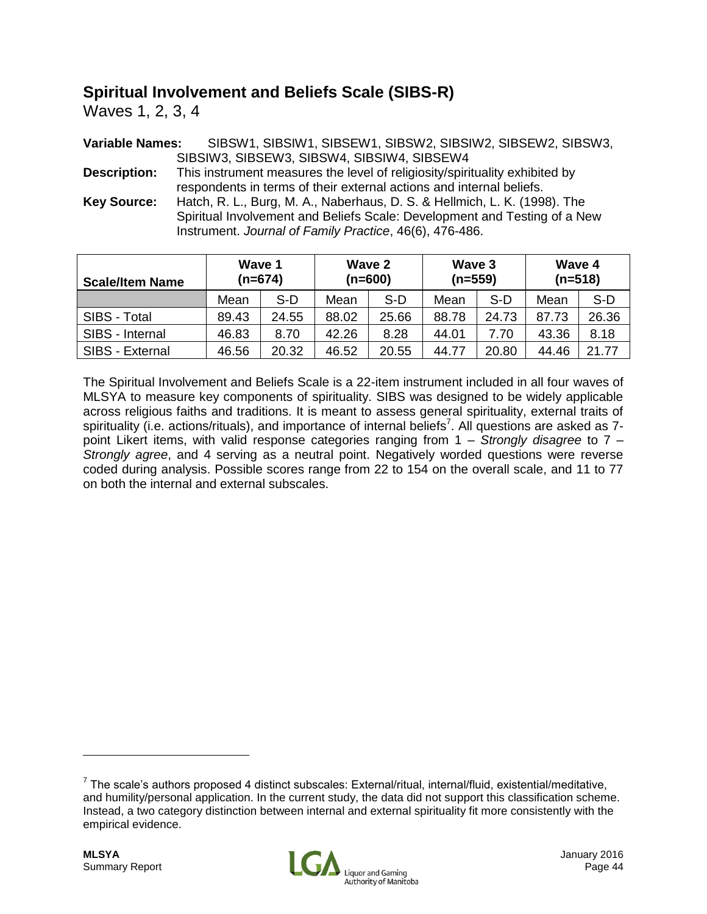## Spiritual Involvement and Beliefs Scale (SIBS-R)

Waves 1, 2, 3, 4

**Variable Names:** SIBSW1, SIBSIW1, SIBSEW1, SIBSW2, SIBSIW2, SIBSEW2, SIBSW3, SIBSIW3, SIBSEW3, SIBSW4, SIBSIW4, SIBSEW4

**Description:** This instrument measures the level of religiosity/spirituality exhibited by respondents in terms of their external actions and internal beliefs.

**Key Source:** Hatch, R. L., Burg, M. A., Naberhaus, D. S. & Hellmich, L. K. (1998). The Spiritual Involvement and Beliefs Scale: Development and Testing of a New Instrument. *Journal of Family Practice*, 46(6), 476-486.

| Scale/Item Name | Wave 1 (n=674) | | Wave 2 (n=600) | | Wave 3 (n=559) | | Wave 4 (n=518) | |
|---|---|---|---|---|---|---|---|---|
| | Mean | S-D | Mean | S-D | Mean | S-D | Mean | S-D |
| SIBS - Total | 89.43 | 24.55 | 88.02 | 25.66 | 88.78 | 24.73 | 87.73 | 26.36 |
| SIBS - Internal | 46.83 | 8.70 | 42.26 | 8.28 | 44.01 | 7.70 | 43.36 | 8.18 |
| SIBS - External | 46.56 | 20.32 | 46.52 | 20.55 | 44.77 | 20.80 | 44.46 | 21.77 |

The Spiritual Involvement and Beliefs Scale is a 22-item instrument included in all four waves of MLSYA to measure key components of spirituality. SIBS was designed to be widely applicable across religious faiths and traditions. It is meant to assess general spirituality, external traits of spirituality (i.e. actions/rituals), and importance of internal beliefs[7]. All questions are asked as 7-point Likert items, with valid response categories ranging from 1 – *Strongly disagree* to 7 – *Strongly agree*, and 4 serving as a neutral point. Negatively worded questions were reverse coded during analysis. Possible scores range from 22 to 154 on the overall scale, and 11 to 77 on both the internal and external subscales.

[7] The scale's authors proposed 4 distinct subscales: External/ritual, internal/fluid, existential/meditative, and humility/personal application. In the current study, the data did not support this classification scheme. Instead, a two category distinction between internal and external spirituality fit more consistently with the empirical evidence.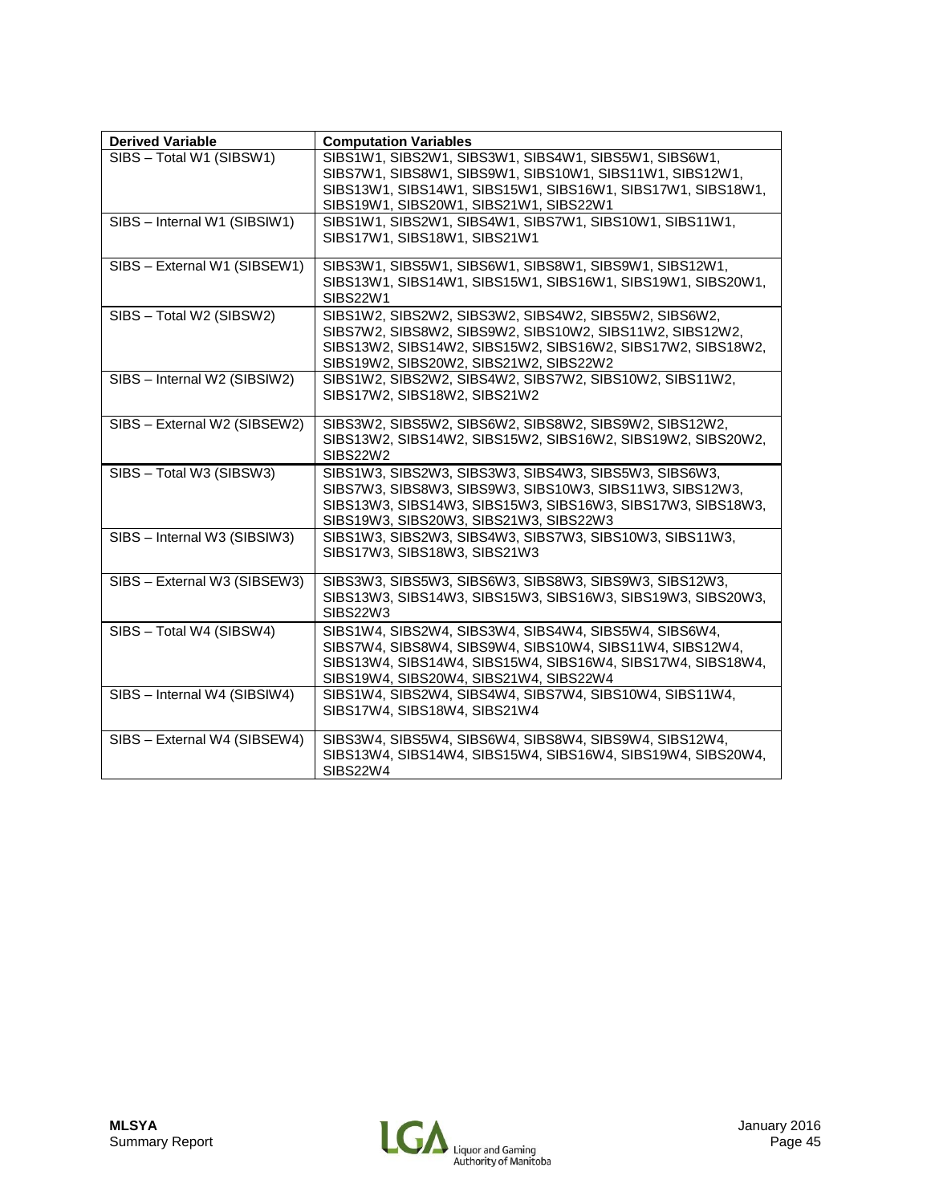| Derived Variable | Computation Variables |
|---|---|
| SIBS – Total W1 (SIBSW1) | SIBS1W1, SIBS2W1, SIBS3W1, SIBS4W1, SIBS5W1, SIBS6W1, SIBS7W1, SIBS8W1, SIBS9W1, SIBS10W1, SIBS11W1, SIBS12W1, SIBS13W1, SIBS14W1, SIBS15W1, SIBS16W1, SIBS17W1, SIBS18W1, SIBS19W1, SIBS20W1, SIBS21W1, SIBS22W1 |
| SIBS – Internal W1 (SIBSIW1) | SIBS1W1, SIBS2W1, SIBS4W1, SIBS7W1, SIBS10W1, SIBS11W1, SIBS17W1, SIBS18W1, SIBS21W1 |
| SIBS – External W1 (SIBSEW1) | SIBS3W1, SIBS5W1, SIBS6W1, SIBS8W1, SIBS9W1, SIBS12W1, SIBS13W1, SIBS14W1, SIBS15W1, SIBS16W1, SIBS19W1, SIBS20W1, SIBS22W1 |
| SIBS – Total W2 (SIBSW2) | SIBS1W2, SIBS2W2, SIBS3W2, SIBS4W2, SIBS5W2, SIBS6W2, SIBS7W2, SIBS8W2, SIBS9W2, SIBS10W2, SIBS11W2, SIBS12W2, SIBS13W2, SIBS14W2, SIBS15W2, SIBS16W2, SIBS17W2, SIBS18W2, SIBS19W2, SIBS20W2, SIBS21W2, SIBS22W2 |
| SIBS – Internal W2 (SIBSIW2) | SIBS1W2, SIBS2W2, SIBS4W2, SIBS7W2, SIBS10W2, SIBS11W2, SIBS17W2, SIBS18W2, SIBS21W2 |
| SIBS – External W2 (SIBSEW2) | SIBS3W2, SIBS5W2, SIBS6W2, SIBS8W2, SIBS9W2, SIBS12W2, SIBS13W2, SIBS14W2, SIBS15W2, SIBS16W2, SIBS19W2, SIBS20W2, SIBS22W2 |
| SIBS – Total W3 (SIBSW3) | SIBS1W3, SIBS2W3, SIBS3W3, SIBS4W3, SIBS5W3, SIBS6W3, SIBS7W3, SIBS8W3, SIBS9W3, SIBS10W3, SIBS11W3, SIBS12W3, SIBS13W3, SIBS14W3, SIBS15W3, SIBS16W3, SIBS17W3, SIBS18W3, SIBS19W3, SIBS20W3, SIBS21W3, SIBS22W3 |
| SIBS – Internal W3 (SIBSIW3) | SIBS1W3, SIBS2W3, SIBS4W3, SIBS7W3, SIBS10W3, SIBS11W3, SIBS17W3, SIBS18W3, SIBS21W3 |
| SIBS – External W3 (SIBSEW3) | SIBS3W3, SIBS5W3, SIBS6W3, SIBS8W3, SIBS9W3, SIBS12W3, SIBS13W3, SIBS14W3, SIBS15W3, SIBS16W3, SIBS19W3, SIBS20W3, SIBS22W3 |
| SIBS – Total W4 (SIBSW4) | SIBS1W4, SIBS2W4, SIBS3W4, SIBS4W4, SIBS5W4, SIBS6W4, SIBS7W4, SIBS8W4, SIBS9W4, SIBS10W4, SIBS11W4, SIBS12W4, SIBS13W4, SIBS14W4, SIBS15W4, SIBS16W4, SIBS17W4, SIBS18W4, SIBS19W4, SIBS20W4, SIBS21W4, SIBS22W4 |
| SIBS – Internal W4 (SIBSIW4) | SIBS1W4, SIBS2W4, SIBS4W4, SIBS7W4, SIBS10W4, SIBS11W4, SIBS17W4, SIBS18W4, SIBS21W4 |
| SIBS – External W4 (SIBSEW4) | SIBS3W4, SIBS5W4, SIBS6W4, SIBS8W4, SIBS9W4, SIBS12W4, SIBS13W4, SIBS14W4, SIBS15W4, SIBS16W4, SIBS19W4, SIBS20W4, SIBS22W4 |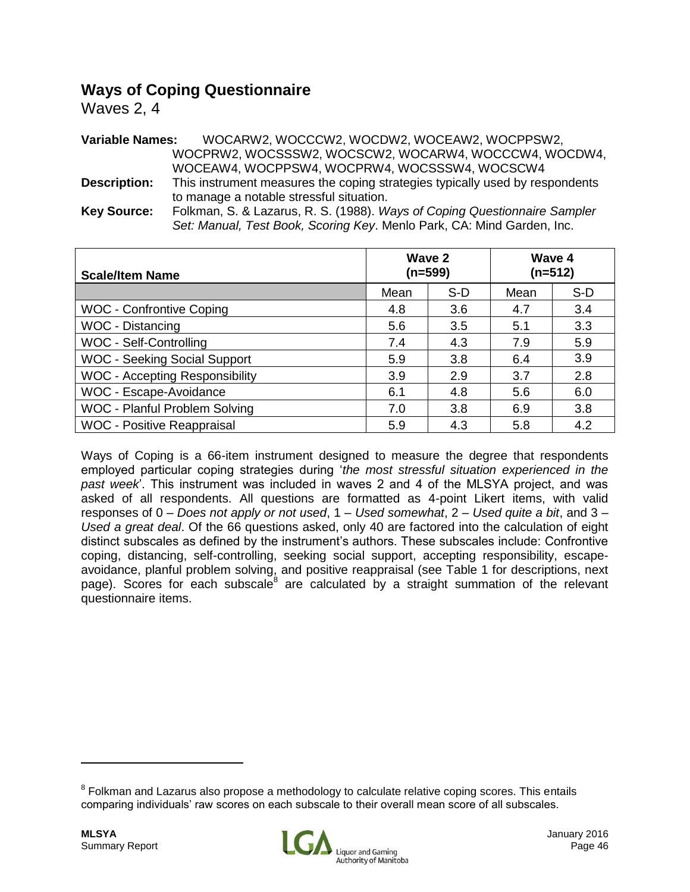## Ways of Coping Questionnaire

Waves 2, 4

**Variable Names:** WOCARW2, WOCCCW2, WOCDW2, WOCEAW2, WOCPPSW2, WOCPRW2, WOCSSSW2, WOCSCW2, WOCARW4, WOCCCW4, WOCDW4, WOCEAW4, WOCPPSW4, WOCPRW4, WOCSSSW4, WOCSCW4

**Description:** This instrument measures the coping strategies typically used by respondents to manage a notable stressful situation.

**Key Source:** Folkman, S. & Lazarus, R. S. (1988). *Ways of Coping Questionnaire Sampler Set: Manual, Test Book, Scoring Key*. Menlo Park, CA: Mind Garden, Inc.

| Scale/Item Name | Wave 2 (n=599) | | Wave 4 (n=512) | |
|---|---|---|---|---|
| | Mean | S-D | Mean | S-D |
| WOC - Confrontive Coping | 4.8 | 3.6 | 4.7 | 3.4 |
| WOC - Distancing | 5.6 | 3.5 | 5.1 | 3.3 |
| WOC - Self-Controlling | 7.4 | 4.3 | 7.9 | 5.9 |
| WOC - Seeking Social Support | 5.9 | 3.8 | 6.4 | 3.9 |
| WOC - Accepting Responsibility | 3.9 | 2.9 | 3.7 | 2.8 |
| WOC - Escape-Avoidance | 6.1 | 4.8 | 5.6 | 6.0 |
| WOC - Planful Problem Solving | 7.0 | 3.8 | 6.9 | 3.8 |
| WOC - Positive Reappraisal | 5.9 | 4.3 | 5.8 | 4.2 |

Ways of Coping is a 66-item instrument designed to measure the degree that respondents employed particular coping strategies during '*the most stressful situation experienced in the past week*'. This instrument was included in waves 2 and 4 of the MLSYA project, and was asked of all respondents. All questions are formatted as 4-point Likert items, with valid responses of 0 – *Does not apply or not used*, 1 – *Used somewhat*, 2 – *Used quite a bit*, and 3 – *Used a great deal*. Of the 66 questions asked, only 40 are factored into the calculation of eight distinct subscales as defined by the instrument's authors. These subscales include: Confrontive coping, distancing, self-controlling, seeking social support, accepting responsibility, escape-avoidance, planful problem solving, and positive reappraisal (see Table 1 for descriptions, next page). Scores for each subscale[8] are calculated by a straight summation of the relevant questionnaire items.

[8] Folkman and Lazarus also propose a methodology to calculate relative coping scores. This entails comparing individuals' raw scores on each subscale to their overall mean score of all subscales.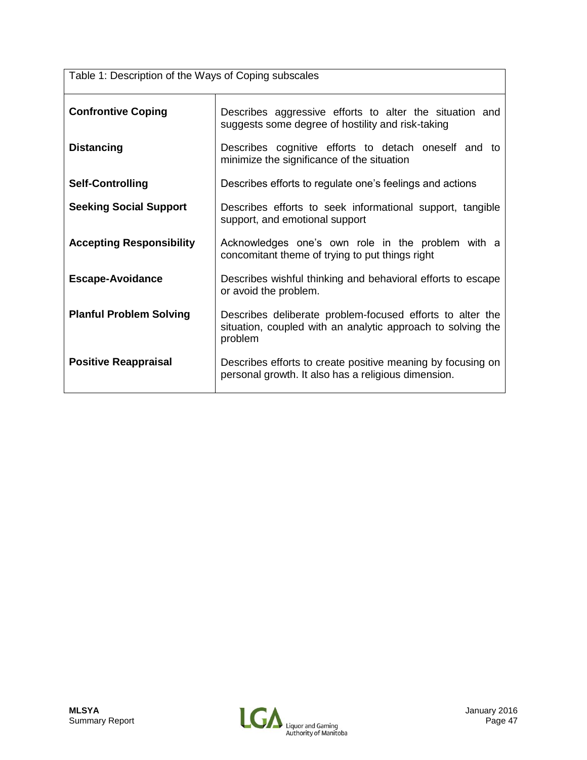Table 1: Description of the Ways of Coping subscales

| Subscale | Description |
|---|---|
| **Confrontive Coping** | Describes aggressive efforts to alter the situation and suggests some degree of hostility and risk-taking |
| **Distancing** | Describes cognitive efforts to detach oneself and to minimize the significance of the situation |
| **Self-Controlling** | Describes efforts to regulate one's feelings and actions |
| **Seeking Social Support** | Describes efforts to seek informational support, tangible support, and emotional support |
| **Accepting Responsibility** | Acknowledges one's own role in the problem with a concomitant theme of trying to put things right |
| **Escape-Avoidance** | Describes wishful thinking and behavioral efforts to escape or avoid the problem. |
| **Planful Problem Solving** | Describes deliberate problem-focused efforts to alter the situation, coupled with an analytic approach to solving the problem |
| **Positive Reappraisal** | Describes efforts to create positive meaning by focusing on personal growth. It also has a religious dimension. |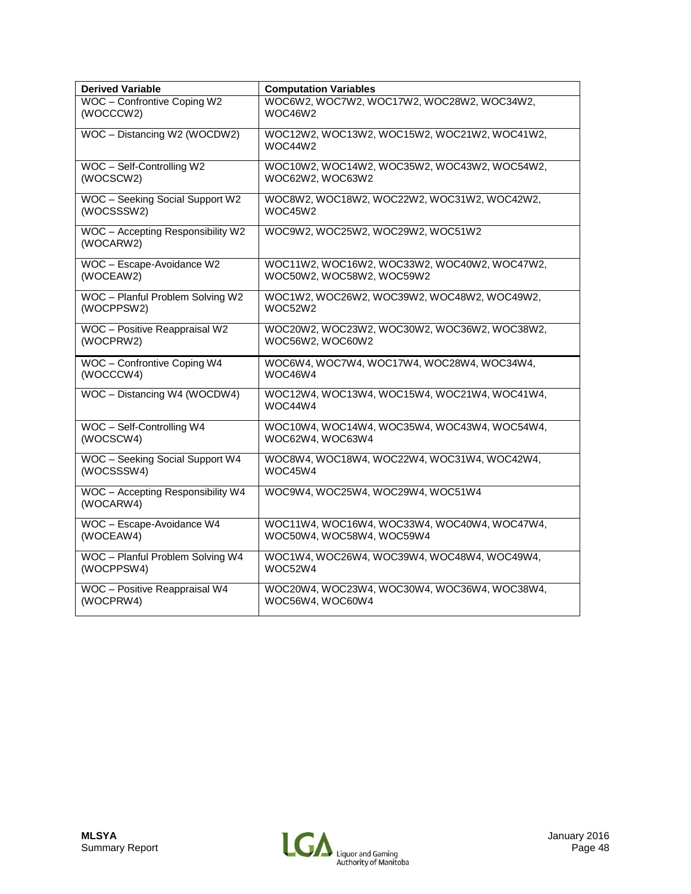| Derived Variable | Computation Variables |
| --- | --- |
| WOC – Confrontive Coping W2 (WOCCCW2) | WOC6W2, WOC7W2, WOC17W2, WOC28W2, WOC34W2, WOC46W2 |
| WOC – Distancing W2 (WOCDW2) | WOC12W2, WOC13W2, WOC15W2, WOC21W2, WOC41W2, WOC44W2 |
| WOC – Self-Controlling W2 (WOCSCW2) | WOC10W2, WOC14W2, WOC35W2, WOC43W2, WOC54W2, WOC62W2, WOC63W2 |
| WOC – Seeking Social Support W2 (WOCSSSW2) | WOC8W2, WOC18W2, WOC22W2, WOC31W2, WOC42W2, WOC45W2 |
| WOC – Accepting Responsibility W2 (WOCARW2) | WOC9W2, WOC25W2, WOC29W2, WOC51W2 |
| WOC – Escape-Avoidance W2 (WOCEAW2) | WOC11W2, WOC16W2, WOC33W2, WOC40W2, WOC47W2, WOC50W2, WOC58W2, WOC59W2 |
| WOC – Planful Problem Solving W2 (WOCPPSW2) | WOC1W2, WOC26W2, WOC39W2, WOC48W2, WOC49W2, WOC52W2 |
| WOC – Positive Reappraisal W2 (WOCPRW2) | WOC20W2, WOC23W2, WOC30W2, WOC36W2, WOC38W2, WOC56W2, WOC60W2 |
| WOC – Confrontive Coping W4 (WOCCCW4) | WOC6W4, WOC7W4, WOC17W4, WOC28W4, WOC34W4, WOC46W4 |
| WOC – Distancing W4 (WOCDW4) | WOC12W4, WOC13W4, WOC15W4, WOC21W4, WOC41W4, WOC44W4 |
| WOC – Self-Controlling W4 (WOCSCW4) | WOC10W4, WOC14W4, WOC35W4, WOC43W4, WOC54W4, WOC62W4, WOC63W4 |
| WOC – Seeking Social Support W4 (WOCSSSW4) | WOC8W4, WOC18W4, WOC22W4, WOC31W4, WOC42W4, WOC45W4 |
| WOC – Accepting Responsibility W4 (WOCARW4) | WOC9W4, WOC25W4, WOC29W4, WOC51W4 |
| WOC – Escape-Avoidance W4 (WOCEAW4) | WOC11W4, WOC16W4, WOC33W4, WOC40W4, WOC47W4, WOC50W4, WOC58W4, WOC59W4 |
| WOC – Planful Problem Solving W4 (WOCPPSW4) | WOC1W4, WOC26W4, WOC39W4, WOC48W4, WOC49W4, WOC52W4 |
| WOC – Positive Reappraisal W4 (WOCPRW4) | WOC20W4, WOC23W4, WOC30W4, WOC36W4, WOC38W4, WOC56W4, WOC60W4 |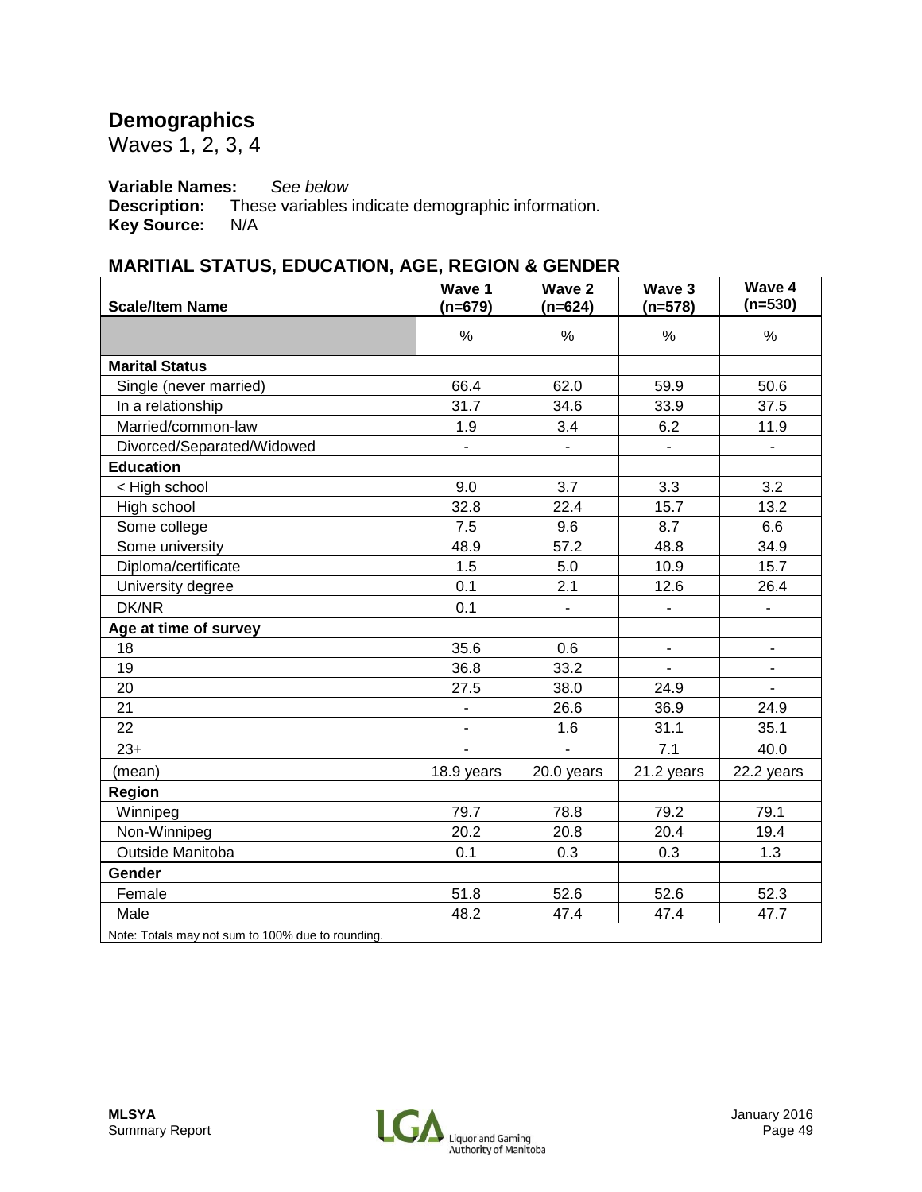# Demographics

Waves 1, 2, 3, 4

**Variable Names:** *See below*
**Description:** These variables indicate demographic information.
**Key Source:** N/A

## MARITIAL STATUS, EDUCATION, AGE, REGION & GENDER

| Scale/Item Name | Wave 1 (n=679) | Wave 2 (n=624) | Wave 3 (n=578) | Wave 4 (n=530) |
|---|---|---|---|---|
| | % | % | % | % |
| **Marital Status** | | | | |
| Single (never married) | 66.4 | 62.0 | 59.9 | 50.6 |
| In a relationship | 31.7 | 34.6 | 33.9 | 37.5 |
| Married/common-law | 1.9 | 3.4 | 6.2 | 11.9 |
| Divorced/Separated/Widowed | - | - | - | - |
| **Education** | | | | |
| < High school | 9.0 | 3.7 | 3.3 | 3.2 |
| High school | 32.8 | 22.4 | 15.7 | 13.2 |
| Some college | 7.5 | 9.6 | 8.7 | 6.6 |
| Some university | 48.9 | 57.2 | 48.8 | 34.9 |
| Diploma/certificate | 1.5 | 5.0 | 10.9 | 15.7 |
| University degree | 0.1 | 2.1 | 12.6 | 26.4 |
| DK/NR | 0.1 | - | - | - |
| **Age at time of survey** | | | | |
| 18 | 35.6 | 0.6 | - | - |
| 19 | 36.8 | 33.2 | - | - |
| 20 | 27.5 | 38.0 | 24.9 | - |
| 21 | - | 26.6 | 36.9 | 24.9 |
| 22 | - | 1.6 | 31.1 | 35.1 |
| 23+ | - | - | 7.1 | 40.0 |
| (mean) | 18.9 years | 20.0 years | 21.2 years | 22.2 years |
| **Region** | | | | |
| Winnipeg | 79.7 | 78.8 | 79.2 | 79.1 |
| Non-Winnipeg | 20.2 | 20.8 | 20.4 | 19.4 |
| Outside Manitoba | 0.1 | 0.3 | 0.3 | 1.3 |
| **Gender** | | | | |
| Female | 51.8 | 52.6 | 52.6 | 52.3 |
| Male | 48.2 | 47.4 | 47.4 | 47.7 |

Note: Totals may not sum to 100% due to rounding.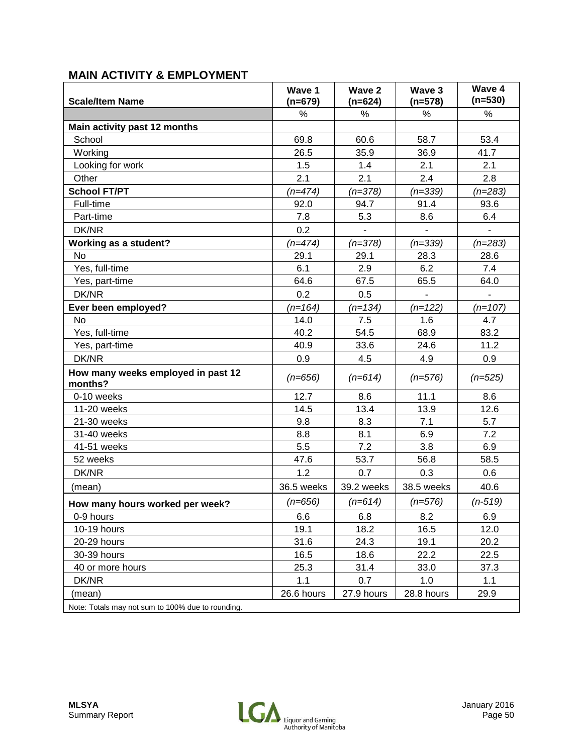## MAIN ACTIVITY & EMPLOYMENT

| Scale/Item Name | Wave 1 (n=679) | Wave 2 (n=624) | Wave 3 (n=578) | Wave 4 (n=530) |
|---|---|---|---|---|
| | % | % | % | % |
| **Main activity past 12 months** | | | | |
| School | 69.8 | 60.6 | 58.7 | 53.4 |
| Working | 26.5 | 35.9 | 36.9 | 41.7 |
| Looking for work | 1.5 | 1.4 | 2.1 | 2.1 |
| Other | 2.1 | 2.1 | 2.4 | 2.8 |
| **School FT/PT** | *(n=474)* | *(n=378)* | *(n=339)* | *(n=283)* |
| Full-time | 92.0 | 94.7 | 91.4 | 93.6 |
| Part-time | 7.8 | 5.3 | 8.6 | 6.4 |
| DK/NR | 0.2 | - | - | - |
| **Working as a student?** | *(n=474)* | *(n=378)* | *(n=339)* | *(n=283)* |
| No | 29.1 | 29.1 | 28.3 | 28.6 |
| Yes, full-time | 6.1 | 2.9 | 6.2 | 7.4 |
| Yes, part-time | 64.6 | 67.5 | 65.5 | 64.0 |
| DK/NR | 0.2 | 0.5 | - | - |
| **Ever been employed?** | *(n=164)* | *(n=134)* | *(n=122)* | *(n=107)* |
| No | 14.0 | 7.5 | 1.6 | 4.7 |
| Yes, full-time | 40.2 | 54.5 | 68.9 | 83.2 |
| Yes, part-time | 40.9 | 33.6 | 24.6 | 11.2 |
| DK/NR | 0.9 | 4.5 | 4.9 | 0.9 |
| **How many weeks employed in past 12 months?** | *(n=656)* | *(n=614)* | *(n=576)* | *(n=525)* |
| 0-10 weeks | 12.7 | 8.6 | 11.1 | 8.6 |
| 11-20 weeks | 14.5 | 13.4 | 13.9 | 12.6 |
| 21-30 weeks | 9.8 | 8.3 | 7.1 | 5.7 |
| 31-40 weeks | 8.8 | 8.1 | 6.9 | 7.2 |
| 41-51 weeks | 5.5 | 7.2 | 3.8 | 6.9 |
| 52 weeks | 47.6 | 53.7 | 56.8 | 58.5 |
| DK/NR | 1.2 | 0.7 | 0.3 | 0.6 |
| (mean) | 36.5 weeks | 39.2 weeks | 38.5 weeks | 40.6 |
| **How many hours worked per week?** | *(n=656)* | *(n=614)* | *(n=576)* | *(n-519)* |
| 0-9 hours | 6.6 | 6.8 | 8.2 | 6.9 |
| 10-19 hours | 19.1 | 18.2 | 16.5 | 12.0 |
| 20-29 hours | 31.6 | 24.3 | 19.1 | 20.2 |
| 30-39 hours | 16.5 | 18.6 | 22.2 | 22.5 |
| 40 or more hours | 25.3 | 31.4 | 33.0 | 37.3 |
| DK/NR | 1.1 | 0.7 | 1.0 | 1.1 |
| (mean) | 26.6 hours | 27.9 hours | 28.8 hours | 29.9 |

Note: Totals may not sum to 100% due to rounding.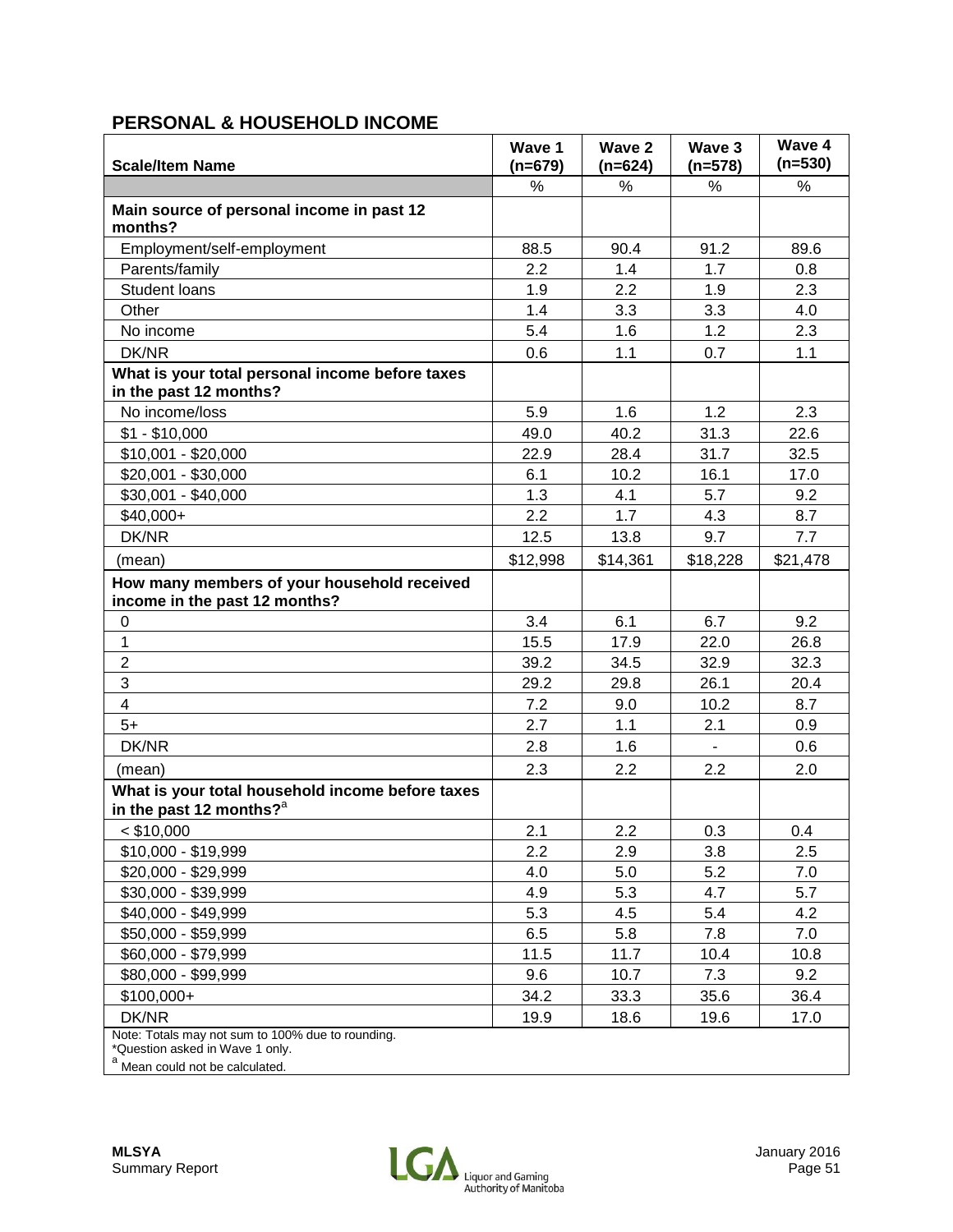## PERSONAL & HOUSEHOLD INCOME

| Scale/Item Name | Wave 1 (n=679) | Wave 2 (n=624) | Wave 3 (n=578) | Wave 4 (n=530) |
|---|---|---|---|---|
| | % | % | % | % |
| **Main source of personal income in past 12 months?** | | | | |
| Employment/self-employment | 88.5 | 90.4 | 91.2 | 89.6 |
| Parents/family | 2.2 | 1.4 | 1.7 | 0.8 |
| Student loans | 1.9 | 2.2 | 1.9 | 2.3 |
| Other | 1.4 | 3.3 | 3.3 | 4.0 |
| No income | 5.4 | 1.6 | 1.2 | 2.3 |
| DK/NR | 0.6 | 1.1 | 0.7 | 1.1 |
| **What is your total personal income before taxes in the past 12 months?** | | | | |
| No income/loss | 5.9 | 1.6 | 1.2 | 2.3 |
| $1 - $10,000 | 49.0 | 40.2 | 31.3 | 22.6 |
| $10,001 - $20,000 | 22.9 | 28.4 | 31.7 | 32.5 |
| $20,001 - $30,000 | 6.1 | 10.2 | 16.1 | 17.0 |
| $30,001 - $40,000 | 1.3 | 4.1 | 5.7 | 9.2 |
| $40,000+ | 2.2 | 1.7 | 4.3 | 8.7 |
| DK/NR | 12.5 | 13.8 | 9.7 | 7.7 |
| (mean) | $12,998 | $14,361 | $18,228 | $21,478 |
| **How many members of your household received income in the past 12 months?** | | | | |
| 0 | 3.4 | 6.1 | 6.7 | 9.2 |
| 1 | 15.5 | 17.9 | 22.0 | 26.8 |
| 2 | 39.2 | 34.5 | 32.9 | 32.3 |
| 3 | 29.2 | 29.8 | 26.1 | 20.4 |
| 4 | 7.2 | 9.0 | 10.2 | 8.7 |
| 5+ | 2.7 | 1.1 | 2.1 | 0.9 |
| DK/NR | 2.8 | 1.6 | - | 0.6 |
| (mean) | 2.3 | 2.2 | 2.2 | 2.0 |
| **What is your total household income before taxes in the past 12 months?**[a] | | | | |
| < $10,000 | 2.1 | 2.2 | 0.3 | 0.4 |
| $10,000 - $19,999 | 2.2 | 2.9 | 3.8 | 2.5 |
| $20,000 - $29,999 | 4.0 | 5.0 | 5.2 | 7.0 |
| $30,000 - $39,999 | 4.9 | 5.3 | 4.7 | 5.7 |
| $40,000 - $49,999 | 5.3 | 4.5 | 5.4 | 4.2 |
| $50,000 - $59,999 | 6.5 | 5.8 | 7.8 | 7.0 |
| $60,000 - $79,999 | 11.5 | 11.7 | 10.4 | 10.8 |
| $80,000 - $99,999 | 9.6 | 10.7 | 7.3 | 9.2 |
| $100,000+ | 34.2 | 33.3 | 35.6 | 36.4 |
| DK/NR | 19.9 | 18.6 | 19.6 | 17.0 |

Note: Totals may not sum to 100% due to rounding.
*Question asked in Wave 1 only.
[a] Mean could not be calculated.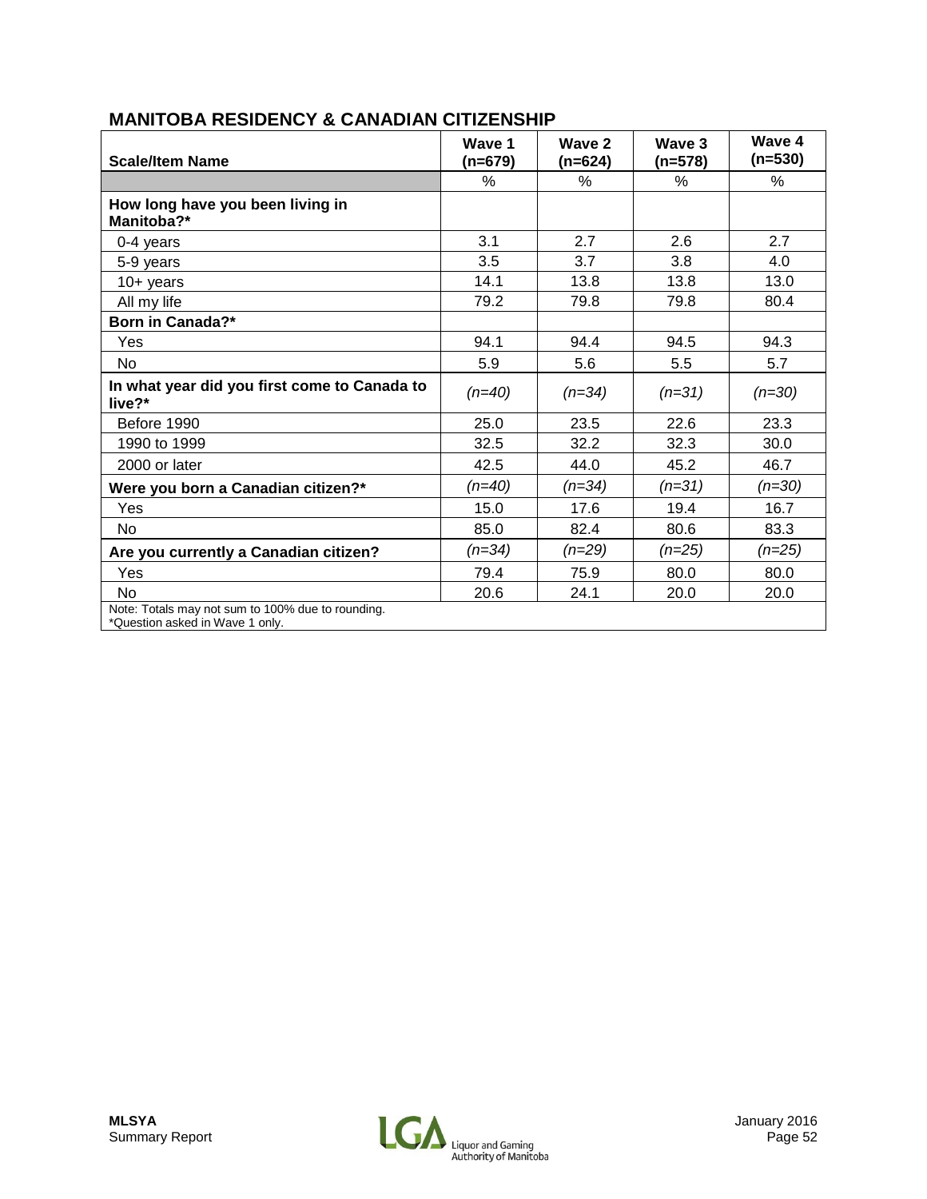## MANITOBA RESIDENCY & CANADIAN CITIZENSHIP

| Scale/Item Name | Wave 1 (n=679) | Wave 2 (n=624) | Wave 3 (n=578) | Wave 4 (n=530) |
|---|---|---|---|---|
| | % | % | % | % |
| **How long have you been living in Manitoba?*** | | | | |
| 0-4 years | 3.1 | 2.7 | 2.6 | 2.7 |
| 5-9 years | 3.5 | 3.7 | 3.8 | 4.0 |
| 10+ years | 14.1 | 13.8 | 13.8 | 13.0 |
| All my life | 79.2 | 79.8 | 79.8 | 80.4 |
| **Born in Canada?*** | | | | |
| Yes | 94.1 | 94.4 | 94.5 | 94.3 |
| No | 5.9 | 5.6 | 5.5 | 5.7 |
| **In what year did you first come to Canada to live?*** | *(n=40)* | *(n=34)* | *(n=31)* | *(n=30)* |
| Before 1990 | 25.0 | 23.5 | 22.6 | 23.3 |
| 1990 to 1999 | 32.5 | 32.2 | 32.3 | 30.0 |
| 2000 or later | 42.5 | 44.0 | 45.2 | 46.7 |
| **Were you born a Canadian citizen?*** | *(n=40)* | *(n=34)* | *(n=31)* | *(n=30)* |
| Yes | 15.0 | 17.6 | 19.4 | 16.7 |
| No | 85.0 | 82.4 | 80.6 | 83.3 |
| **Are you currently a Canadian citizen?** | *(n=34)* | *(n=29)* | *(n=25)* | *(n=25)* |
| Yes | 79.4 | 75.9 | 80.0 | 80.0 |
| No | 20.6 | 24.1 | 20.0 | 20.0 |

Note: Totals may not sum to 100% due to rounding.
*Question asked in Wave 1 only.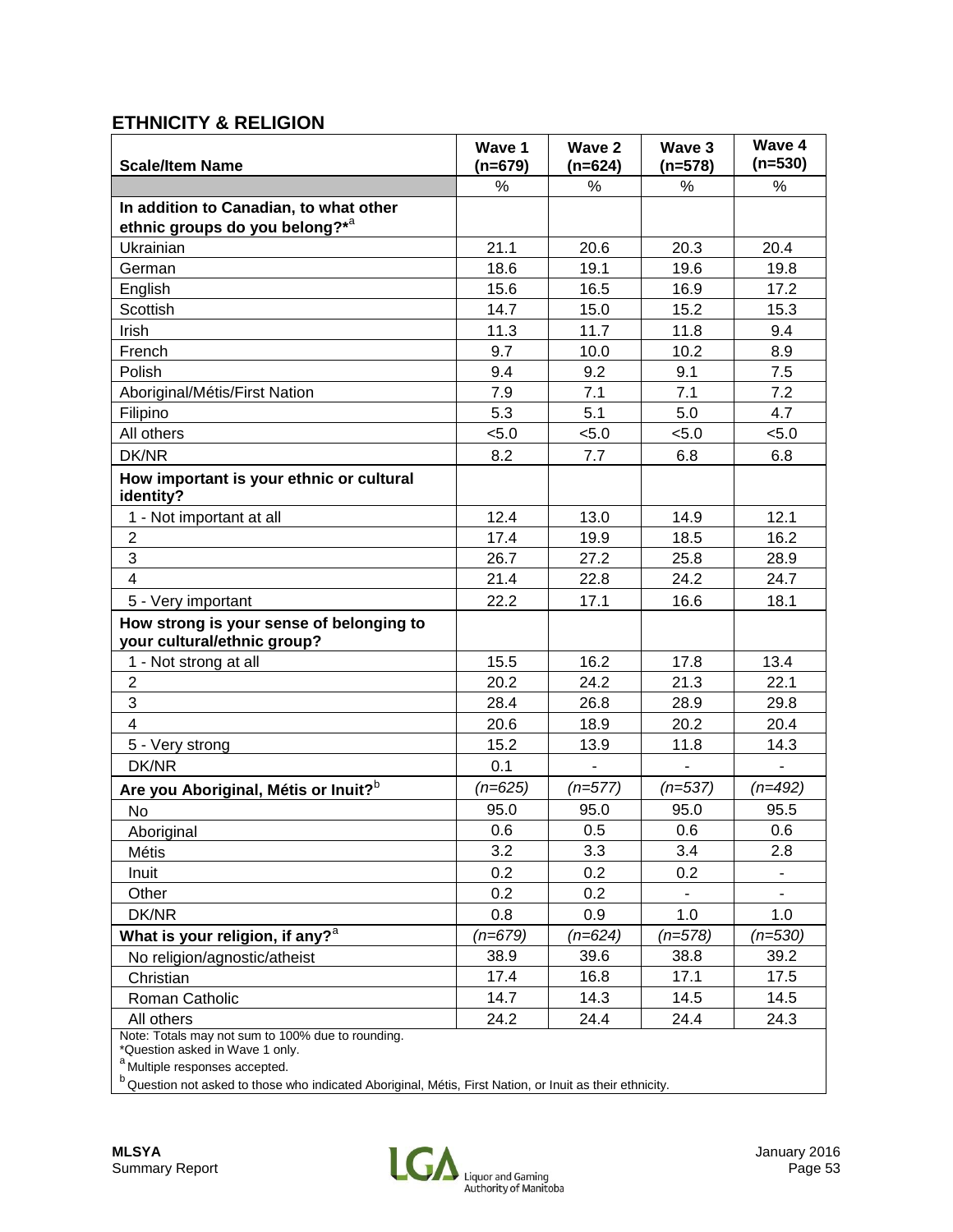## ETHNICITY & RELIGION

| Scale/Item Name | Wave 1 (n=679) | Wave 2 (n=624) | Wave 3 (n=578) | Wave 4 (n=530) |
|---|---|---|---|---|
| | % | % | % | % |
| **In addition to Canadian, to what other ethnic groups do you belong?*[a]** | | | | |
| Ukrainian | 21.1 | 20.6 | 20.3 | 20.4 |
| German | 18.6 | 19.1 | 19.6 | 19.8 |
| English | 15.6 | 16.5 | 16.9 | 17.2 |
| Scottish | 14.7 | 15.0 | 15.2 | 15.3 |
| Irish | 11.3 | 11.7 | 11.8 | 9.4 |
| French | 9.7 | 10.0 | 10.2 | 8.9 |
| Polish | 9.4 | 9.2 | 9.1 | 7.5 |
| Aboriginal/Métis/First Nation | 7.9 | 7.1 | 7.1 | 7.2 |
| Filipino | 5.3 | 5.1 | 5.0 | 4.7 |
| All others | <5.0 | <5.0 | <5.0 | <5.0 |
| DK/NR | 8.2 | 7.7 | 6.8 | 6.8 |
| **How important is your ethnic or cultural identity?** | | | | |
| 1 - Not important at all | 12.4 | 13.0 | 14.9 | 12.1 |
| 2 | 17.4 | 19.9 | 18.5 | 16.2 |
| 3 | 26.7 | 27.2 | 25.8 | 28.9 |
| 4 | 21.4 | 22.8 | 24.2 | 24.7 |
| 5 - Very important | 22.2 | 17.1 | 16.6 | 18.1 |
| **How strong is your sense of belonging to your cultural/ethnic group?** | | | | |
| 1 - Not strong at all | 15.5 | 16.2 | 17.8 | 13.4 |
| 2 | 20.2 | 24.2 | 21.3 | 22.1 |
| 3 | 28.4 | 26.8 | 28.9 | 29.8 |
| 4 | 20.6 | 18.9 | 20.2 | 20.4 |
| 5 - Very strong | 15.2 | 13.9 | 11.8 | 14.3 |
| DK/NR | 0.1 | - | - | - |
| **Are you Aboriginal, Métis or Inuit?[b]** | *(n=625)* | *(n=577)* | *(n=537)* | *(n=492)* |
| No | 95.0 | 95.0 | 95.0 | 95.5 |
| Aboriginal | 0.6 | 0.5 | 0.6 | 0.6 |
| Métis | 3.2 | 3.3 | 3.4 | 2.8 |
| Inuit | 0.2 | 0.2 | 0.2 | - |
| Other | 0.2 | 0.2 | - | - |
| DK/NR | 0.8 | 0.9 | 1.0 | 1.0 |
| **What is your religion, if any?[a]** | *(n=679)* | *(n=624)* | *(n=578)* | *(n=530)* |
| No religion/agnostic/atheist | 38.9 | 39.6 | 38.8 | 39.2 |
| Christian | 17.4 | 16.8 | 17.1 | 17.5 |
| Roman Catholic | 14.7 | 14.3 | 14.5 | 14.5 |
| All others | 24.2 | 24.4 | 24.4 | 24.3 |

Note: Totals may not sum to 100% due to rounding.
*Question asked in Wave 1 only.
[a] Multiple responses accepted.
[b] Question not asked to those who indicated Aboriginal, Métis, First Nation, or Inuit as their ethnicity.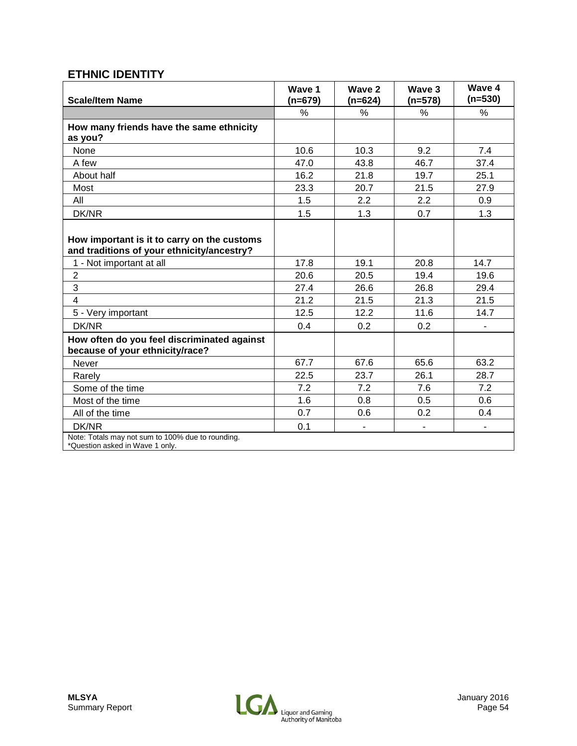## ETHNIC IDENTITY

| Scale/Item Name | Wave 1 (n=679) | Wave 2 (n=624) | Wave 3 (n=578) | Wave 4 (n=530) |
|---|---|---|---|---|
| | % | % | % | % |
| **How many friends have the same ethnicity as you?** | | | | |
| None | 10.6 | 10.3 | 9.2 | 7.4 |
| A few | 47.0 | 43.8 | 46.7 | 37.4 |
| About half | 16.2 | 21.8 | 19.7 | 25.1 |
| Most | 23.3 | 20.7 | 21.5 | 27.9 |
| All | 1.5 | 2.2 | 2.2 | 0.9 |
| DK/NR | 1.5 | 1.3 | 0.7 | 1.3 |
| **How important is it to carry on the customs and traditions of your ethnicity/ancestry?** | | | | |
| 1 - Not important at all | 17.8 | 19.1 | 20.8 | 14.7 |
| 2 | 20.6 | 20.5 | 19.4 | 19.6 |
| 3 | 27.4 | 26.6 | 26.8 | 29.4 |
| 4 | 21.2 | 21.5 | 21.3 | 21.5 |
| 5 - Very important | 12.5 | 12.2 | 11.6 | 14.7 |
| DK/NR | 0.4 | 0.2 | 0.2 | - |
| **How often do you feel discriminated against because of your ethnicity/race?** | | | | |
| Never | 67.7 | 67.6 | 65.6 | 63.2 |
| Rarely | 22.5 | 23.7 | 26.1 | 28.7 |
| Some of the time | 7.2 | 7.2 | 7.6 | 7.2 |
| Most of the time | 1.6 | 0.8 | 0.5 | 0.6 |
| All of the time | 0.7 | 0.6 | 0.2 | 0.4 |
| DK/NR | 0.1 | - | - | - |

Note: Totals may not sum to 100% due to rounding.
*Question asked in Wave 1 only.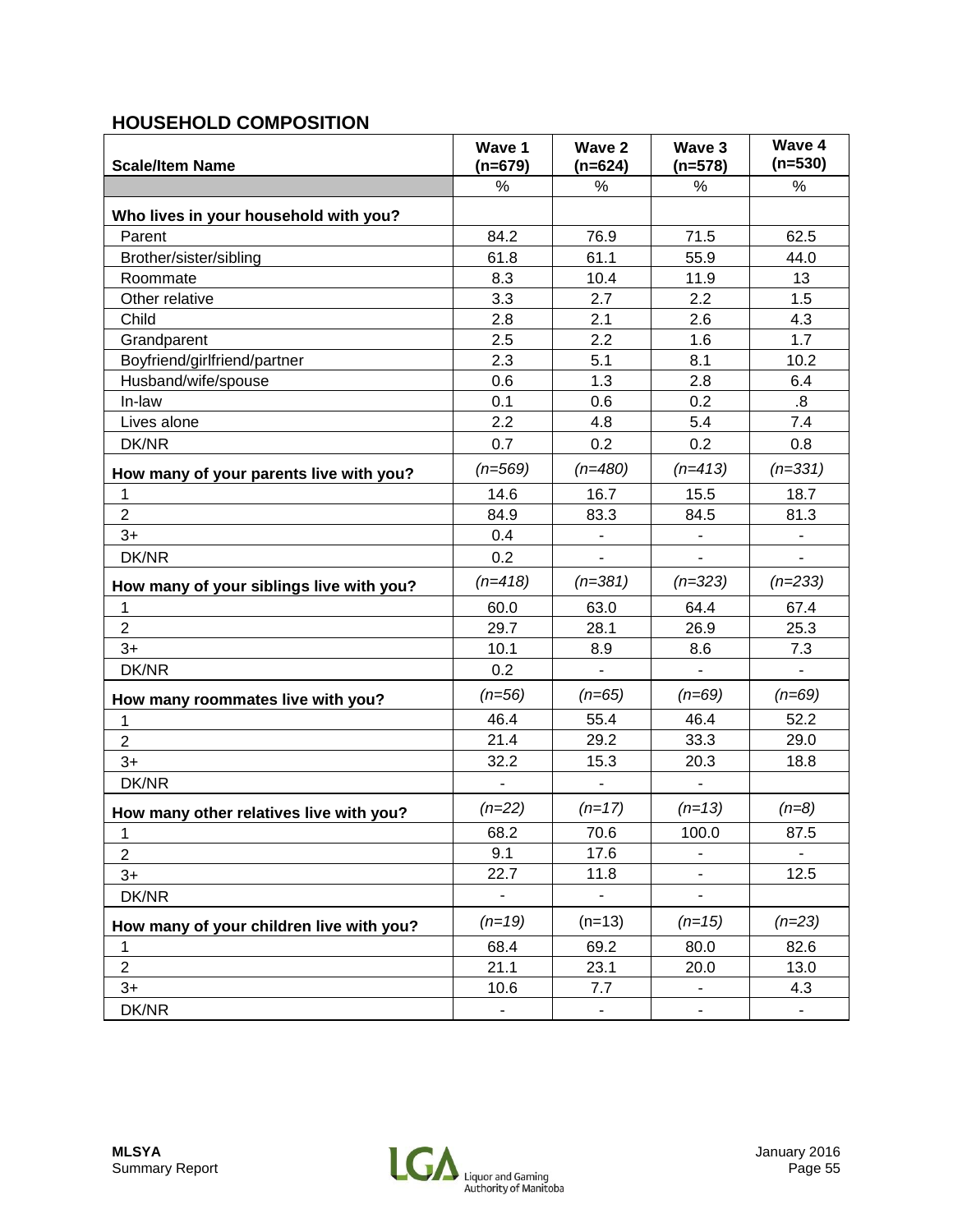## HOUSEHOLD COMPOSITION

| Scale/Item Name | Wave 1 (n=679) | Wave 2 (n=624) | Wave 3 (n=578) | Wave 4 (n=530) |
|---|---|---|---|---|
| | % | % | % | % |
| **Who lives in your household with you?** | | | | |
| Parent | 84.2 | 76.9 | 71.5 | 62.5 |
| Brother/sister/sibling | 61.8 | 61.1 | 55.9 | 44.0 |
| Roommate | 8.3 | 10.4 | 11.9 | 13 |
| Other relative | 3.3 | 2.7 | 2.2 | 1.5 |
| Child | 2.8 | 2.1 | 2.6 | 4.3 |
| Grandparent | 2.5 | 2.2 | 1.6 | 1.7 |
| Boyfriend/girlfriend/partner | 2.3 | 5.1 | 8.1 | 10.2 |
| Husband/wife/spouse | 0.6 | 1.3 | 2.8 | 6.4 |
| In-law | 0.1 | 0.6 | 0.2 | .8 |
| Lives alone | 2.2 | 4.8 | 5.4 | 7.4 |
| DK/NR | 0.7 | 0.2 | 0.2 | 0.8 |
| **How many of your parents live with you?** | *(n=569)* | *(n=480)* | *(n=413)* | *(n=331)* |
| 1 | 14.6 | 16.7 | 15.5 | 18.7 |
| 2 | 84.9 | 83.3 | 84.5 | 81.3 |
| 3+ | 0.4 | - | - | - |
| DK/NR | 0.2 | - | - | - |
| **How many of your siblings live with you?** | *(n=418)* | *(n=381)* | *(n=323)* | *(n=233)* |
| 1 | 60.0 | 63.0 | 64.4 | 67.4 |
| 2 | 29.7 | 28.1 | 26.9 | 25.3 |
| 3+ | 10.1 | 8.9 | 8.6 | 7.3 |
| DK/NR | 0.2 | - | - | - |
| **How many roommates live with you?** | *(n=56)* | *(n=65)* | *(n=69)* | *(n=69)* |
| 1 | 46.4 | 55.4 | 46.4 | 52.2 |
| 2 | 21.4 | 29.2 | 33.3 | 29.0 |
| 3+ | 32.2 | 15.3 | 20.3 | 18.8 |
| DK/NR | - | - | - | |
| **How many other relatives live with you?** | *(n=22)* | *(n=17)* | *(n=13)* | *(n=8)* |
| 1 | 68.2 | 70.6 | 100.0 | 87.5 |
| 2 | 9.1 | 17.6 | - | - |
| 3+ | 22.7 | 11.8 | - | 12.5 |
| DK/NR | - | - | - | |
| **How many of your children live with you?** | *(n=19)* | (n=13) | *(n=15)* | *(n=23)* |
| 1 | 68.4 | 69.2 | 80.0 | 82.6 |
| 2 | 21.1 | 23.1 | 20.0 | 13.0 |
| 3+ | 10.6 | 7.7 | - | 4.3 |
| DK/NR | - | - | - | - |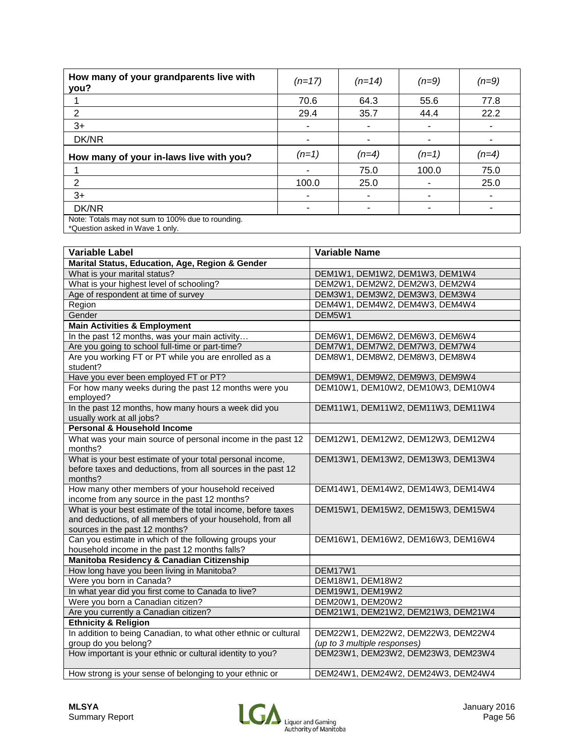| How many of your grandparents live with you? | (n=17) | (n=14) | (n=9) | (n=9) |
|---|---|---|---|---|
| 1 | 70.6 | 64.3 | 55.6 | 77.8 |
| 2 | 29.4 | 35.7 | 44.4 | 22.2 |
| 3+ | - | - | - | - |
| DK/NR | - | - | - | - |
| **How many of your in-laws live with you?** | (n=1) | (n=4) | (n=1) | (n=4) |
| 1 | - | 75.0 | 100.0 | 75.0 |
| 2 | 100.0 | 25.0 | - | 25.0 |
| 3+ | - | - | - | - |
| DK/NR | - | - | - | - |

Note: Totals may not sum to 100% due to rounding.
*Question asked in Wave 1 only.

| Variable Label | Variable Name |
|---|---|
| **Marital Status, Education, Age, Region & Gender** | |
| What is your marital status? | DEM1W1, DEM1W2, DEM1W3, DEM1W4 |
| What is your highest level of schooling? | DEM2W1, DEM2W2, DEM2W3, DEM2W4 |
| Age of respondent at time of survey | DEM3W1, DEM3W2, DEM3W3, DEM3W4 |
| Region | DEM4W1, DEM4W2, DEM4W3, DEM4W4 |
| Gender | DEM5W1 |
| **Main Activities & Employment** | |
| In the past 12 months, was your main activity… | DEM6W1, DEM6W2, DEM6W3, DEM6W4 |
| Are you going to school full-time or part-time? | DEM7W1, DEM7W2, DEM7W3, DEM7W4 |
| Are you working FT or PT while you are enrolled as a student? | DEM8W1, DEM8W2, DEM8W3, DEM8W4 |
| Have you ever been employed FT or PT? | DEM9W1, DEM9W2, DEM9W3, DEM9W4 |
| For how many weeks during the past 12 months were you employed? | DEM10W1, DEM10W2, DEM10W3, DEM10W4 |
| In the past 12 months, how many hours a week did you usually work at all jobs? | DEM11W1, DEM11W2, DEM11W3, DEM11W4 |
| **Personal & Household Income** | |
| What was your main source of personal income in the past 12 months? | DEM12W1, DEM12W2, DEM12W3, DEM12W4 |
| What is your best estimate of your total personal income, before taxes and deductions, from all sources in the past 12 months? | DEM13W1, DEM13W2, DEM13W3, DEM13W4 |
| How many other members of your household received income from any source in the past 12 months? | DEM14W1, DEM14W2, DEM14W3, DEM14W4 |
| What is your best estimate of the total income, before taxes and deductions, of all members of your household, from all sources in the past 12 months? | DEM15W1, DEM15W2, DEM15W3, DEM15W4 |
| Can you estimate in which of the following groups your household income in the past 12 months falls? | DEM16W1, DEM16W2, DEM16W3, DEM16W4 |
| **Manitoba Residency & Canadian Citizenship** | |
| How long have you been living in Manitoba? | DEM17W1 |
| Were you born in Canada? | DEM18W1, DEM18W2 |
| In what year did you first come to Canada to live? | DEM19W1, DEM19W2 |
| Were you born a Canadian citizen? | DEM20W1, DEM20W2 |
| Are you currently a Canadian citizen? | DEM21W1, DEM21W2, DEM21W3, DEM21W4 |
| **Ethnicity & Religion** | |
| In addition to being Canadian, to what other ethnic or cultural group do you belong? | DEM22W1, DEM22W2, DEM22W3, DEM22W4 *(up to 3 multiple responses)* |
| How important is your ethnic or cultural identity to you? | DEM23W1, DEM23W2, DEM23W3, DEM23W4 |
| How strong is your sense of belonging to your ethnic or | DEM24W1, DEM24W2, DEM24W3, DEM24W4 |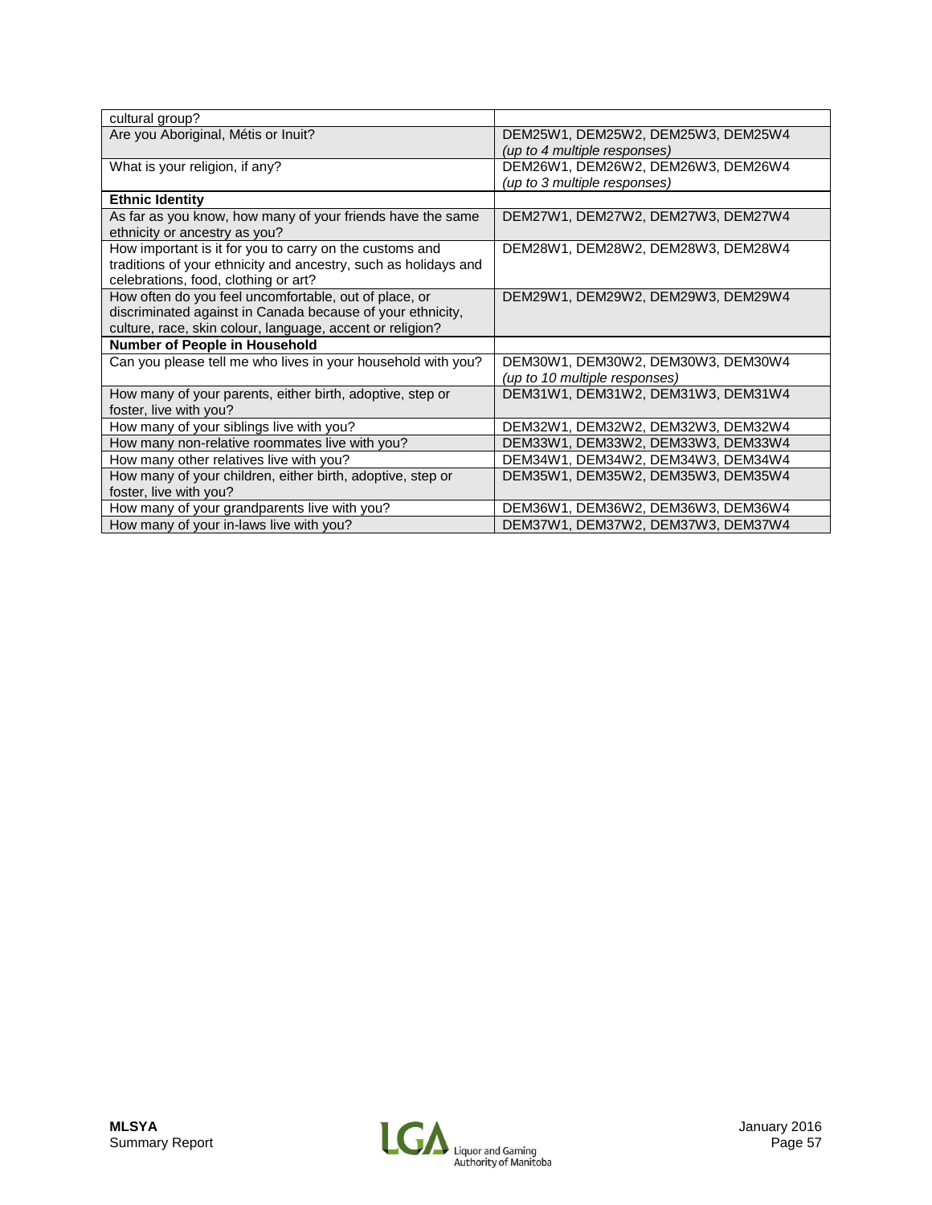| | |
|---|---|
| cultural group? | |
| Are you Aboriginal, Métis or Inuit? | DEM25W1, DEM25W2, DEM25W3, DEM25W4 *(up to 4 multiple responses)* |
| What is your religion, if any? | DEM26W1, DEM26W2, DEM26W3, DEM26W4 *(up to 3 multiple responses)* |
| **Ethnic Identity** | |
| As far as you know, how many of your friends have the same ethnicity or ancestry as you? | DEM27W1, DEM27W2, DEM27W3, DEM27W4 |
| How important is it for you to carry on the customs and traditions of your ethnicity and ancestry, such as holidays and celebrations, food, clothing or art? | DEM28W1, DEM28W2, DEM28W3, DEM28W4 |
| How often do you feel uncomfortable, out of place, or discriminated against in Canada because of your ethnicity, culture, race, skin colour, language, accent or religion? | DEM29W1, DEM29W2, DEM29W3, DEM29W4 |
| **Number of People in Household** | |
| Can you please tell me who lives in your household with you? | DEM30W1, DEM30W2, DEM30W3, DEM30W4 *(up to 10 multiple responses)* |
| How many of your parents, either birth, adoptive, step or foster, live with you? | DEM31W1, DEM31W2, DEM31W3, DEM31W4 |
| How many of your siblings live with you? | DEM32W1, DEM32W2, DEM32W3, DEM32W4 |
| How many non-relative roommates live with you? | DEM33W1, DEM33W2, DEM33W3, DEM33W4 |
| How many other relatives live with you? | DEM34W1, DEM34W2, DEM34W3, DEM34W4 |
| How many of your children, either birth, adoptive, step or foster, live with you? | DEM35W1, DEM35W2, DEM35W3, DEM35W4 |
| How many of your grandparents live with you? | DEM36W1, DEM36W2, DEM36W3, DEM36W4 |
| How many of your in-laws live with you? | DEM37W1, DEM37W2, DEM37W3, DEM37W4 |